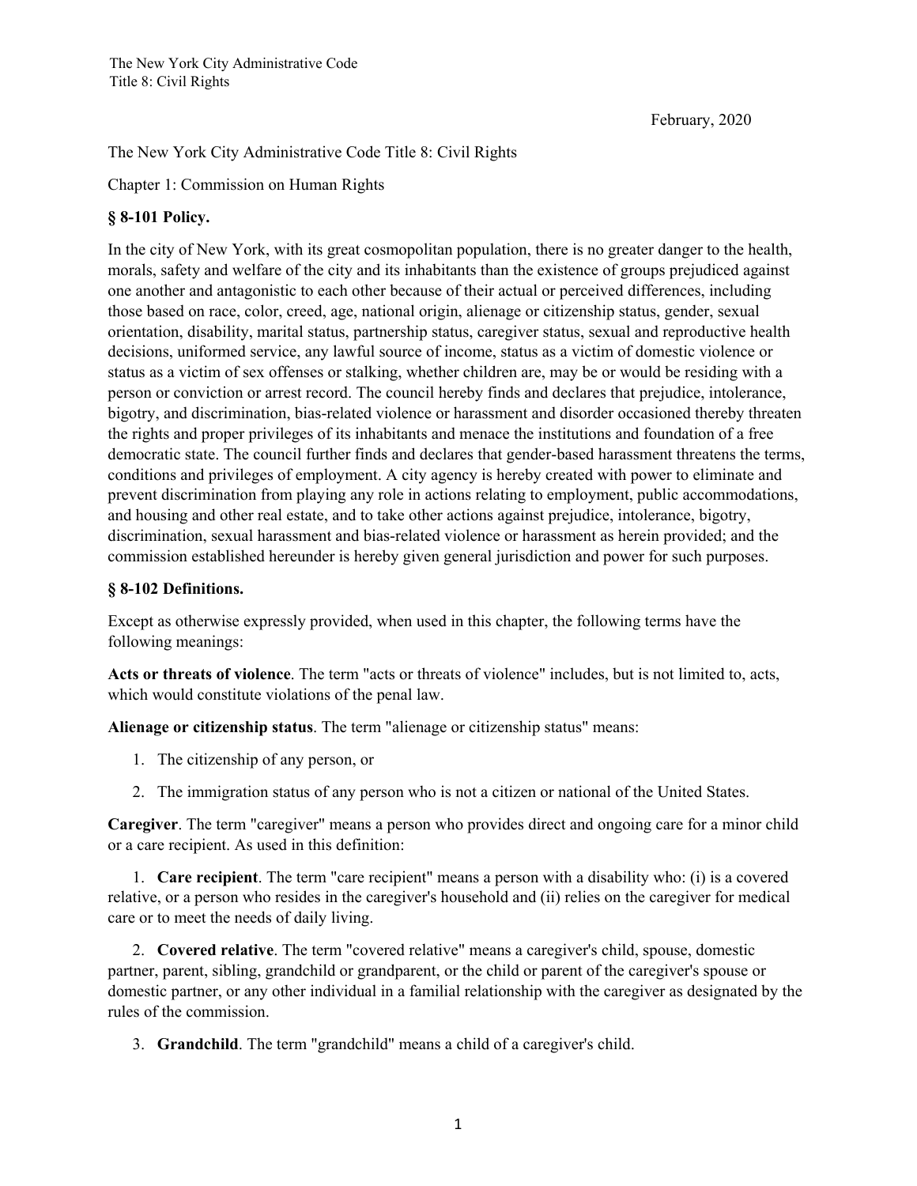February, 2020

The New York City Administrative Code Title 8: Civil Rights

Chapter 1: Commission on Human Rights

## § 8-101 Policy.

In the city of New York, with its great cosmopolitan population, there is no greater danger to the health, morals, safety and welfare of the city and its inhabitants than the existence of groups prejudiced against one another and antagonistic to each other because of their actual or perceived differences, including those based on race, color, creed, age, national origin, alienage or citizenship status, gender, sexual orientation, disability, marital status, partnership status, caregiver status, sexual and reproductive health decisions, uniformed service, any lawful source of income, status as a victim of domestic violence or status as a victim of sex offenses or stalking, whether children are, may be or would be residing with a person or conviction or arrest record. The council hereby finds and declares that prejudice, intolerance, bigotry, and discrimination, bias-related violence or harassment and disorder occasioned thereby threaten the rights and proper privileges of its inhabitants and menace the institutions and foundation of a free democratic state. The council further finds and declares that gender-based harassment threatens the terms, conditions and privileges of employment. A city agency is hereby created with power to eliminate and prevent discrimination from playing any role in actions relating to employment, public accommodations, and housing and other real estate, and to take other actions against prejudice, intolerance, bigotry, discrimination, sexual harassment and bias-related violence or harassment as herein provided; and the commission established hereunder is hereby given general jurisdiction and power for such purposes.

## § 8-102 Definitions.

Except as otherwise expressly provided, when used in this chapter, the following terms have the following meanings:

**Acts or threats of violence**. The term "acts or threats of violence" includes, but is not limited to, acts, which would constitute violations of the penal law.

**Alienage or citizenship status**. The term "alienage or citizenship status" means:

1. The citizenship of any person, or
2. The immigration status of any person who is not a citizen or national of the United States.

**Caregiver**. The term "caregiver" means a person who provides direct and ongoing care for a minor child or a care recipient. As used in this definition:

1. **Care recipient**. The term "care recipient" means a person with a disability who: (i) is a covered relative, or a person who resides in the caregiver's household and (ii) relies on the caregiver for medical care or to meet the needs of daily living.
2. **Covered relative**. The term "covered relative" means a caregiver's child, spouse, domestic partner, parent, sibling, grandchild or grandparent, or the child or parent of the caregiver's spouse or domestic partner, or any other individual in a familial relationship with the caregiver as designated by the rules of the commission.
3. **Grandchild**. The term "grandchild" means a child of a caregiver's child.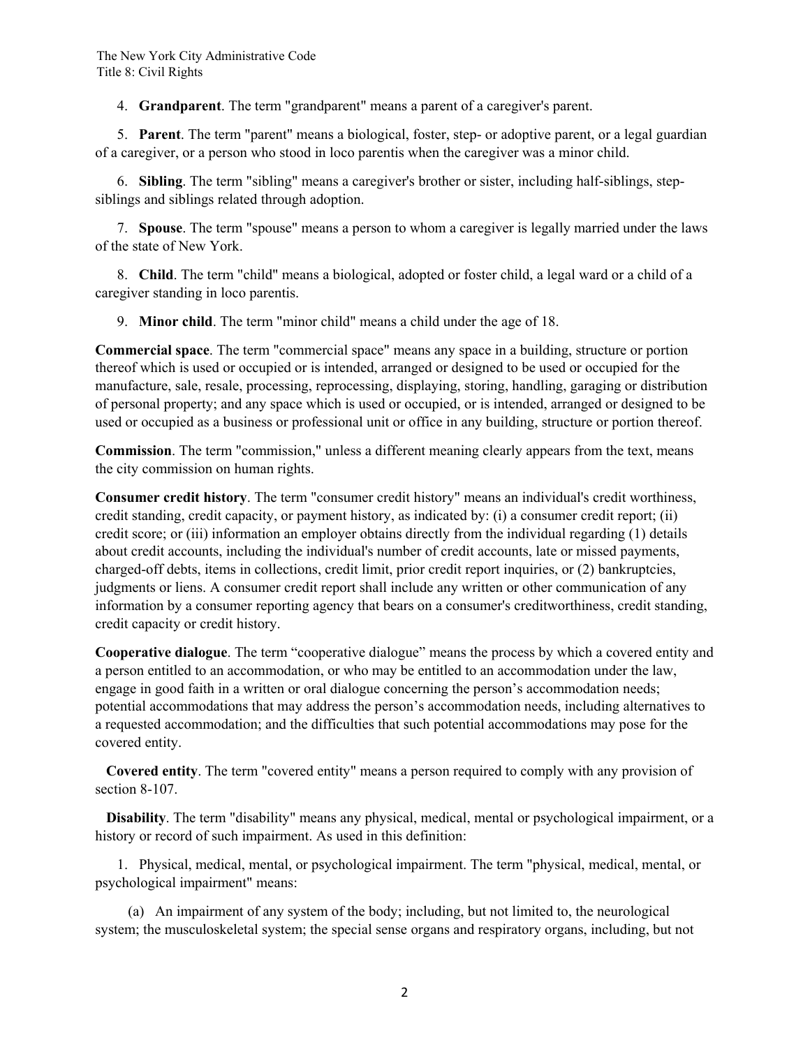4. **Grandparent**. The term "grandparent" means a parent of a caregiver's parent.

5. **Parent**. The term "parent" means a biological, foster, step- or adoptive parent, or a legal guardian of a caregiver, or a person who stood in loco parentis when the caregiver was a minor child.

6. **Sibling**. The term "sibling" means a caregiver's brother or sister, including half-siblings, step-siblings and siblings related through adoption.

7. **Spouse**. The term "spouse" means a person to whom a caregiver is legally married under the laws of the state of New York.

8. **Child**. The term "child" means a biological, adopted or foster child, a legal ward or a child of a caregiver standing in loco parentis.

9. **Minor child**. The term "minor child" means a child under the age of 18.

**Commercial space**. The term "commercial space" means any space in a building, structure or portion thereof which is used or occupied or is intended, arranged or designed to be used or occupied for the manufacture, sale, resale, processing, reprocessing, displaying, storing, handling, garaging or distribution of personal property; and any space which is used or occupied, or is intended, arranged or designed to be used or occupied as a business or professional unit or office in any building, structure or portion thereof.

**Commission**. The term "commission," unless a different meaning clearly appears from the text, means the city commission on human rights.

**Consumer credit history**. The term "consumer credit history" means an individual's credit worthiness, credit standing, credit capacity, or payment history, as indicated by: (i) a consumer credit report; (ii) credit score; or (iii) information an employer obtains directly from the individual regarding (1) details about credit accounts, including the individual's number of credit accounts, late or missed payments, charged-off debts, items in collections, credit limit, prior credit report inquiries, or (2) bankruptcies, judgments or liens. A consumer credit report shall include any written or other communication of any information by a consumer reporting agency that bears on a consumer's creditworthiness, credit standing, credit capacity or credit history.

**Cooperative dialogue**. The term "cooperative dialogue" means the process by which a covered entity and a person entitled to an accommodation, or who may be entitled to an accommodation under the law, engage in good faith in a written or oral dialogue concerning the person's accommodation needs; potential accommodations that may address the person's accommodation needs, including alternatives to a requested accommodation; and the difficulties that such potential accommodations may pose for the covered entity.

**Covered entity**. The term "covered entity" means a person required to comply with any provision of section 8-107.

**Disability**. The term "disability" means any physical, medical, mental or psychological impairment, or a history or record of such impairment. As used in this definition:

1. Physical, medical, mental, or psychological impairment. The term "physical, medical, mental, or psychological impairment" means:

(a) An impairment of any system of the body; including, but not limited to, the neurological system; the musculoskeletal system; the special sense organs and respiratory organs, including, but not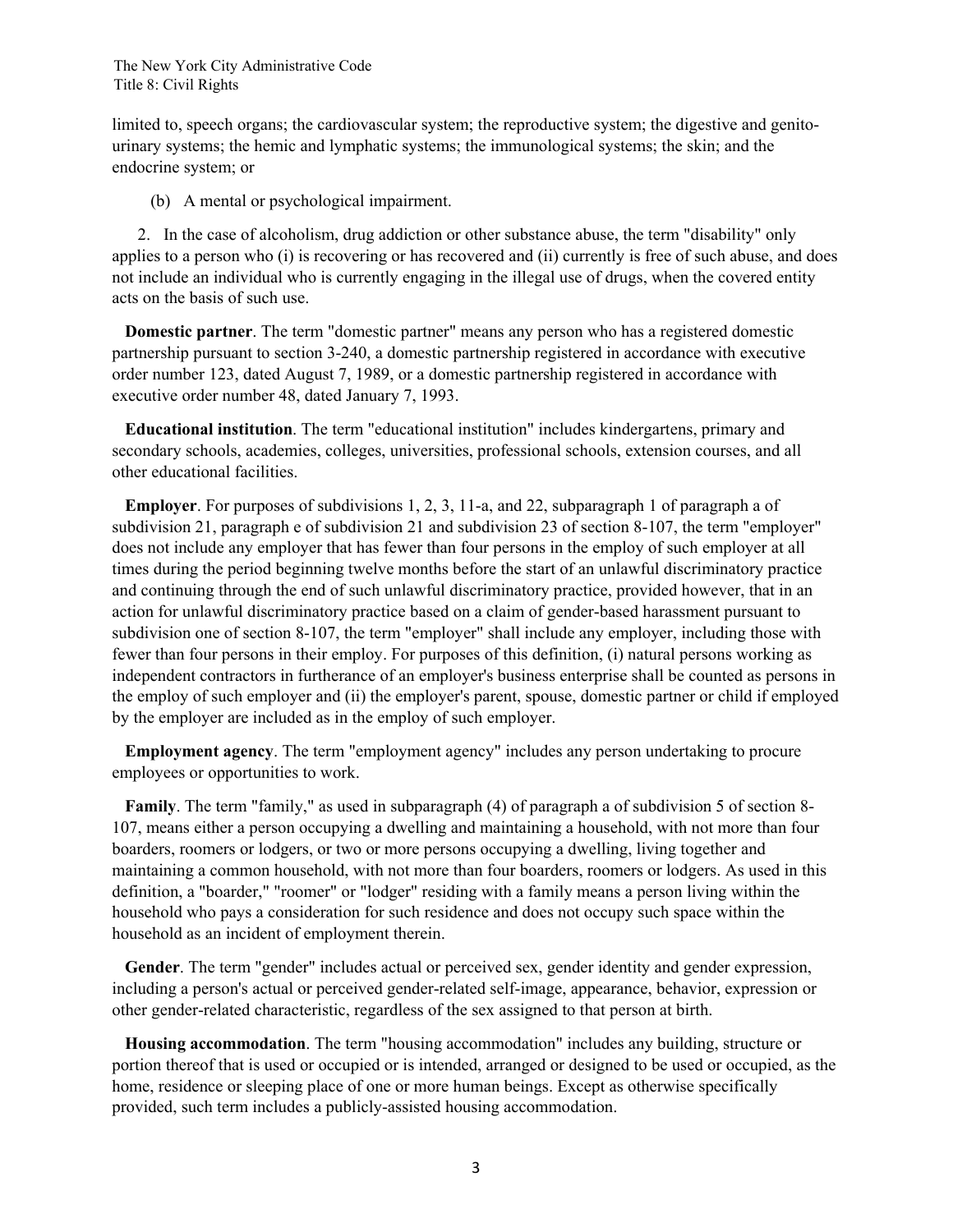limited to, speech organs; the cardiovascular system; the reproductive system; the digestive and genito-urinary systems; the hemic and lymphatic systems; the immunological systems; the skin; and the endocrine system; or

(b) A mental or psychological impairment.

2. In the case of alcoholism, drug addiction or other substance abuse, the term "disability" only applies to a person who (i) is recovering or has recovered and (ii) currently is free of such abuse, and does not include an individual who is currently engaging in the illegal use of drugs, when the covered entity acts on the basis of such use.

**Domestic partner**. The term "domestic partner" means any person who has a registered domestic partnership pursuant to section 3-240, a domestic partnership registered in accordance with executive order number 123, dated August 7, 1989, or a domestic partnership registered in accordance with executive order number 48, dated January 7, 1993.

**Educational institution**. The term "educational institution" includes kindergartens, primary and secondary schools, academies, colleges, universities, professional schools, extension courses, and all other educational facilities.

**Employer**. For purposes of subdivisions 1, 2, 3, 11-a, and 22, subparagraph 1 of paragraph a of subdivision 21, paragraph e of subdivision 21 and subdivision 23 of section 8-107, the term "employer" does not include any employer that has fewer than four persons in the employ of such employer at all times during the period beginning twelve months before the start of an unlawful discriminatory practice and continuing through the end of such unlawful discriminatory practice, provided however, that in an action for unlawful discriminatory practice based on a claim of gender-based harassment pursuant to subdivision one of section 8-107, the term "employer" shall include any employer, including those with fewer than four persons in their employ. For purposes of this definition, (i) natural persons working as independent contractors in furtherance of an employer's business enterprise shall be counted as persons in the employ of such employer and (ii) the employer's parent, spouse, domestic partner or child if employed by the employer are included as in the employ of such employer.

**Employment agency**. The term "employment agency" includes any person undertaking to procure employees or opportunities to work.

**Family**. The term "family," as used in subparagraph (4) of paragraph a of subdivision 5 of section 8-107, means either a person occupying a dwelling and maintaining a household, with not more than four boarders, roomers or lodgers, or two or more persons occupying a dwelling, living together and maintaining a common household, with not more than four boarders, roomers or lodgers. As used in this definition, a "boarder," "roomer" or "lodger" residing with a family means a person living within the household who pays a consideration for such residence and does not occupy such space within the household as an incident of employment therein.

**Gender**. The term "gender" includes actual or perceived sex, gender identity and gender expression, including a person's actual or perceived gender-related self-image, appearance, behavior, expression or other gender-related characteristic, regardless of the sex assigned to that person at birth.

**Housing accommodation**. The term "housing accommodation" includes any building, structure or portion thereof that is used or occupied or is intended, arranged or designed to be used or occupied, as the home, residence or sleeping place of one or more human beings. Except as otherwise specifically provided, such term includes a publicly-assisted housing accommodation.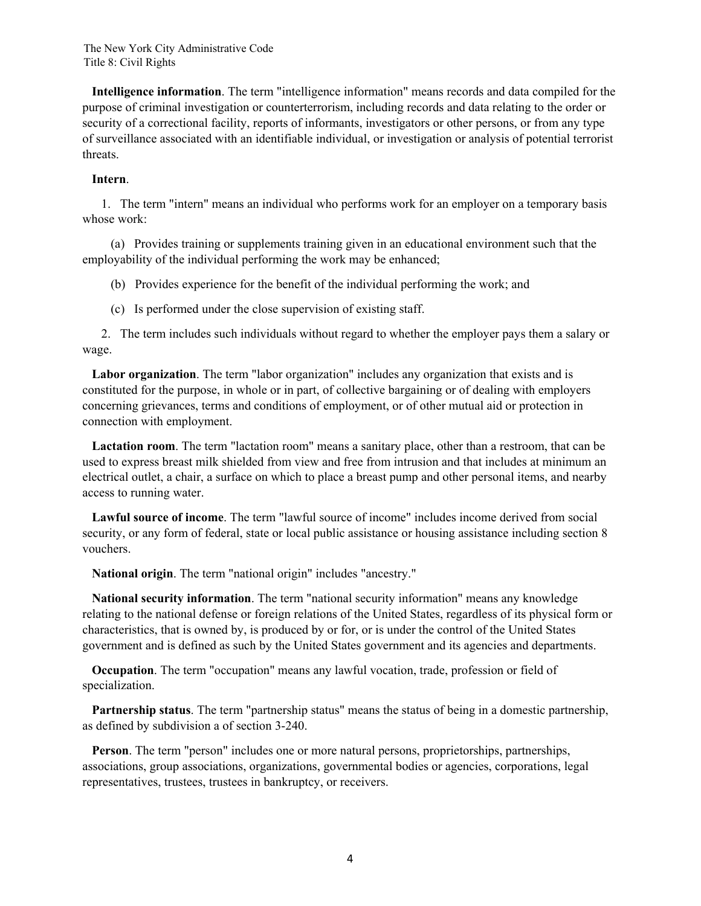**Intelligence information**. The term "intelligence information" means records and data compiled for the purpose of criminal investigation or counterterrorism, including records and data relating to the order or security of a correctional facility, reports of informants, investigators or other persons, or from any type of surveillance associated with an identifiable individual, or investigation or analysis of potential terrorist threats.

**Intern**.

1. The term "intern" means an individual who performs work for an employer on a temporary basis whose work:

   (a) Provides training or supplements training given in an educational environment such that the employability of the individual performing the work may be enhanced;

   (b) Provides experience for the benefit of the individual performing the work; and

   (c) Is performed under the close supervision of existing staff.

2. The term includes such individuals without regard to whether the employer pays them a salary or wage.

**Labor organization**. The term "labor organization" includes any organization that exists and is constituted for the purpose, in whole or in part, of collective bargaining or of dealing with employers concerning grievances, terms and conditions of employment, or of other mutual aid or protection in connection with employment.

**Lactation room**. The term "lactation room" means a sanitary place, other than a restroom, that can be used to express breast milk shielded from view and free from intrusion and that includes at minimum an electrical outlet, a chair, a surface on which to place a breast pump and other personal items, and nearby access to running water.

**Lawful source of income**. The term "lawful source of income" includes income derived from social security, or any form of federal, state or local public assistance or housing assistance including section 8 vouchers.

**National origin**. The term "national origin" includes "ancestry."

**National security information**. The term "national security information" means any knowledge relating to the national defense or foreign relations of the United States, regardless of its physical form or characteristics, that is owned by, is produced by or for, or is under the control of the United States government and is defined as such by the United States government and its agencies and departments.

**Occupation**. The term "occupation" means any lawful vocation, trade, profession or field of specialization.

**Partnership status**. The term "partnership status" means the status of being in a domestic partnership, as defined by subdivision a of section 3-240.

**Person**. The term "person" includes one or more natural persons, proprietorships, partnerships, associations, group associations, organizations, governmental bodies or agencies, corporations, legal representatives, trustees, trustees in bankruptcy, or receivers.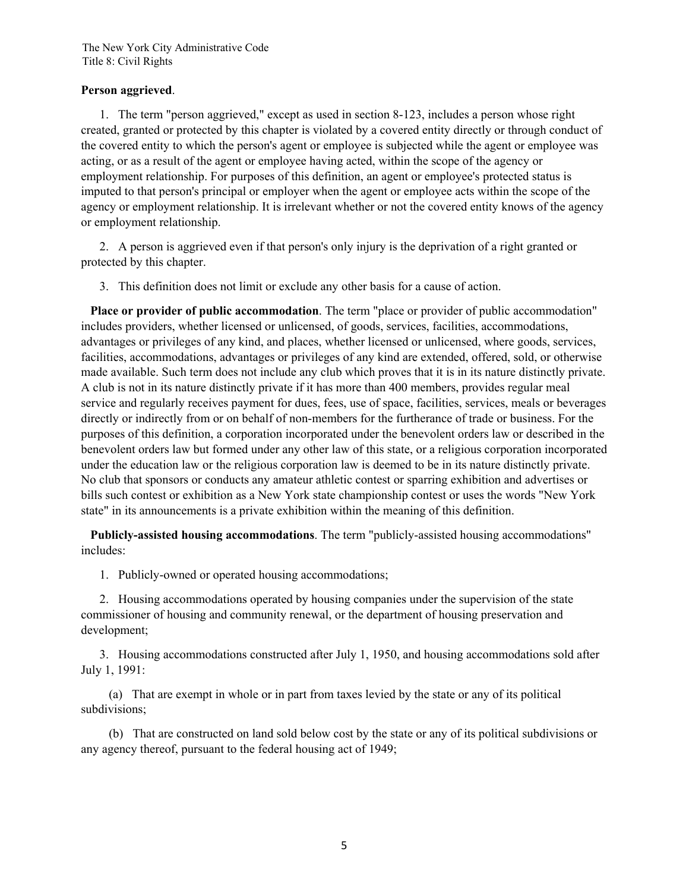**Person aggrieved**.

1. The term "person aggrieved," except as used in section 8-123, includes a person whose right created, granted or protected by this chapter is violated by a covered entity directly or through conduct of the covered entity to which the person's agent or employee is subjected while the agent or employee was acting, or as a result of the agent or employee having acted, within the scope of the agency or employment relationship. For purposes of this definition, an agent or employee's protected status is imputed to that person's principal or employer when the agent or employee acts within the scope of the agency or employment relationship. It is irrelevant whether or not the covered entity knows of the agency or employment relationship.

2. A person is aggrieved even if that person's only injury is the deprivation of a right granted or protected by this chapter.

3. This definition does not limit or exclude any other basis for a cause of action.

**Place or provider of public accommodation**. The term "place or provider of public accommodation" includes providers, whether licensed or unlicensed, of goods, services, facilities, accommodations, advantages or privileges of any kind, and places, whether licensed or unlicensed, where goods, services, facilities, accommodations, advantages or privileges of any kind are extended, offered, sold, or otherwise made available. Such term does not include any club which proves that it is in its nature distinctly private. A club is not in its nature distinctly private if it has more than 400 members, provides regular meal service and regularly receives payment for dues, fees, use of space, facilities, services, meals or beverages directly or indirectly from or on behalf of non-members for the furtherance of trade or business. For the purposes of this definition, a corporation incorporated under the benevolent orders law or described in the benevolent orders law but formed under any other law of this state, or a religious corporation incorporated under the education law or the religious corporation law is deemed to be in its nature distinctly private. No club that sponsors or conducts any amateur athletic contest or sparring exhibition and advertises or bills such contest or exhibition as a New York state championship contest or uses the words "New York state" in its announcements is a private exhibition within the meaning of this definition.

**Publicly-assisted housing accommodations**. The term "publicly-assisted housing accommodations" includes:

1. Publicly-owned or operated housing accommodations;

2. Housing accommodations operated by housing companies under the supervision of the state commissioner of housing and community renewal, or the department of housing preservation and development;

3. Housing accommodations constructed after July 1, 1950, and housing accommodations sold after July 1, 1991:

(a) That are exempt in whole or in part from taxes levied by the state or any of its political subdivisions;

(b) That are constructed on land sold below cost by the state or any of its political subdivisions or any agency thereof, pursuant to the federal housing act of 1949;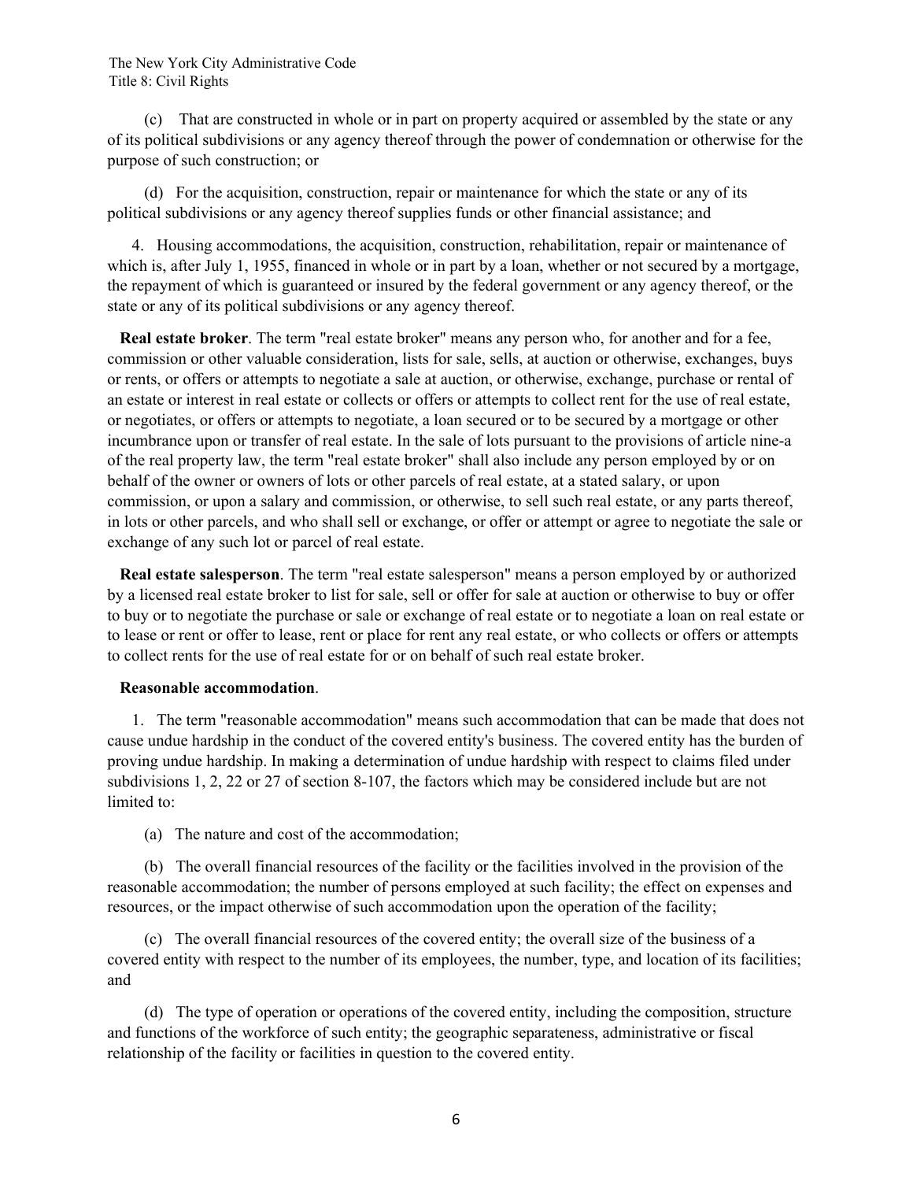(c) That are constructed in whole or in part on property acquired or assembled by the state or any of its political subdivisions or any agency thereof through the power of condemnation or otherwise for the purpose of such construction; or

(d) For the acquisition, construction, repair or maintenance for which the state or any of its political subdivisions or any agency thereof supplies funds or other financial assistance; and

4. Housing accommodations, the acquisition, construction, rehabilitation, repair or maintenance of which is, after July 1, 1955, financed in whole or in part by a loan, whether or not secured by a mortgage, the repayment of which is guaranteed or insured by the federal government or any agency thereof, or the state or any of its political subdivisions or any agency thereof.

**Real estate broker**. The term "real estate broker" means any person who, for another and for a fee, commission or other valuable consideration, lists for sale, sells, at auction or otherwise, exchanges, buys or rents, or offers or attempts to negotiate a sale at auction, or otherwise, exchange, purchase or rental of an estate or interest in real estate or collects or offers or attempts to collect rent for the use of real estate, or negotiates, or offers or attempts to negotiate, a loan secured or to be secured by a mortgage or other incumbrance upon or transfer of real estate. In the sale of lots pursuant to the provisions of article nine-a of the real property law, the term "real estate broker" shall also include any person employed by or on behalf of the owner or owners of lots or other parcels of real estate, at a stated salary, or upon commission, or upon a salary and commission, or otherwise, to sell such real estate, or any parts thereof, in lots or other parcels, and who shall sell or exchange, or offer or attempt or agree to negotiate the sale or exchange of any such lot or parcel of real estate.

**Real estate salesperson**. The term "real estate salesperson" means a person employed by or authorized by a licensed real estate broker to list for sale, sell or offer for sale at auction or otherwise to buy or offer to buy or to negotiate the purchase or sale or exchange of real estate or to negotiate a loan on real estate or to lease or rent or offer to lease, rent or place for rent any real estate, or who collects or offers or attempts to collect rents for the use of real estate for or on behalf of such real estate broker.

**Reasonable accommodation**.

1. The term "reasonable accommodation" means such accommodation that can be made that does not cause undue hardship in the conduct of the covered entity's business. The covered entity has the burden of proving undue hardship. In making a determination of undue hardship with respect to claims filed under subdivisions 1, 2, 22 or 27 of section 8-107, the factors which may be considered include but are not limited to:

(a) The nature and cost of the accommodation;

(b) The overall financial resources of the facility or the facilities involved in the provision of the reasonable accommodation; the number of persons employed at such facility; the effect on expenses and resources, or the impact otherwise of such accommodation upon the operation of the facility;

(c) The overall financial resources of the covered entity; the overall size of the business of a covered entity with respect to the number of its employees, the number, type, and location of its facilities; and

(d) The type of operation or operations of the covered entity, including the composition, structure and functions of the workforce of such entity; the geographic separateness, administrative or fiscal relationship of the facility or facilities in question to the covered entity.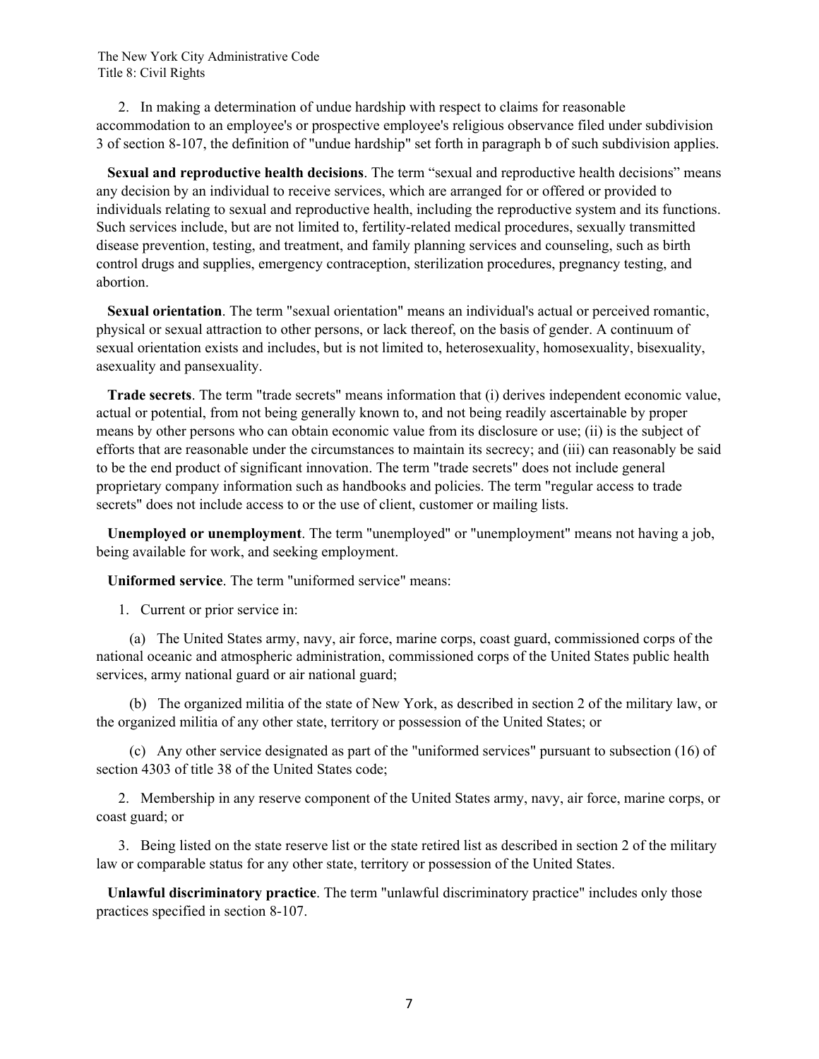2. In making a determination of undue hardship with respect to claims for reasonable accommodation to an employee's or prospective employee's religious observance filed under subdivision 3 of section 8-107, the definition of "undue hardship" set forth in paragraph b of such subdivision applies.

**Sexual and reproductive health decisions**. The term "sexual and reproductive health decisions" means any decision by an individual to receive services, which are arranged for or offered or provided to individuals relating to sexual and reproductive health, including the reproductive system and its functions. Such services include, but are not limited to, fertility-related medical procedures, sexually transmitted disease prevention, testing, and treatment, and family planning services and counseling, such as birth control drugs and supplies, emergency contraception, sterilization procedures, pregnancy testing, and abortion.

**Sexual orientation**. The term "sexual orientation" means an individual's actual or perceived romantic, physical or sexual attraction to other persons, or lack thereof, on the basis of gender. A continuum of sexual orientation exists and includes, but is not limited to, heterosexuality, homosexuality, bisexuality, asexuality and pansexuality.

**Trade secrets**. The term "trade secrets" means information that (i) derives independent economic value, actual or potential, from not being generally known to, and not being readily ascertainable by proper means by other persons who can obtain economic value from its disclosure or use; (ii) is the subject of efforts that are reasonable under the circumstances to maintain its secrecy; and (iii) can reasonably be said to be the end product of significant innovation. The term "trade secrets" does not include general proprietary company information such as handbooks and policies. The term "regular access to trade secrets" does not include access to or the use of client, customer or mailing lists.

**Unemployed or unemployment**. The term "unemployed" or "unemployment" means not having a job, being available for work, and seeking employment.

**Uniformed service**. The term "uniformed service" means:

1. Current or prior service in:

   (a) The United States army, navy, air force, marine corps, coast guard, commissioned corps of the national oceanic and atmospheric administration, commissioned corps of the United States public health services, army national guard or air national guard;

   (b) The organized militia of the state of New York, as described in section 2 of the military law, or the organized militia of any other state, territory or possession of the United States; or

   (c) Any other service designated as part of the "uniformed services" pursuant to subsection (16) of section 4303 of title 38 of the United States code;

2. Membership in any reserve component of the United States army, navy, air force, marine corps, or coast guard; or

3. Being listed on the state reserve list or the state retired list as described in section 2 of the military law or comparable status for any other state, territory or possession of the United States.

**Unlawful discriminatory practice**. The term "unlawful discriminatory practice" includes only those practices specified in section 8-107.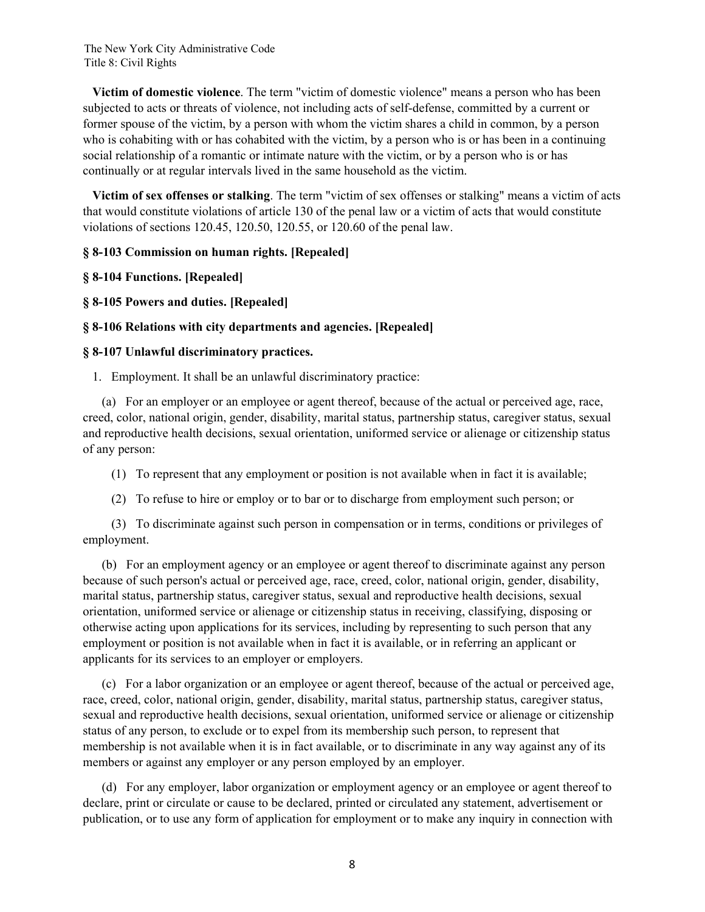**Victim of domestic violence**. The term "victim of domestic violence" means a person who has been subjected to acts or threats of violence, not including acts of self-defense, committed by a current or former spouse of the victim, by a person with whom the victim shares a child in common, by a person who is cohabiting with or has cohabited with the victim, by a person who is or has been in a continuing social relationship of a romantic or intimate nature with the victim, or by a person who is or has continually or at regular intervals lived in the same household as the victim.

**Victim of sex offenses or stalking**. The term "victim of sex offenses or stalking" means a victim of acts that would constitute violations of article 130 of the penal law or a victim of acts that would constitute violations of sections 120.45, 120.50, 120.55, or 120.60 of the penal law.

**§ 8-103 Commission on human rights. [Repealed]**

**§ 8-104 Functions. [Repealed]**

**§ 8-105 Powers and duties. [Repealed]**

**§ 8-106 Relations with city departments and agencies. [Repealed]**

**§ 8-107 Unlawful discriminatory practices.**

1. Employment. It shall be an unlawful discriminatory practice:

(a) For an employer or an employee or agent thereof, because of the actual or perceived age, race, creed, color, national origin, gender, disability, marital status, partnership status, caregiver status, sexual and reproductive health decisions, sexual orientation, uniformed service or alienage or citizenship status of any person:

(1) To represent that any employment or position is not available when in fact it is available;

(2) To refuse to hire or employ or to bar or to discharge from employment such person; or

(3) To discriminate against such person in compensation or in terms, conditions or privileges of employment.

(b) For an employment agency or an employee or agent thereof to discriminate against any person because of such person's actual or perceived age, race, creed, color, national origin, gender, disability, marital status, partnership status, caregiver status, sexual and reproductive health decisions, sexual orientation, uniformed service or alienage or citizenship status in receiving, classifying, disposing or otherwise acting upon applications for its services, including by representing to such person that any employment or position is not available when in fact it is available, or in referring an applicant or applicants for its services to an employer or employers.

(c) For a labor organization or an employee or agent thereof, because of the actual or perceived age, race, creed, color, national origin, gender, disability, marital status, partnership status, caregiver status, sexual and reproductive health decisions, sexual orientation, uniformed service or alienage or citizenship status of any person, to exclude or to expel from its membership such person, to represent that membership is not available when it is in fact available, or to discriminate in any way against any of its members or against any employer or any person employed by an employer.

(d) For any employer, labor organization or employment agency or an employee or agent thereof to declare, print or circulate or cause to be declared, printed or circulated any statement, advertisement or publication, or to use any form of application for employment or to make any inquiry in connection with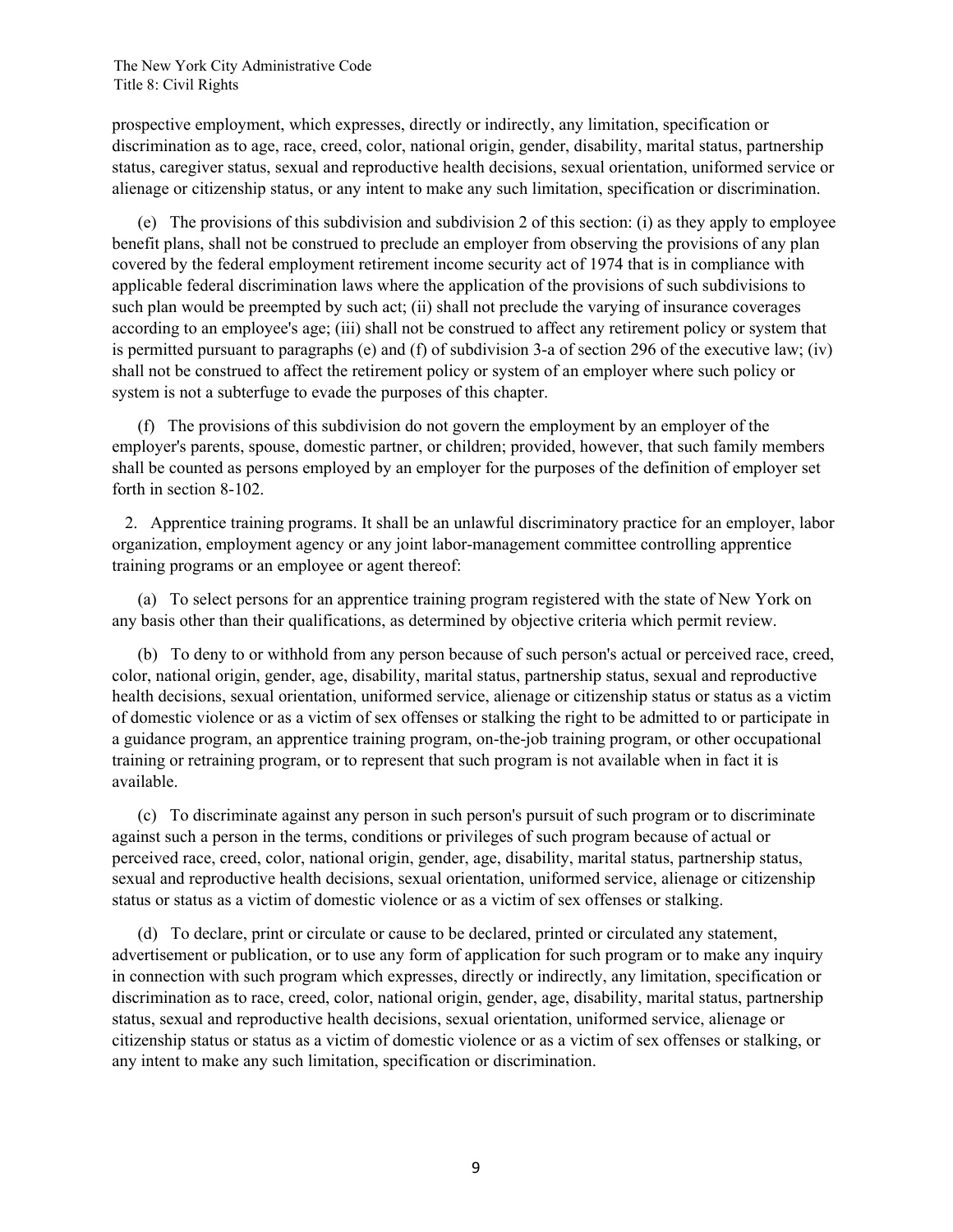prospective employment, which expresses, directly or indirectly, any limitation, specification or discrimination as to age, race, creed, color, national origin, gender, disability, marital status, partnership status, caregiver status, sexual and reproductive health decisions, sexual orientation, uniformed service or alienage or citizenship status, or any intent to make any such limitation, specification or discrimination.

(e) The provisions of this subdivision and subdivision 2 of this section: (i) as they apply to employee benefit plans, shall not be construed to preclude an employer from observing the provisions of any plan covered by the federal employment retirement income security act of 1974 that is in compliance with applicable federal discrimination laws where the application of the provisions of such subdivisions to such plan would be preempted by such act; (ii) shall not preclude the varying of insurance coverages according to an employee's age; (iii) shall not be construed to affect any retirement policy or system that is permitted pursuant to paragraphs (e) and (f) of subdivision 3-a of section 296 of the executive law; (iv) shall not be construed to affect the retirement policy or system of an employer where such policy or system is not a subterfuge to evade the purposes of this chapter.

(f) The provisions of this subdivision do not govern the employment by an employer of the employer's parents, spouse, domestic partner, or children; provided, however, that such family members shall be counted as persons employed by an employer for the purposes of the definition of employer set forth in section 8-102.

2. Apprentice training programs. It shall be an unlawful discriminatory practice for an employer, labor organization, employment agency or any joint labor-management committee controlling apprentice training programs or an employee or agent thereof:

(a) To select persons for an apprentice training program registered with the state of New York on any basis other than their qualifications, as determined by objective criteria which permit review.

(b) To deny to or withhold from any person because of such person's actual or perceived race, creed, color, national origin, gender, age, disability, marital status, partnership status, sexual and reproductive health decisions, sexual orientation, uniformed service, alienage or citizenship status or status as a victim of domestic violence or as a victim of sex offenses or stalking the right to be admitted to or participate in a guidance program, an apprentice training program, on-the-job training program, or other occupational training or retraining program, or to represent that such program is not available when in fact it is available.

(c) To discriminate against any person in such person's pursuit of such program or to discriminate against such a person in the terms, conditions or privileges of such program because of actual or perceived race, creed, color, national origin, gender, age, disability, marital status, partnership status, sexual and reproductive health decisions, sexual orientation, uniformed service, alienage or citizenship status or status as a victim of domestic violence or as a victim of sex offenses or stalking.

(d) To declare, print or circulate or cause to be declared, printed or circulated any statement, advertisement or publication, or to use any form of application for such program or to make any inquiry in connection with such program which expresses, directly or indirectly, any limitation, specification or discrimination as to race, creed, color, national origin, gender, age, disability, marital status, partnership status, sexual and reproductive health decisions, sexual orientation, uniformed service, alienage or citizenship status or status as a victim of domestic violence or as a victim of sex offenses or stalking, or any intent to make any such limitation, specification or discrimination.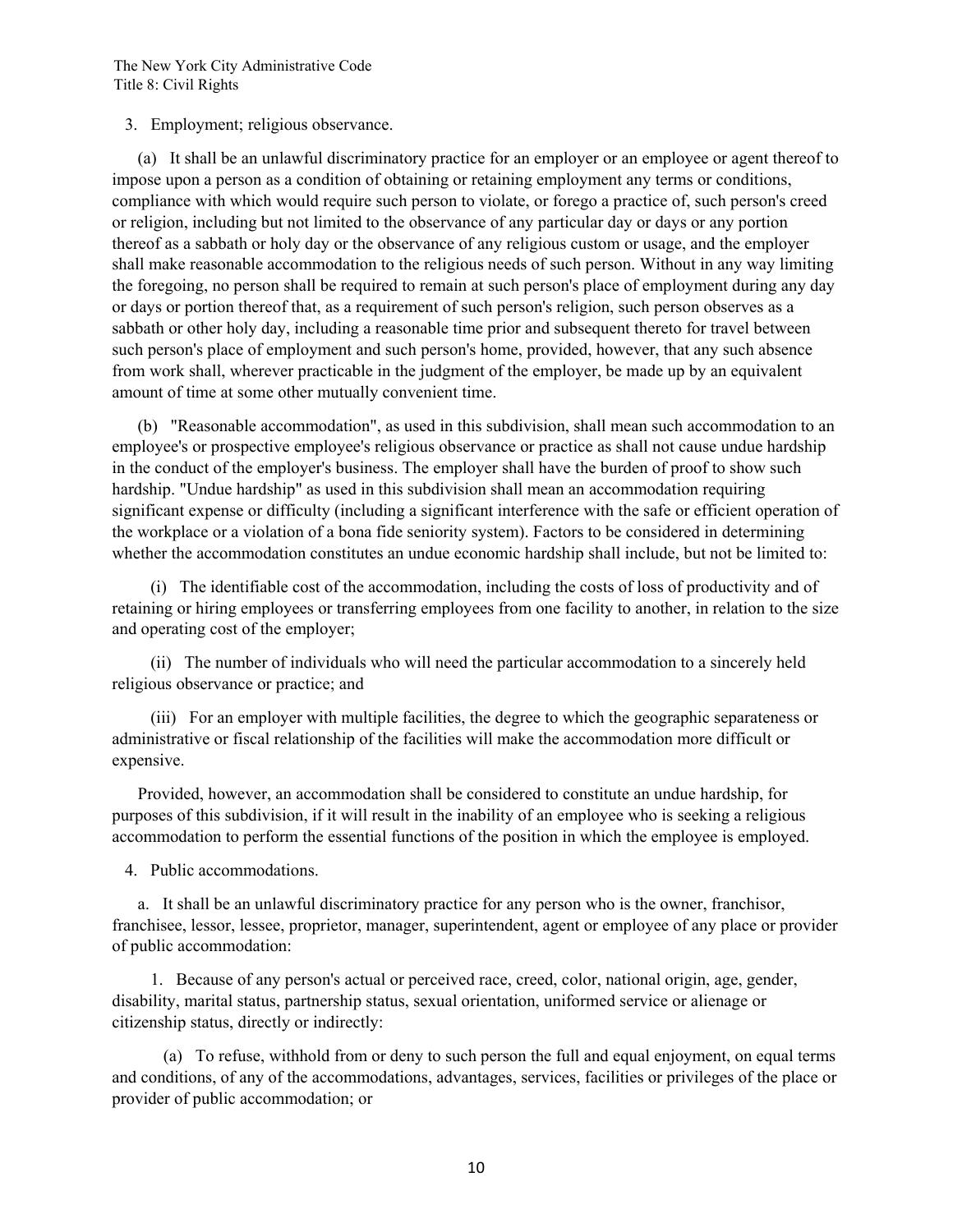3. Employment; religious observance.

(a) It shall be an unlawful discriminatory practice for an employer or an employee or agent thereof to impose upon a person as a condition of obtaining or retaining employment any terms or conditions, compliance with which would require such person to violate, or forego a practice of, such person's creed or religion, including but not limited to the observance of any particular day or days or any portion thereof as a sabbath or holy day or the observance of any religious custom or usage, and the employer shall make reasonable accommodation to the religious needs of such person. Without in any way limiting the foregoing, no person shall be required to remain at such person's place of employment during any day or days or portion thereof that, as a requirement of such person's religion, such person observes as a sabbath or other holy day, including a reasonable time prior and subsequent thereto for travel between such person's place of employment and such person's home, provided, however, that any such absence from work shall, wherever practicable in the judgment of the employer, be made up by an equivalent amount of time at some other mutually convenient time.

(b) "Reasonable accommodation", as used in this subdivision, shall mean such accommodation to an employee's or prospective employee's religious observance or practice as shall not cause undue hardship in the conduct of the employer's business. The employer shall have the burden of proof to show such hardship. "Undue hardship" as used in this subdivision shall mean an accommodation requiring significant expense or difficulty (including a significant interference with the safe or efficient operation of the workplace or a violation of a bona fide seniority system). Factors to be considered in determining whether the accommodation constitutes an undue economic hardship shall include, but not be limited to:

(i) The identifiable cost of the accommodation, including the costs of loss of productivity and of retaining or hiring employees or transferring employees from one facility to another, in relation to the size and operating cost of the employer;

(ii) The number of individuals who will need the particular accommodation to a sincerely held religious observance or practice; and

(iii) For an employer with multiple facilities, the degree to which the geographic separateness or administrative or fiscal relationship of the facilities will make the accommodation more difficult or expensive.

Provided, however, an accommodation shall be considered to constitute an undue hardship, for purposes of this subdivision, if it will result in the inability of an employee who is seeking a religious accommodation to perform the essential functions of the position in which the employee is employed.

4. Public accommodations.

a. It shall be an unlawful discriminatory practice for any person who is the owner, franchisor, franchisee, lessor, lessee, proprietor, manager, superintendent, agent or employee of any place or provider of public accommodation:

1. Because of any person's actual or perceived race, creed, color, national origin, age, gender, disability, marital status, partnership status, sexual orientation, uniformed service or alienage or citizenship status, directly or indirectly:

(a) To refuse, withhold from or deny to such person the full and equal enjoyment, on equal terms and conditions, of any of the accommodations, advantages, services, facilities or privileges of the place or provider of public accommodation; or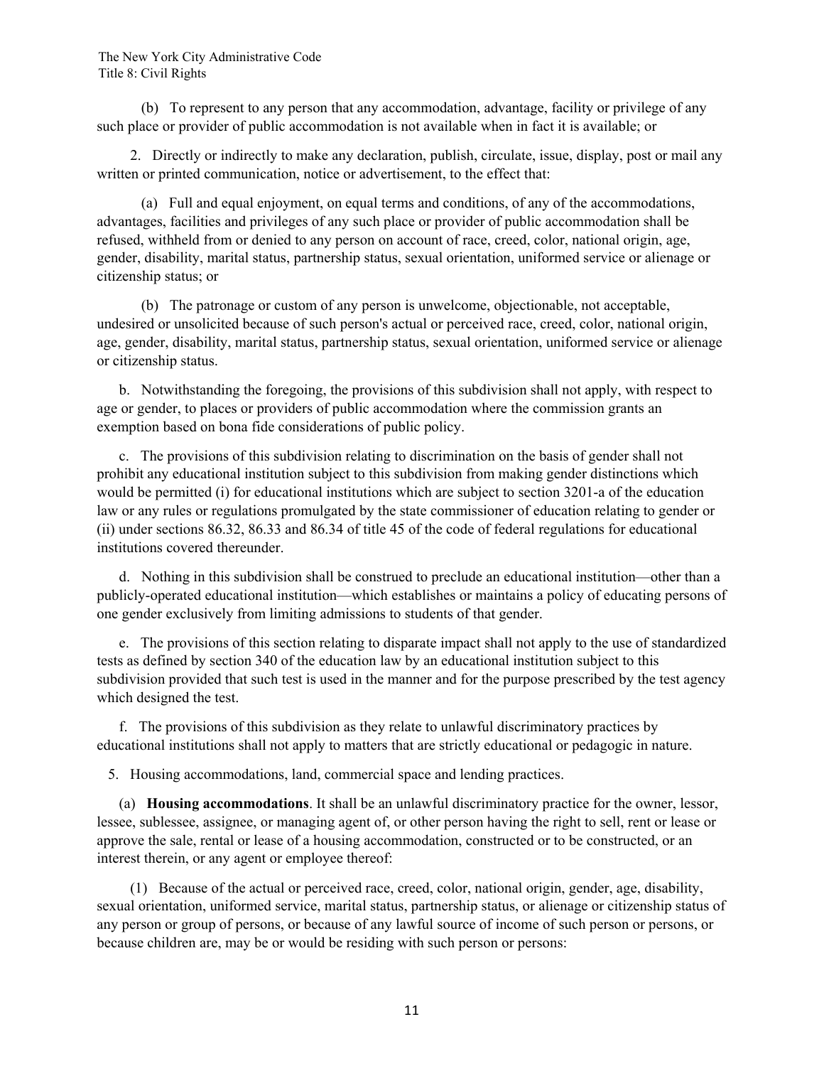(b) To represent to any person that any accommodation, advantage, facility or privilege of any such place or provider of public accommodation is not available when in fact it is available; or

2. Directly or indirectly to make any declaration, publish, circulate, issue, display, post or mail any written or printed communication, notice or advertisement, to the effect that:

(a) Full and equal enjoyment, on equal terms and conditions, of any of the accommodations, advantages, facilities and privileges of any such place or provider of public accommodation shall be refused, withheld from or denied to any person on account of race, creed, color, national origin, age, gender, disability, marital status, partnership status, sexual orientation, uniformed service or alienage or citizenship status; or

(b) The patronage or custom of any person is unwelcome, objectionable, not acceptable, undesired or unsolicited because of such person's actual or perceived race, creed, color, national origin, age, gender, disability, marital status, partnership status, sexual orientation, uniformed service or alienage or citizenship status.

b. Notwithstanding the foregoing, the provisions of this subdivision shall not apply, with respect to age or gender, to places or providers of public accommodation where the commission grants an exemption based on bona fide considerations of public policy.

c. The provisions of this subdivision relating to discrimination on the basis of gender shall not prohibit any educational institution subject to this subdivision from making gender distinctions which would be permitted (i) for educational institutions which are subject to section 3201-a of the education law or any rules or regulations promulgated by the state commissioner of education relating to gender or (ii) under sections 86.32, 86.33 and 86.34 of title 45 of the code of federal regulations for educational institutions covered thereunder.

d. Nothing in this subdivision shall be construed to preclude an educational institution—other than a publicly-operated educational institution—which establishes or maintains a policy of educating persons of one gender exclusively from limiting admissions to students of that gender.

e. The provisions of this section relating to disparate impact shall not apply to the use of standardized tests as defined by section 340 of the education law by an educational institution subject to this subdivision provided that such test is used in the manner and for the purpose prescribed by the test agency which designed the test.

f. The provisions of this subdivision as they relate to unlawful discriminatory practices by educational institutions shall not apply to matters that are strictly educational or pedagogic in nature.

5. Housing accommodations, land, commercial space and lending practices.

(a) **Housing accommodations**. It shall be an unlawful discriminatory practice for the owner, lessor, lessee, sublessee, assignee, or managing agent of, or other person having the right to sell, rent or lease or approve the sale, rental or lease of a housing accommodation, constructed or to be constructed, or an interest therein, or any agent or employee thereof:

(1) Because of the actual or perceived race, creed, color, national origin, gender, age, disability, sexual orientation, uniformed service, marital status, partnership status, or alienage or citizenship status of any person or group of persons, or because of any lawful source of income of such person or persons, or because children are, may be or would be residing with such person or persons: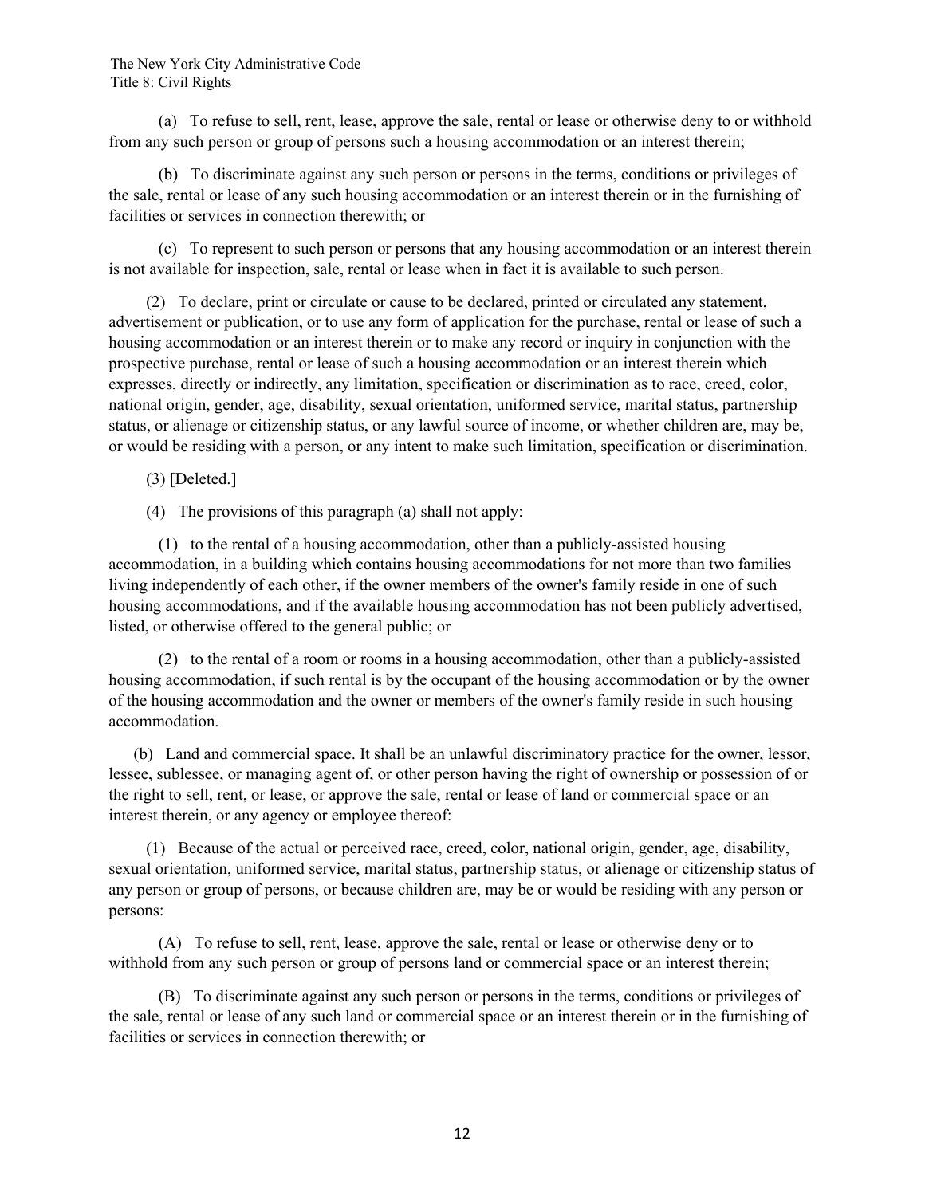(a) To refuse to sell, rent, lease, approve the sale, rental or lease or otherwise deny to or withhold from any such person or group of persons such a housing accommodation or an interest therein;

(b) To discriminate against any such person or persons in the terms, conditions or privileges of the sale, rental or lease of any such housing accommodation or an interest therein or in the furnishing of facilities or services in connection therewith; or

(c) To represent to such person or persons that any housing accommodation or an interest therein is not available for inspection, sale, rental or lease when in fact it is available to such person.

(2) To declare, print or circulate or cause to be declared, printed or circulated any statement, advertisement or publication, or to use any form of application for the purchase, rental or lease of such a housing accommodation or an interest therein or to make any record or inquiry in conjunction with the prospective purchase, rental or lease of such a housing accommodation or an interest therein which expresses, directly or indirectly, any limitation, specification or discrimination as to race, creed, color, national origin, gender, age, disability, sexual orientation, uniformed service, marital status, partnership status, or alienage or citizenship status, or any lawful source of income, or whether children are, may be, or would be residing with a person, or any intent to make such limitation, specification or discrimination.

(3) [Deleted.]

(4) The provisions of this paragraph (a) shall not apply:

(1) to the rental of a housing accommodation, other than a publicly-assisted housing accommodation, in a building which contains housing accommodations for not more than two families living independently of each other, if the owner members of the owner's family reside in one of such housing accommodations, and if the available housing accommodation has not been publicly advertised, listed, or otherwise offered to the general public; or

(2) to the rental of a room or rooms in a housing accommodation, other than a publicly-assisted housing accommodation, if such rental is by the occupant of the housing accommodation or by the owner of the housing accommodation and the owner or members of the owner's family reside in such housing accommodation.

(b) Land and commercial space. It shall be an unlawful discriminatory practice for the owner, lessor, lessee, sublessee, or managing agent of, or other person having the right of ownership or possession of or the right to sell, rent, or lease, or approve the sale, rental or lease of land or commercial space or an interest therein, or any agency or employee thereof:

(1) Because of the actual or perceived race, creed, color, national origin, gender, age, disability, sexual orientation, uniformed service, marital status, partnership status, or alienage or citizenship status of any person or group of persons, or because children are, may be or would be residing with any person or persons:

(A) To refuse to sell, rent, lease, approve the sale, rental or lease or otherwise deny or to withhold from any such person or group of persons land or commercial space or an interest therein;

(B) To discriminate against any such person or persons in the terms, conditions or privileges of the sale, rental or lease of any such land or commercial space or an interest therein or in the furnishing of facilities or services in connection therewith; or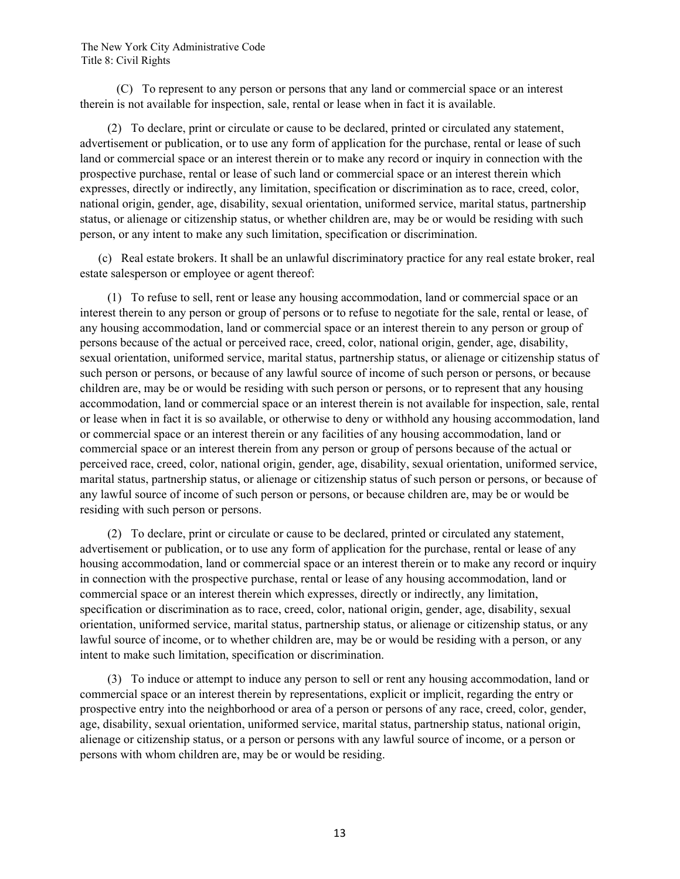(C) To represent to any person or persons that any land or commercial space or an interest therein is not available for inspection, sale, rental or lease when in fact it is available.

(2) To declare, print or circulate or cause to be declared, printed or circulated any statement, advertisement or publication, or to use any form of application for the purchase, rental or lease of such land or commercial space or an interest therein or to make any record or inquiry in connection with the prospective purchase, rental or lease of such land or commercial space or an interest therein which expresses, directly or indirectly, any limitation, specification or discrimination as to race, creed, color, national origin, gender, age, disability, sexual orientation, uniformed service, marital status, partnership status, or alienage or citizenship status, or whether children are, may be or would be residing with such person, or any intent to make any such limitation, specification or discrimination.

(c) Real estate brokers. It shall be an unlawful discriminatory practice for any real estate broker, real estate salesperson or employee or agent thereof:

(1) To refuse to sell, rent or lease any housing accommodation, land or commercial space or an interest therein to any person or group of persons or to refuse to negotiate for the sale, rental or lease, of any housing accommodation, land or commercial space or an interest therein to any person or group of persons because of the actual or perceived race, creed, color, national origin, gender, age, disability, sexual orientation, uniformed service, marital status, partnership status, or alienage or citizenship status of such person or persons, or because of any lawful source of income of such person or persons, or because children are, may be or would be residing with such person or persons, or to represent that any housing accommodation, land or commercial space or an interest therein is not available for inspection, sale, rental or lease when in fact it is so available, or otherwise to deny or withhold any housing accommodation, land or commercial space or an interest therein or any facilities of any housing accommodation, land or commercial space or an interest therein from any person or group of persons because of the actual or perceived race, creed, color, national origin, gender, age, disability, sexual orientation, uniformed service, marital status, partnership status, or alienage or citizenship status of such person or persons, or because of any lawful source of income of such person or persons, or because children are, may be or would be residing with such person or persons.

(2) To declare, print or circulate or cause to be declared, printed or circulated any statement, advertisement or publication, or to use any form of application for the purchase, rental or lease of any housing accommodation, land or commercial space or an interest therein or to make any record or inquiry in connection with the prospective purchase, rental or lease of any housing accommodation, land or commercial space or an interest therein which expresses, directly or indirectly, any limitation, specification or discrimination as to race, creed, color, national origin, gender, age, disability, sexual orientation, uniformed service, marital status, partnership status, or alienage or citizenship status, or any lawful source of income, or to whether children are, may be or would be residing with a person, or any intent to make such limitation, specification or discrimination.

(3) To induce or attempt to induce any person to sell or rent any housing accommodation, land or commercial space or an interest therein by representations, explicit or implicit, regarding the entry or prospective entry into the neighborhood or area of a person or persons of any race, creed, color, gender, age, disability, sexual orientation, uniformed service, marital status, partnership status, national origin, alienage or citizenship status, or a person or persons with any lawful source of income, or a person or persons with whom children are, may be or would be residing.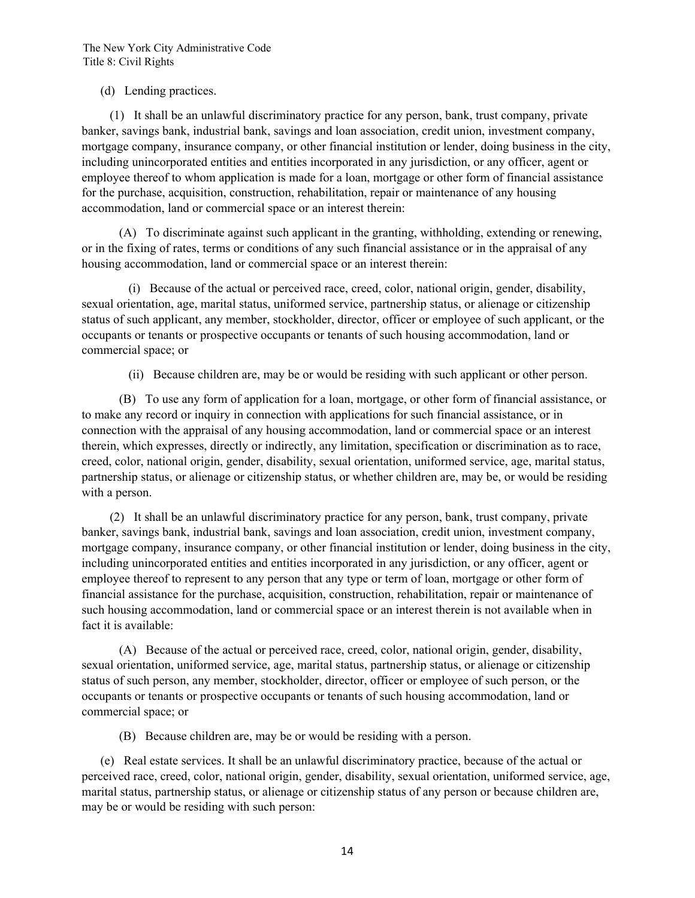(d) Lending practices.

(1) It shall be an unlawful discriminatory practice for any person, bank, trust company, private banker, savings bank, industrial bank, savings and loan association, credit union, investment company, mortgage company, insurance company, or other financial institution or lender, doing business in the city, including unincorporated entities and entities incorporated in any jurisdiction, or any officer, agent or employee thereof to whom application is made for a loan, mortgage or other form of financial assistance for the purchase, acquisition, construction, rehabilitation, repair or maintenance of any housing accommodation, land or commercial space or an interest therein:

(A) To discriminate against such applicant in the granting, withholding, extending or renewing, or in the fixing of rates, terms or conditions of any such financial assistance or in the appraisal of any housing accommodation, land or commercial space or an interest therein:

(i) Because of the actual or perceived race, creed, color, national origin, gender, disability, sexual orientation, age, marital status, uniformed service, partnership status, or alienage or citizenship status of such applicant, any member, stockholder, director, officer or employee of such applicant, or the occupants or tenants or prospective occupants or tenants of such housing accommodation, land or commercial space; or

(ii) Because children are, may be or would be residing with such applicant or other person.

(B) To use any form of application for a loan, mortgage, or other form of financial assistance, or to make any record or inquiry in connection with applications for such financial assistance, or in connection with the appraisal of any housing accommodation, land or commercial space or an interest therein, which expresses, directly or indirectly, any limitation, specification or discrimination as to race, creed, color, national origin, gender, disability, sexual orientation, uniformed service, age, marital status, partnership status, or alienage or citizenship status, or whether children are, may be, or would be residing with a person.

(2) It shall be an unlawful discriminatory practice for any person, bank, trust company, private banker, savings bank, industrial bank, savings and loan association, credit union, investment company, mortgage company, insurance company, or other financial institution or lender, doing business in the city, including unincorporated entities and entities incorporated in any jurisdiction, or any officer, agent or employee thereof to represent to any person that any type or term of loan, mortgage or other form of financial assistance for the purchase, acquisition, construction, rehabilitation, repair or maintenance of such housing accommodation, land or commercial space or an interest therein is not available when in fact it is available:

(A) Because of the actual or perceived race, creed, color, national origin, gender, disability, sexual orientation, uniformed service, age, marital status, partnership status, or alienage or citizenship status of such person, any member, stockholder, director, officer or employee of such person, or the occupants or tenants or prospective occupants or tenants of such housing accommodation, land or commercial space; or

(B) Because children are, may be or would be residing with a person.

(e) Real estate services. It shall be an unlawful discriminatory practice, because of the actual or perceived race, creed, color, national origin, gender, disability, sexual orientation, uniformed service, age, marital status, partnership status, or alienage or citizenship status of any person or because children are, may be or would be residing with such person: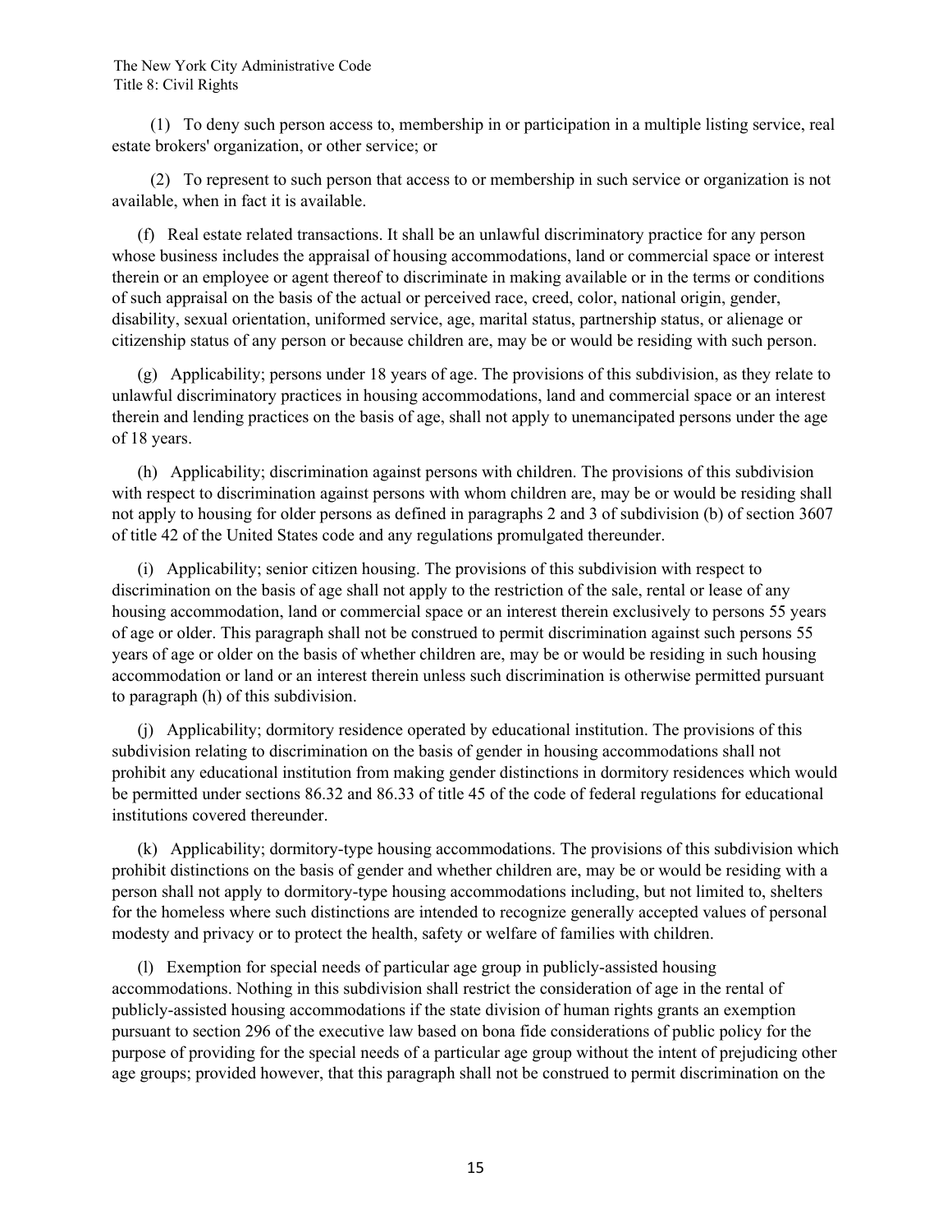(1) To deny such person access to, membership in or participation in a multiple listing service, real estate brokers' organization, or other service; or

(2) To represent to such person that access to or membership in such service or organization is not available, when in fact it is available.

(f) Real estate related transactions. It shall be an unlawful discriminatory practice for any person whose business includes the appraisal of housing accommodations, land or commercial space or interest therein or an employee or agent thereof to discriminate in making available or in the terms or conditions of such appraisal on the basis of the actual or perceived race, creed, color, national origin, gender, disability, sexual orientation, uniformed service, age, marital status, partnership status, or alienage or citizenship status of any person or because children are, may be or would be residing with such person.

(g) Applicability; persons under 18 years of age. The provisions of this subdivision, as they relate to unlawful discriminatory practices in housing accommodations, land and commercial space or an interest therein and lending practices on the basis of age, shall not apply to unemancipated persons under the age of 18 years.

(h) Applicability; discrimination against persons with children. The provisions of this subdivision with respect to discrimination against persons with whom children are, may be or would be residing shall not apply to housing for older persons as defined in paragraphs 2 and 3 of subdivision (b) of section 3607 of title 42 of the United States code and any regulations promulgated thereunder.

(i) Applicability; senior citizen housing. The provisions of this subdivision with respect to discrimination on the basis of age shall not apply to the restriction of the sale, rental or lease of any housing accommodation, land or commercial space or an interest therein exclusively to persons 55 years of age or older. This paragraph shall not be construed to permit discrimination against such persons 55 years of age or older on the basis of whether children are, may be or would be residing in such housing accommodation or land or an interest therein unless such discrimination is otherwise permitted pursuant to paragraph (h) of this subdivision.

(j) Applicability; dormitory residence operated by educational institution. The provisions of this subdivision relating to discrimination on the basis of gender in housing accommodations shall not prohibit any educational institution from making gender distinctions in dormitory residences which would be permitted under sections 86.32 and 86.33 of title 45 of the code of federal regulations for educational institutions covered thereunder.

(k) Applicability; dormitory-type housing accommodations. The provisions of this subdivision which prohibit distinctions on the basis of gender and whether children are, may be or would be residing with a person shall not apply to dormitory-type housing accommodations including, but not limited to, shelters for the homeless where such distinctions are intended to recognize generally accepted values of personal modesty and privacy or to protect the health, safety or welfare of families with children.

(l) Exemption for special needs of particular age group in publicly-assisted housing accommodations. Nothing in this subdivision shall restrict the consideration of age in the rental of publicly-assisted housing accommodations if the state division of human rights grants an exemption pursuant to section 296 of the executive law based on bona fide considerations of public policy for the purpose of providing for the special needs of a particular age group without the intent of prejudicing other age groups; provided however, that this paragraph shall not be construed to permit discrimination on the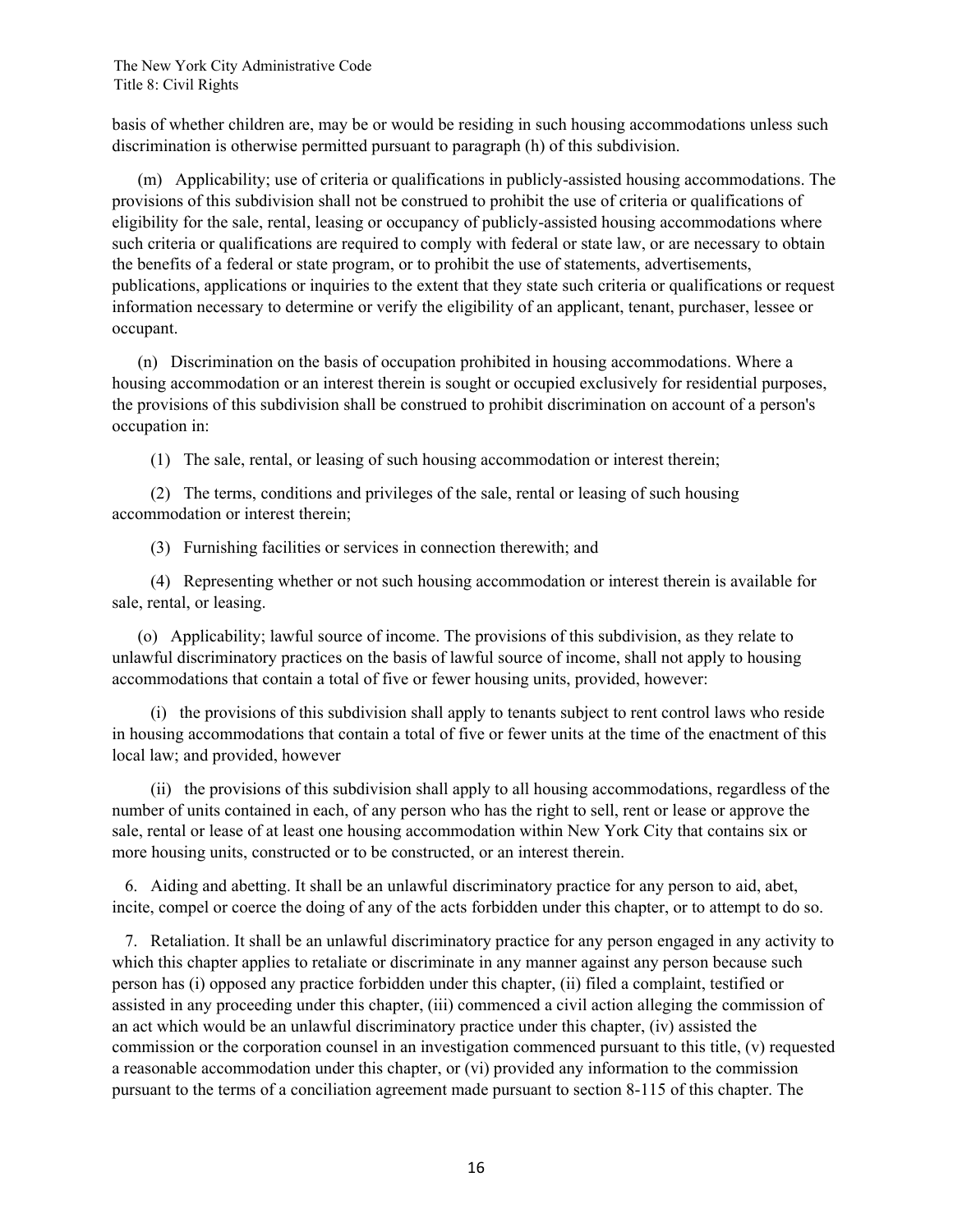basis of whether children are, may be or would be residing in such housing accommodations unless such discrimination is otherwise permitted pursuant to paragraph (h) of this subdivision.

(m) Applicability; use of criteria or qualifications in publicly-assisted housing accommodations. The provisions of this subdivision shall not be construed to prohibit the use of criteria or qualifications of eligibility for the sale, rental, leasing or occupancy of publicly-assisted housing accommodations where such criteria or qualifications are required to comply with federal or state law, or are necessary to obtain the benefits of a federal or state program, or to prohibit the use of statements, advertisements, publications, applications or inquiries to the extent that they state such criteria or qualifications or request information necessary to determine or verify the eligibility of an applicant, tenant, purchaser, lessee or occupant.

(n) Discrimination on the basis of occupation prohibited in housing accommodations. Where a housing accommodation or an interest therein is sought or occupied exclusively for residential purposes, the provisions of this subdivision shall be construed to prohibit discrimination on account of a person's occupation in:

(1) The sale, rental, or leasing of such housing accommodation or interest therein;

(2) The terms, conditions and privileges of the sale, rental or leasing of such housing accommodation or interest therein;

(3) Furnishing facilities or services in connection therewith; and

(4) Representing whether or not such housing accommodation or interest therein is available for sale, rental, or leasing.

(o) Applicability; lawful source of income. The provisions of this subdivision, as they relate to unlawful discriminatory practices on the basis of lawful source of income, shall not apply to housing accommodations that contain a total of five or fewer housing units, provided, however:

(i) the provisions of this subdivision shall apply to tenants subject to rent control laws who reside in housing accommodations that contain a total of five or fewer units at the time of the enactment of this local law; and provided, however

(ii) the provisions of this subdivision shall apply to all housing accommodations, regardless of the number of units contained in each, of any person who has the right to sell, rent or lease or approve the sale, rental or lease of at least one housing accommodation within New York City that contains six or more housing units, constructed or to be constructed, or an interest therein.

6. Aiding and abetting. It shall be an unlawful discriminatory practice for any person to aid, abet, incite, compel or coerce the doing of any of the acts forbidden under this chapter, or to attempt to do so.

7. Retaliation. It shall be an unlawful discriminatory practice for any person engaged in any activity to which this chapter applies to retaliate or discriminate in any manner against any person because such person has (i) opposed any practice forbidden under this chapter, (ii) filed a complaint, testified or assisted in any proceeding under this chapter, (iii) commenced a civil action alleging the commission of an act which would be an unlawful discriminatory practice under this chapter, (iv) assisted the commission or the corporation counsel in an investigation commenced pursuant to this title, (v) requested a reasonable accommodation under this chapter, or (vi) provided any information to the commission pursuant to the terms of a conciliation agreement made pursuant to section 8-115 of this chapter. The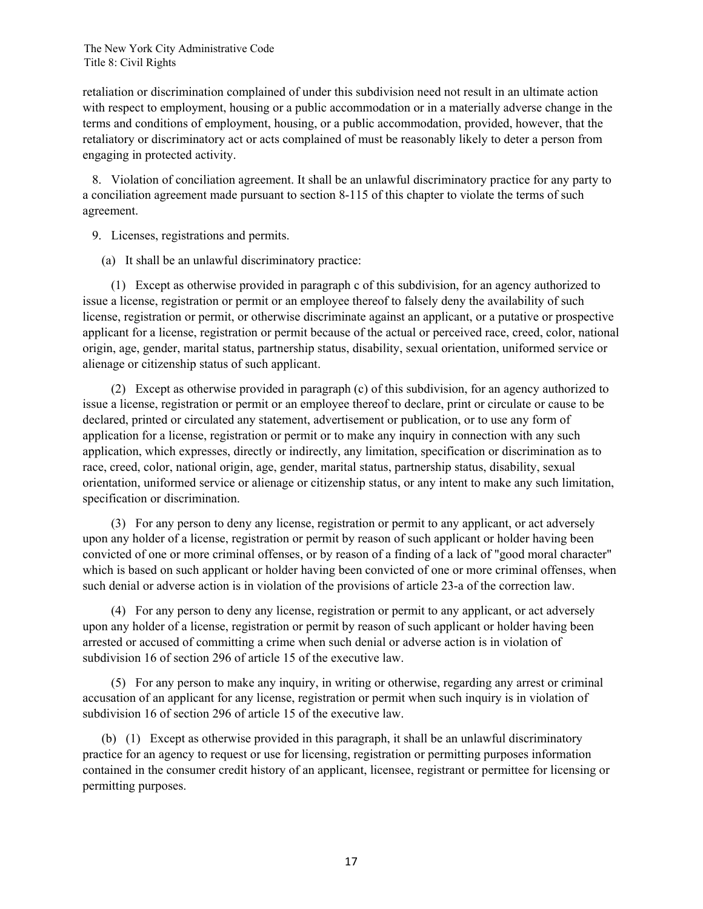retaliation or discrimination complained of under this subdivision need not result in an ultimate action with respect to employment, housing or a public accommodation or in a materially adverse change in the terms and conditions of employment, housing, or a public accommodation, provided, however, that the retaliatory or discriminatory act or acts complained of must be reasonably likely to deter a person from engaging in protected activity.

8. Violation of conciliation agreement. It shall be an unlawful discriminatory practice for any party to a conciliation agreement made pursuant to section 8-115 of this chapter to violate the terms of such agreement.

9. Licenses, registrations and permits.

(a) It shall be an unlawful discriminatory practice:

(1) Except as otherwise provided in paragraph c of this subdivision, for an agency authorized to issue a license, registration or permit or an employee thereof to falsely deny the availability of such license, registration or permit, or otherwise discriminate against an applicant, or a putative or prospective applicant for a license, registration or permit because of the actual or perceived race, creed, color, national origin, age, gender, marital status, partnership status, disability, sexual orientation, uniformed service or alienage or citizenship status of such applicant.

(2) Except as otherwise provided in paragraph (c) of this subdivision, for an agency authorized to issue a license, registration or permit or an employee thereof to declare, print or circulate or cause to be declared, printed or circulated any statement, advertisement or publication, or to use any form of application for a license, registration or permit or to make any inquiry in connection with any such application, which expresses, directly or indirectly, any limitation, specification or discrimination as to race, creed, color, national origin, age, gender, marital status, partnership status, disability, sexual orientation, uniformed service or alienage or citizenship status, or any intent to make any such limitation, specification or discrimination.

(3) For any person to deny any license, registration or permit to any applicant, or act adversely upon any holder of a license, registration or permit by reason of such applicant or holder having been convicted of one or more criminal offenses, or by reason of a finding of a lack of "good moral character" which is based on such applicant or holder having been convicted of one or more criminal offenses, when such denial or adverse action is in violation of the provisions of article 23-a of the correction law.

(4) For any person to deny any license, registration or permit to any applicant, or act adversely upon any holder of a license, registration or permit by reason of such applicant or holder having been arrested or accused of committing a crime when such denial or adverse action is in violation of subdivision 16 of section 296 of article 15 of the executive law.

(5) For any person to make any inquiry, in writing or otherwise, regarding any arrest or criminal accusation of an applicant for any license, registration or permit when such inquiry is in violation of subdivision 16 of section 296 of article 15 of the executive law.

(b) (1) Except as otherwise provided in this paragraph, it shall be an unlawful discriminatory practice for an agency to request or use for licensing, registration or permitting purposes information contained in the consumer credit history of an applicant, licensee, registrant or permittee for licensing or permitting purposes.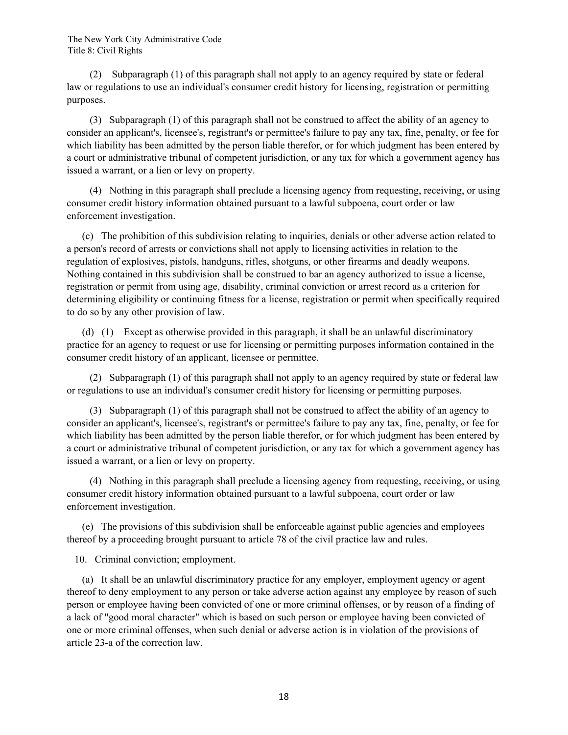(2) Subparagraph (1) of this paragraph shall not apply to an agency required by state or federal law or regulations to use an individual's consumer credit history for licensing, registration or permitting purposes.

(3) Subparagraph (1) of this paragraph shall not be construed to affect the ability of an agency to consider an applicant's, licensee's, registrant's or permittee's failure to pay any tax, fine, penalty, or fee for which liability has been admitted by the person liable therefor, or for which judgment has been entered by a court or administrative tribunal of competent jurisdiction, or any tax for which a government agency has issued a warrant, or a lien or levy on property.

(4) Nothing in this paragraph shall preclude a licensing agency from requesting, receiving, or using consumer credit history information obtained pursuant to a lawful subpoena, court order or law enforcement investigation.

(c) The prohibition of this subdivision relating to inquiries, denials or other adverse action related to a person's record of arrests or convictions shall not apply to licensing activities in relation to the regulation of explosives, pistols, handguns, rifles, shotguns, or other firearms and deadly weapons. Nothing contained in this subdivision shall be construed to bar an agency authorized to issue a license, registration or permit from using age, disability, criminal conviction or arrest record as a criterion for determining eligibility or continuing fitness for a license, registration or permit when specifically required to do so by any other provision of law.

(d) (1) Except as otherwise provided in this paragraph, it shall be an unlawful discriminatory practice for an agency to request or use for licensing or permitting purposes information contained in the consumer credit history of an applicant, licensee or permittee.

(2) Subparagraph (1) of this paragraph shall not apply to an agency required by state or federal law or regulations to use an individual's consumer credit history for licensing or permitting purposes.

(3) Subparagraph (1) of this paragraph shall not be construed to affect the ability of an agency to consider an applicant's, licensee's, registrant's or permittee's failure to pay any tax, fine, penalty, or fee for which liability has been admitted by the person liable therefor, or for which judgment has been entered by a court or administrative tribunal of competent jurisdiction, or any tax for which a government agency has issued a warrant, or a lien or levy on property.

(4) Nothing in this paragraph shall preclude a licensing agency from requesting, receiving, or using consumer credit history information obtained pursuant to a lawful subpoena, court order or law enforcement investigation.

(e) The provisions of this subdivision shall be enforceable against public agencies and employees thereof by a proceeding brought pursuant to article 78 of the civil practice law and rules.

10. Criminal conviction; employment.

(a) It shall be an unlawful discriminatory practice for any employer, employment agency or agent thereof to deny employment to any person or take adverse action against any employee by reason of such person or employee having been convicted of one or more criminal offenses, or by reason of a finding of a lack of "good moral character" which is based on such person or employee having been convicted of one or more criminal offenses, when such denial or adverse action is in violation of the provisions of article 23-a of the correction law.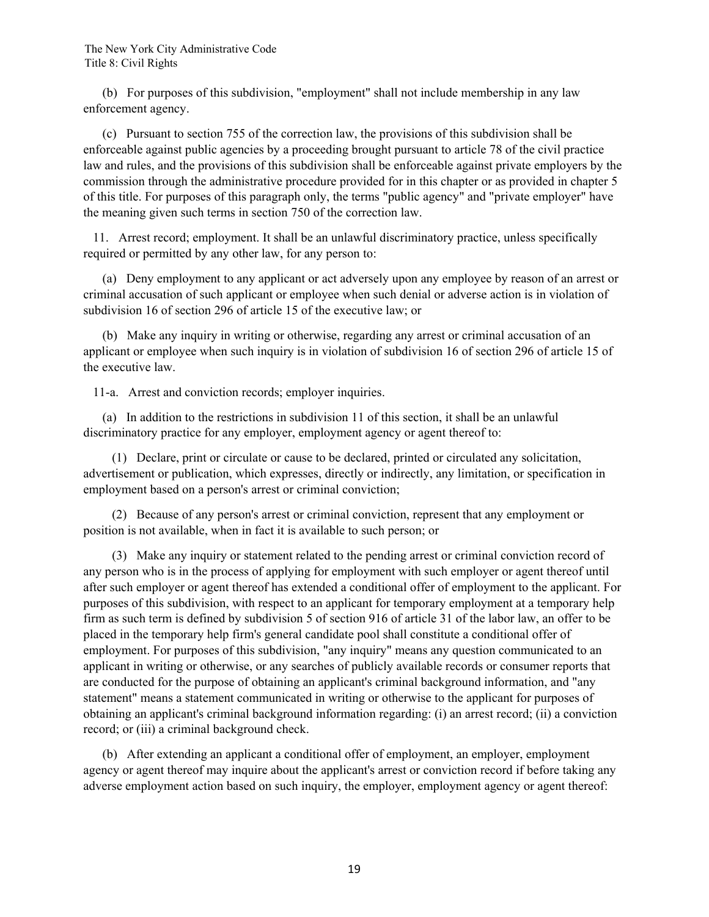(b) For purposes of this subdivision, "employment" shall not include membership in any law enforcement agency.

(c) Pursuant to section 755 of the correction law, the provisions of this subdivision shall be enforceable against public agencies by a proceeding brought pursuant to article 78 of the civil practice law and rules, and the provisions of this subdivision shall be enforceable against private employers by the commission through the administrative procedure provided for in this chapter or as provided in chapter 5 of this title. For purposes of this paragraph only, the terms "public agency" and "private employer" have the meaning given such terms in section 750 of the correction law.

11. Arrest record; employment. It shall be an unlawful discriminatory practice, unless specifically required or permitted by any other law, for any person to:

(a) Deny employment to any applicant or act adversely upon any employee by reason of an arrest or criminal accusation of such applicant or employee when such denial or adverse action is in violation of subdivision 16 of section 296 of article 15 of the executive law; or

(b) Make any inquiry in writing or otherwise, regarding any arrest or criminal accusation of an applicant or employee when such inquiry is in violation of subdivision 16 of section 296 of article 15 of the executive law.

11-a. Arrest and conviction records; employer inquiries.

(a) In addition to the restrictions in subdivision 11 of this section, it shall be an unlawful discriminatory practice for any employer, employment agency or agent thereof to:

(1) Declare, print or circulate or cause to be declared, printed or circulated any solicitation, advertisement or publication, which expresses, directly or indirectly, any limitation, or specification in employment based on a person's arrest or criminal conviction;

(2) Because of any person's arrest or criminal conviction, represent that any employment or position is not available, when in fact it is available to such person; or

(3) Make any inquiry or statement related to the pending arrest or criminal conviction record of any person who is in the process of applying for employment with such employer or agent thereof until after such employer or agent thereof has extended a conditional offer of employment to the applicant. For purposes of this subdivision, with respect to an applicant for temporary employment at a temporary help firm as such term is defined by subdivision 5 of section 916 of article 31 of the labor law, an offer to be placed in the temporary help firm's general candidate pool shall constitute a conditional offer of employment. For purposes of this subdivision, "any inquiry" means any question communicated to an applicant in writing or otherwise, or any searches of publicly available records or consumer reports that are conducted for the purpose of obtaining an applicant's criminal background information, and "any statement" means a statement communicated in writing or otherwise to the applicant for purposes of obtaining an applicant's criminal background information regarding: (i) an arrest record; (ii) a conviction record; or (iii) a criminal background check.

(b) After extending an applicant a conditional offer of employment, an employer, employment agency or agent thereof may inquire about the applicant's arrest or conviction record if before taking any adverse employment action based on such inquiry, the employer, employment agency or agent thereof: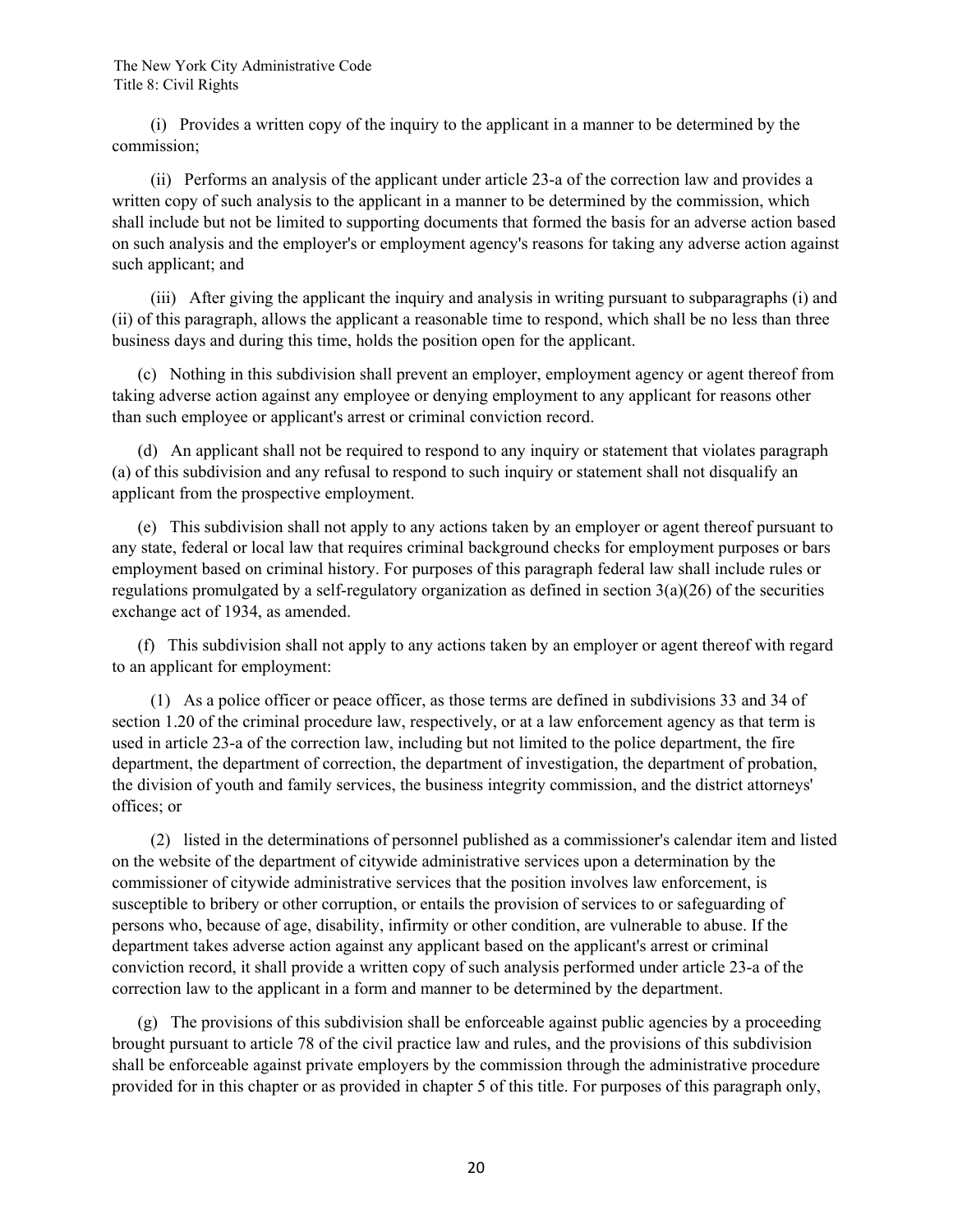(i) Provides a written copy of the inquiry to the applicant in a manner to be determined by the commission;

(ii) Performs an analysis of the applicant under article 23-a of the correction law and provides a written copy of such analysis to the applicant in a manner to be determined by the commission, which shall include but not be limited to supporting documents that formed the basis for an adverse action based on such analysis and the employer's or employment agency's reasons for taking any adverse action against such applicant; and

(iii) After giving the applicant the inquiry and analysis in writing pursuant to subparagraphs (i) and (ii) of this paragraph, allows the applicant a reasonable time to respond, which shall be no less than three business days and during this time, holds the position open for the applicant.

(c) Nothing in this subdivision shall prevent an employer, employment agency or agent thereof from taking adverse action against any employee or denying employment to any applicant for reasons other than such employee or applicant's arrest or criminal conviction record.

(d) An applicant shall not be required to respond to any inquiry or statement that violates paragraph (a) of this subdivision and any refusal to respond to such inquiry or statement shall not disqualify an applicant from the prospective employment.

(e) This subdivision shall not apply to any actions taken by an employer or agent thereof pursuant to any state, federal or local law that requires criminal background checks for employment purposes or bars employment based on criminal history. For purposes of this paragraph federal law shall include rules or regulations promulgated by a self-regulatory organization as defined in section 3(a)(26) of the securities exchange act of 1934, as amended.

(f) This subdivision shall not apply to any actions taken by an employer or agent thereof with regard to an applicant for employment:

(1) As a police officer or peace officer, as those terms are defined in subdivisions 33 and 34 of section 1.20 of the criminal procedure law, respectively, or at a law enforcement agency as that term is used in article 23-a of the correction law, including but not limited to the police department, the fire department, the department of correction, the department of investigation, the department of probation, the division of youth and family services, the business integrity commission, and the district attorneys' offices; or

(2) listed in the determinations of personnel published as a commissioner's calendar item and listed on the website of the department of citywide administrative services upon a determination by the commissioner of citywide administrative services that the position involves law enforcement, is susceptible to bribery or other corruption, or entails the provision of services to or safeguarding of persons who, because of age, disability, infirmity or other condition, are vulnerable to abuse. If the department takes adverse action against any applicant based on the applicant's arrest or criminal conviction record, it shall provide a written copy of such analysis performed under article 23-a of the correction law to the applicant in a form and manner to be determined by the department.

(g) The provisions of this subdivision shall be enforceable against public agencies by a proceeding brought pursuant to article 78 of the civil practice law and rules, and the provisions of this subdivision shall be enforceable against private employers by the commission through the administrative procedure provided for in this chapter or as provided in chapter 5 of this title. For purposes of this paragraph only,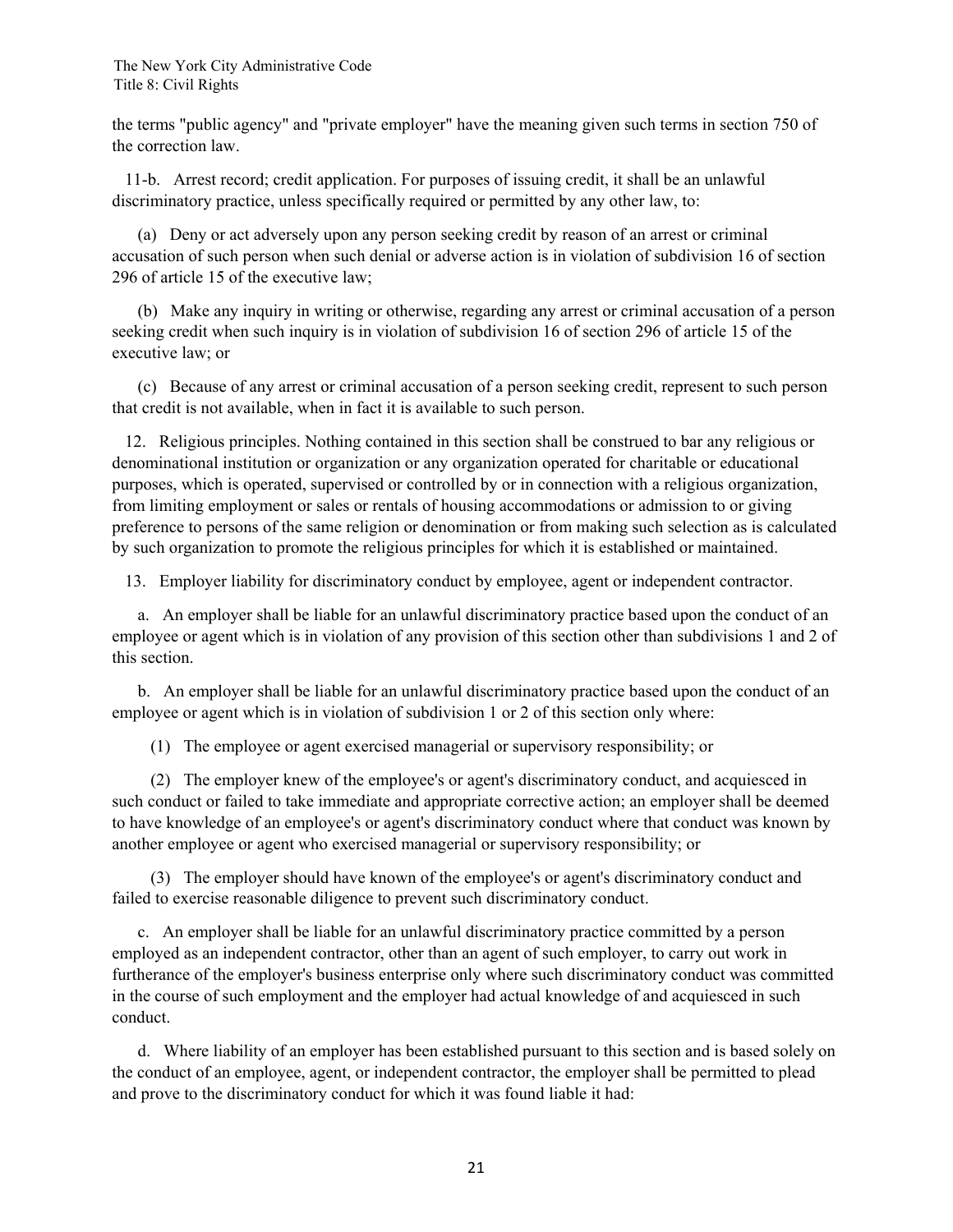the terms "public agency" and "private employer" have the meaning given such terms in section 750 of the correction law.

11-b. Arrest record; credit application. For purposes of issuing credit, it shall be an unlawful discriminatory practice, unless specifically required or permitted by any other law, to:

(a) Deny or act adversely upon any person seeking credit by reason of an arrest or criminal accusation of such person when such denial or adverse action is in violation of subdivision 16 of section 296 of article 15 of the executive law;

(b) Make any inquiry in writing or otherwise, regarding any arrest or criminal accusation of a person seeking credit when such inquiry is in violation of subdivision 16 of section 296 of article 15 of the executive law; or

(c) Because of any arrest or criminal accusation of a person seeking credit, represent to such person that credit is not available, when in fact it is available to such person.

12. Religious principles. Nothing contained in this section shall be construed to bar any religious or denominational institution or organization or any organization operated for charitable or educational purposes, which is operated, supervised or controlled by or in connection with a religious organization, from limiting employment or sales or rentals of housing accommodations or admission to or giving preference to persons of the same religion or denomination or from making such selection as is calculated by such organization to promote the religious principles for which it is established or maintained.

13. Employer liability for discriminatory conduct by employee, agent or independent contractor.

a. An employer shall be liable for an unlawful discriminatory practice based upon the conduct of an employee or agent which is in violation of any provision of this section other than subdivisions 1 and 2 of this section.

b. An employer shall be liable for an unlawful discriminatory practice based upon the conduct of an employee or agent which is in violation of subdivision 1 or 2 of this section only where:

(1) The employee or agent exercised managerial or supervisory responsibility; or

(2) The employer knew of the employee's or agent's discriminatory conduct, and acquiesced in such conduct or failed to take immediate and appropriate corrective action; an employer shall be deemed to have knowledge of an employee's or agent's discriminatory conduct where that conduct was known by another employee or agent who exercised managerial or supervisory responsibility; or

(3) The employer should have known of the employee's or agent's discriminatory conduct and failed to exercise reasonable diligence to prevent such discriminatory conduct.

c. An employer shall be liable for an unlawful discriminatory practice committed by a person employed as an independent contractor, other than an agent of such employer, to carry out work in furtherance of the employer's business enterprise only where such discriminatory conduct was committed in the course of such employment and the employer had actual knowledge of and acquiesced in such conduct.

d. Where liability of an employer has been established pursuant to this section and is based solely on the conduct of an employee, agent, or independent contractor, the employer shall be permitted to plead and prove to the discriminatory conduct for which it was found liable it had: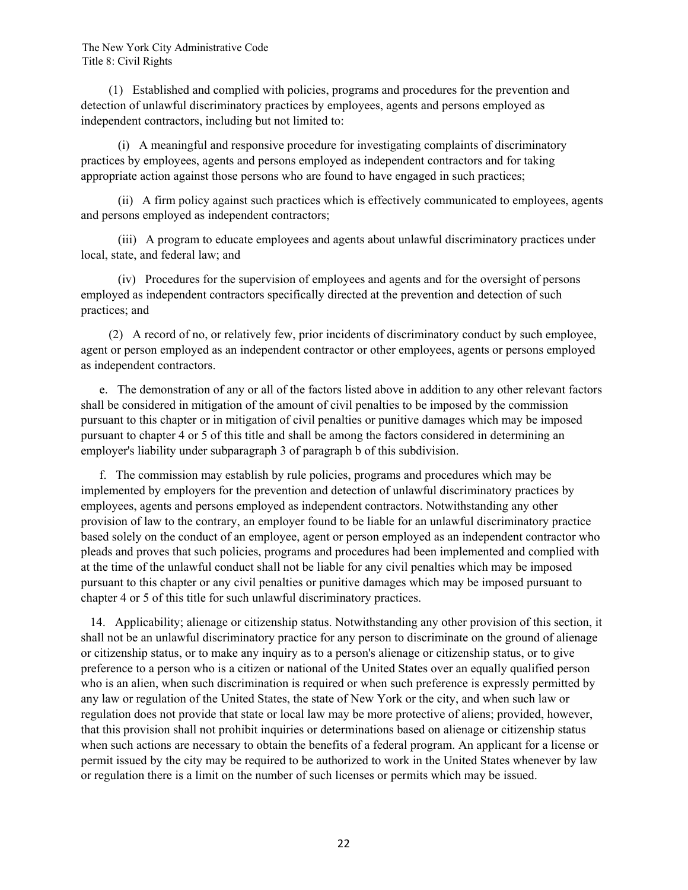(1) Established and complied with policies, programs and procedures for the prevention and detection of unlawful discriminatory practices by employees, agents and persons employed as independent contractors, including but not limited to:

(i) A meaningful and responsive procedure for investigating complaints of discriminatory practices by employees, agents and persons employed as independent contractors and for taking appropriate action against those persons who are found to have engaged in such practices;

(ii) A firm policy against such practices which is effectively communicated to employees, agents and persons employed as independent contractors;

(iii) A program to educate employees and agents about unlawful discriminatory practices under local, state, and federal law; and

(iv) Procedures for the supervision of employees and agents and for the oversight of persons employed as independent contractors specifically directed at the prevention and detection of such practices; and

(2) A record of no, or relatively few, prior incidents of discriminatory conduct by such employee, agent or person employed as an independent contractor or other employees, agents or persons employed as independent contractors.

e. The demonstration of any or all of the factors listed above in addition to any other relevant factors shall be considered in mitigation of the amount of civil penalties to be imposed by the commission pursuant to this chapter or in mitigation of civil penalties or punitive damages which may be imposed pursuant to chapter 4 or 5 of this title and shall be among the factors considered in determining an employer's liability under subparagraph 3 of paragraph b of this subdivision.

f. The commission may establish by rule policies, programs and procedures which may be implemented by employers for the prevention and detection of unlawful discriminatory practices by employees, agents and persons employed as independent contractors. Notwithstanding any other provision of law to the contrary, an employer found to be liable for an unlawful discriminatory practice based solely on the conduct of an employee, agent or person employed as an independent contractor who pleads and proves that such policies, programs and procedures had been implemented and complied with at the time of the unlawful conduct shall not be liable for any civil penalties which may be imposed pursuant to this chapter or any civil penalties or punitive damages which may be imposed pursuant to chapter 4 or 5 of this title for such unlawful discriminatory practices.

14. Applicability; alienage or citizenship status. Notwithstanding any other provision of this section, it shall not be an unlawful discriminatory practice for any person to discriminate on the ground of alienage or citizenship status, or to make any inquiry as to a person's alienage or citizenship status, or to give preference to a person who is a citizen or national of the United States over an equally qualified person who is an alien, when such discrimination is required or when such preference is expressly permitted by any law or regulation of the United States, the state of New York or the city, and when such law or regulation does not provide that state or local law may be more protective of aliens; provided, however, that this provision shall not prohibit inquiries or determinations based on alienage or citizenship status when such actions are necessary to obtain the benefits of a federal program. An applicant for a license or permit issued by the city may be required to be authorized to work in the United States whenever by law or regulation there is a limit on the number of such licenses or permits which may be issued.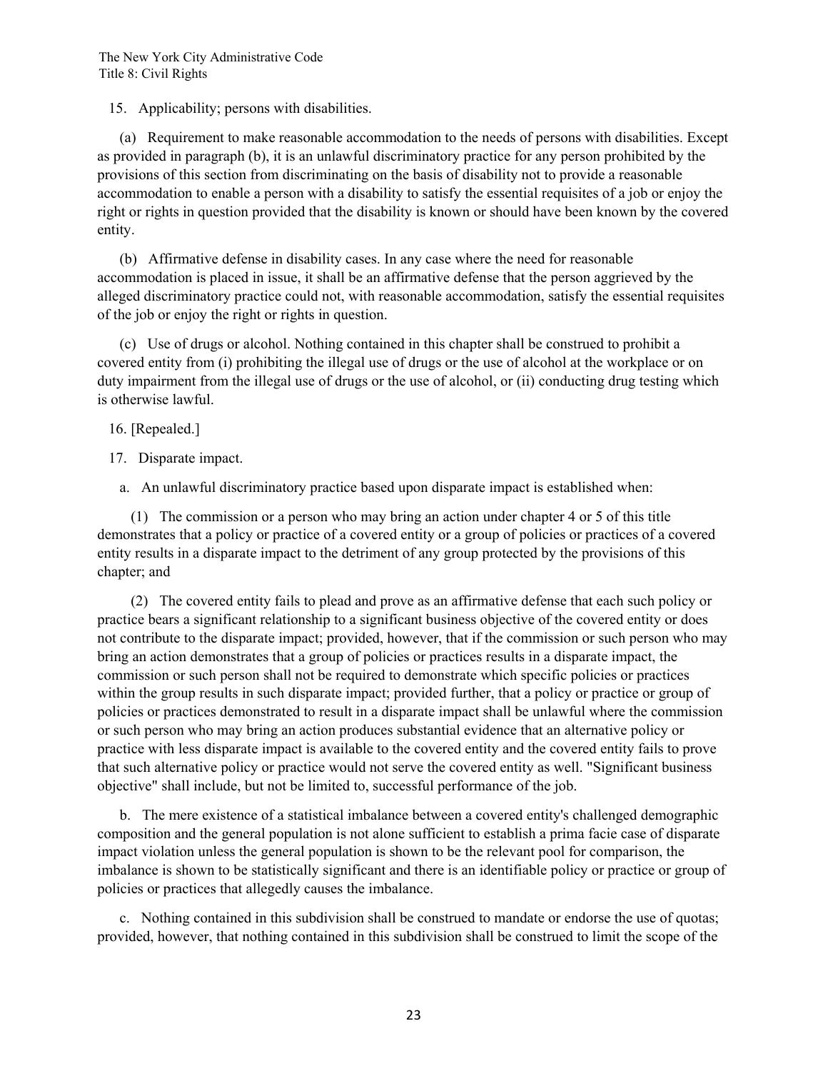15. Applicability; persons with disabilities.

(a) Requirement to make reasonable accommodation to the needs of persons with disabilities. Except as provided in paragraph (b), it is an unlawful discriminatory practice for any person prohibited by the provisions of this section from discriminating on the basis of disability not to provide a reasonable accommodation to enable a person with a disability to satisfy the essential requisites of a job or enjoy the right or rights in question provided that the disability is known or should have been known by the covered entity.

(b) Affirmative defense in disability cases. In any case where the need for reasonable accommodation is placed in issue, it shall be an affirmative defense that the person aggrieved by the alleged discriminatory practice could not, with reasonable accommodation, satisfy the essential requisites of the job or enjoy the right or rights in question.

(c) Use of drugs or alcohol. Nothing contained in this chapter shall be construed to prohibit a covered entity from (i) prohibiting the illegal use of drugs or the use of alcohol at the workplace or on duty impairment from the illegal use of drugs or the use of alcohol, or (ii) conducting drug testing which is otherwise lawful.

16. [Repealed.]

17. Disparate impact.

a. An unlawful discriminatory practice based upon disparate impact is established when:

(1) The commission or a person who may bring an action under chapter 4 or 5 of this title demonstrates that a policy or practice of a covered entity or a group of policies or practices of a covered entity results in a disparate impact to the detriment of any group protected by the provisions of this chapter; and

(2) The covered entity fails to plead and prove as an affirmative defense that each such policy or practice bears a significant relationship to a significant business objective of the covered entity or does not contribute to the disparate impact; provided, however, that if the commission or such person who may bring an action demonstrates that a group of policies or practices results in a disparate impact, the commission or such person shall not be required to demonstrate which specific policies or practices within the group results in such disparate impact; provided further, that a policy or practice or group of policies or practices demonstrated to result in a disparate impact shall be unlawful where the commission or such person who may bring an action produces substantial evidence that an alternative policy or practice with less disparate impact is available to the covered entity and the covered entity fails to prove that such alternative policy or practice would not serve the covered entity as well. "Significant business objective" shall include, but not be limited to, successful performance of the job.

b. The mere existence of a statistical imbalance between a covered entity's challenged demographic composition and the general population is not alone sufficient to establish a prima facie case of disparate impact violation unless the general population is shown to be the relevant pool for comparison, the imbalance is shown to be statistically significant and there is an identifiable policy or practice or group of policies or practices that allegedly causes the imbalance.

c. Nothing contained in this subdivision shall be construed to mandate or endorse the use of quotas; provided, however, that nothing contained in this subdivision shall be construed to limit the scope of the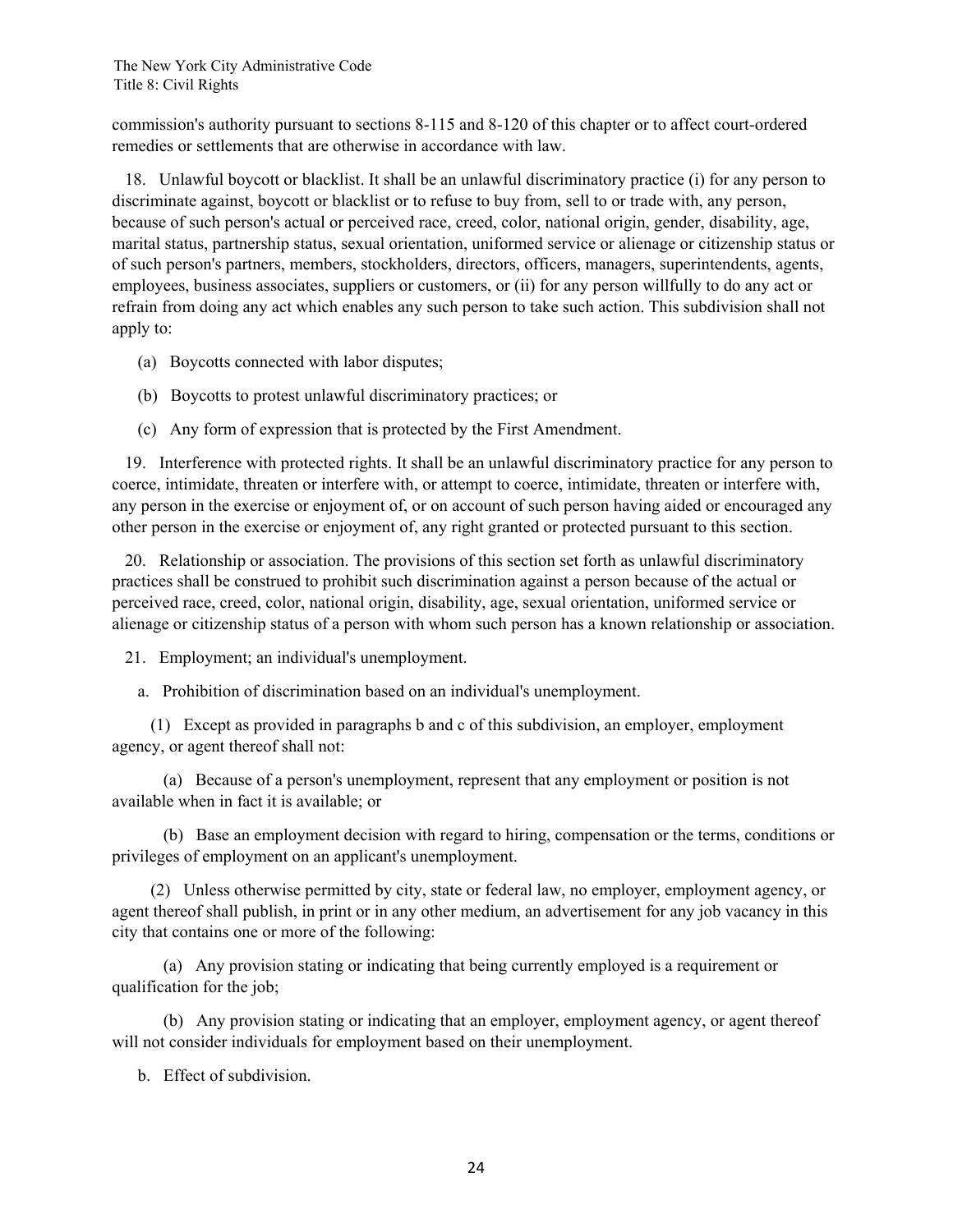commission's authority pursuant to sections 8-115 and 8-120 of this chapter or to affect court-ordered remedies or settlements that are otherwise in accordance with law.

18. Unlawful boycott or blacklist. It shall be an unlawful discriminatory practice (i) for any person to discriminate against, boycott or blacklist or to refuse to buy from, sell to or trade with, any person, because of such person's actual or perceived race, creed, color, national origin, gender, disability, age, marital status, partnership status, sexual orientation, uniformed service or alienage or citizenship status or of such person's partners, members, stockholders, directors, officers, managers, superintendents, agents, employees, business associates, suppliers or customers, or (ii) for any person willfully to do any act or refrain from doing any act which enables any such person to take such action. This subdivision shall not apply to:

(a) Boycotts connected with labor disputes;

(b) Boycotts to protest unlawful discriminatory practices; or

(c) Any form of expression that is protected by the First Amendment.

19. Interference with protected rights. It shall be an unlawful discriminatory practice for any person to coerce, intimidate, threaten or interfere with, or attempt to coerce, intimidate, threaten or interfere with, any person in the exercise or enjoyment of, or on account of such person having aided or encouraged any other person in the exercise or enjoyment of, any right granted or protected pursuant to this section.

20. Relationship or association. The provisions of this section set forth as unlawful discriminatory practices shall be construed to prohibit such discrimination against a person because of the actual or perceived race, creed, color, national origin, disability, age, sexual orientation, uniformed service or alienage or citizenship status of a person with whom such person has a known relationship or association.

21. Employment; an individual's unemployment.

a. Prohibition of discrimination based on an individual's unemployment.

(1) Except as provided in paragraphs b and c of this subdivision, an employer, employment agency, or agent thereof shall not:

(a) Because of a person's unemployment, represent that any employment or position is not available when in fact it is available; or

(b) Base an employment decision with regard to hiring, compensation or the terms, conditions or privileges of employment on an applicant's unemployment.

(2) Unless otherwise permitted by city, state or federal law, no employer, employment agency, or agent thereof shall publish, in print or in any other medium, an advertisement for any job vacancy in this city that contains one or more of the following:

(a) Any provision stating or indicating that being currently employed is a requirement or qualification for the job;

(b) Any provision stating or indicating that an employer, employment agency, or agent thereof will not consider individuals for employment based on their unemployment.

b. Effect of subdivision.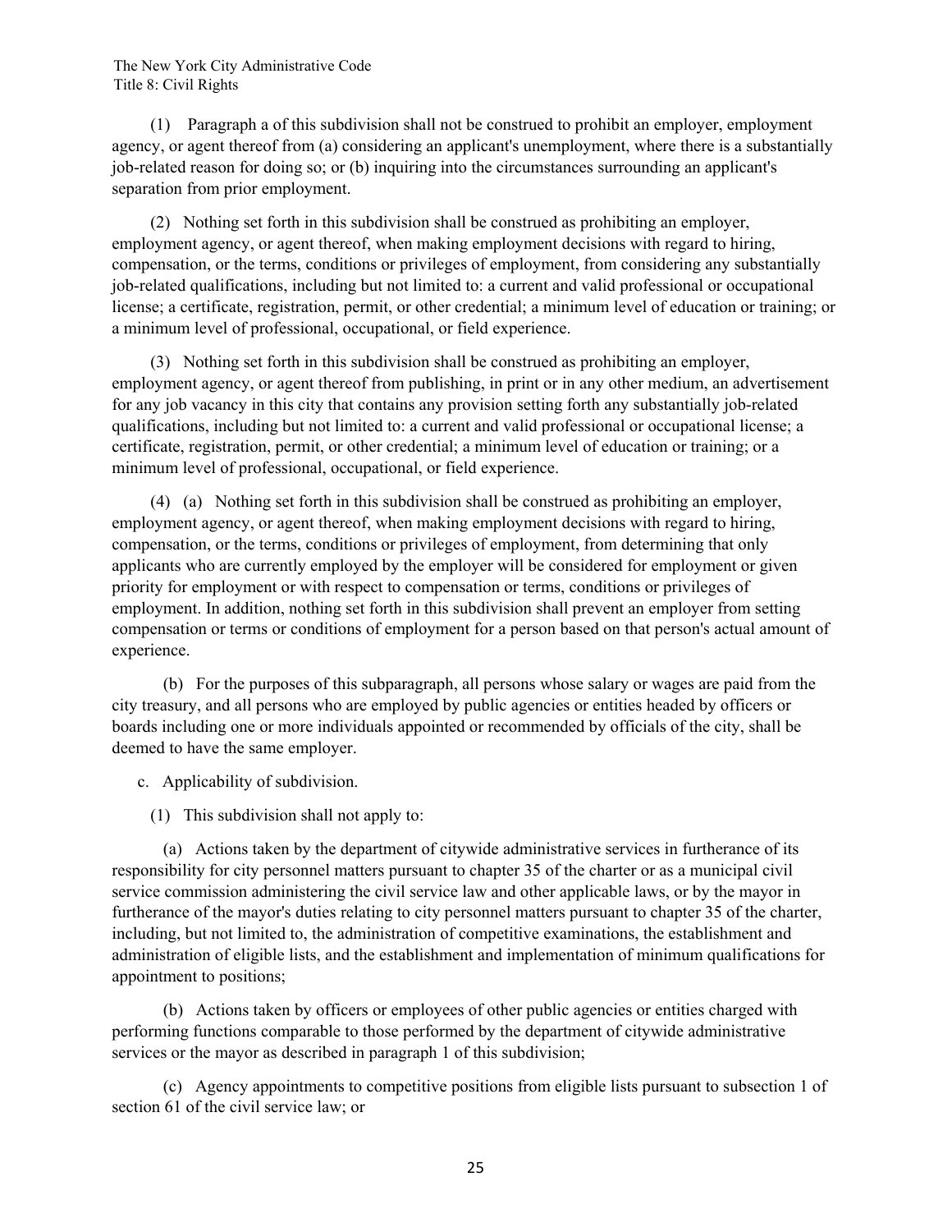(1) Paragraph a of this subdivision shall not be construed to prohibit an employer, employment agency, or agent thereof from (a) considering an applicant's unemployment, where there is a substantially job-related reason for doing so; or (b) inquiring into the circumstances surrounding an applicant's separation from prior employment.

(2) Nothing set forth in this subdivision shall be construed as prohibiting an employer, employment agency, or agent thereof, when making employment decisions with regard to hiring, compensation, or the terms, conditions or privileges of employment, from considering any substantially job-related qualifications, including but not limited to: a current and valid professional or occupational license; a certificate, registration, permit, or other credential; a minimum level of education or training; or a minimum level of professional, occupational, or field experience.

(3) Nothing set forth in this subdivision shall be construed as prohibiting an employer, employment agency, or agent thereof from publishing, in print or in any other medium, an advertisement for any job vacancy in this city that contains any provision setting forth any substantially job-related qualifications, including but not limited to: a current and valid professional or occupational license; a certificate, registration, permit, or other credential; a minimum level of education or training; or a minimum level of professional, occupational, or field experience.

(4) (a) Nothing set forth in this subdivision shall be construed as prohibiting an employer, employment agency, or agent thereof, when making employment decisions with regard to hiring, compensation, or the terms, conditions or privileges of employment, from determining that only applicants who are currently employed by the employer will be considered for employment or given priority for employment or with respect to compensation or terms, conditions or privileges of employment. In addition, nothing set forth in this subdivision shall prevent an employer from setting compensation or terms or conditions of employment for a person based on that person's actual amount of experience.

(b) For the purposes of this subparagraph, all persons whose salary or wages are paid from the city treasury, and all persons who are employed by public agencies or entities headed by officers or boards including one or more individuals appointed or recommended by officials of the city, shall be deemed to have the same employer.

c. Applicability of subdivision.

(1) This subdivision shall not apply to:

(a) Actions taken by the department of citywide administrative services in furtherance of its responsibility for city personnel matters pursuant to chapter 35 of the charter or as a municipal civil service commission administering the civil service law and other applicable laws, or by the mayor in furtherance of the mayor's duties relating to city personnel matters pursuant to chapter 35 of the charter, including, but not limited to, the administration of competitive examinations, the establishment and administration of eligible lists, and the establishment and implementation of minimum qualifications for appointment to positions;

(b) Actions taken by officers or employees of other public agencies or entities charged with performing functions comparable to those performed by the department of citywide administrative services or the mayor as described in paragraph 1 of this subdivision;

(c) Agency appointments to competitive positions from eligible lists pursuant to subsection 1 of section 61 of the civil service law; or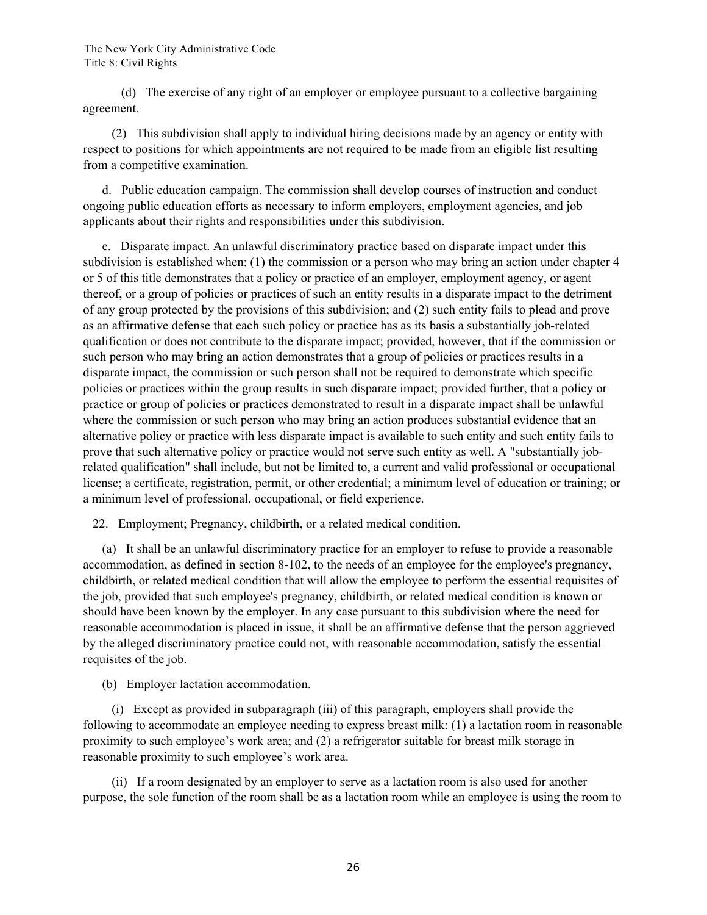(d) The exercise of any right of an employer or employee pursuant to a collective bargaining agreement.

(2) This subdivision shall apply to individual hiring decisions made by an agency or entity with respect to positions for which appointments are not required to be made from an eligible list resulting from a competitive examination.

d. Public education campaign. The commission shall develop courses of instruction and conduct ongoing public education efforts as necessary to inform employers, employment agencies, and job applicants about their rights and responsibilities under this subdivision.

e. Disparate impact. An unlawful discriminatory practice based on disparate impact under this subdivision is established when: (1) the commission or a person who may bring an action under chapter 4 or 5 of this title demonstrates that a policy or practice of an employer, employment agency, or agent thereof, or a group of policies or practices of such an entity results in a disparate impact to the detriment of any group protected by the provisions of this subdivision; and (2) such entity fails to plead and prove as an affirmative defense that each such policy or practice has as its basis a substantially job-related qualification or does not contribute to the disparate impact; provided, however, that if the commission or such person who may bring an action demonstrates that a group of policies or practices results in a disparate impact, the commission or such person shall not be required to demonstrate which specific policies or practices within the group results in such disparate impact; provided further, that a policy or practice or group of policies or practices demonstrated to result in a disparate impact shall be unlawful where the commission or such person who may bring an action produces substantial evidence that an alternative policy or practice with less disparate impact is available to such entity and such entity fails to prove that such alternative policy or practice would not serve such entity as well. A "substantially job-related qualification" shall include, but not be limited to, a current and valid professional or occupational license; a certificate, registration, permit, or other credential; a minimum level of education or training; or a minimum level of professional, occupational, or field experience.

22. Employment; Pregnancy, childbirth, or a related medical condition.

(a) It shall be an unlawful discriminatory practice for an employer to refuse to provide a reasonable accommodation, as defined in section 8-102, to the needs of an employee for the employee's pregnancy, childbirth, or related medical condition that will allow the employee to perform the essential requisites of the job, provided that such employee's pregnancy, childbirth, or related medical condition is known or should have been known by the employer. In any case pursuant to this subdivision where the need for reasonable accommodation is placed in issue, it shall be an affirmative defense that the person aggrieved by the alleged discriminatory practice could not, with reasonable accommodation, satisfy the essential requisites of the job.

(b) Employer lactation accommodation.

(i) Except as provided in subparagraph (iii) of this paragraph, employers shall provide the following to accommodate an employee needing to express breast milk: (1) a lactation room in reasonable proximity to such employee's work area; and (2) a refrigerator suitable for breast milk storage in reasonable proximity to such employee's work area.

(ii) If a room designated by an employer to serve as a lactation room is also used for another purpose, the sole function of the room shall be as a lactation room while an employee is using the room to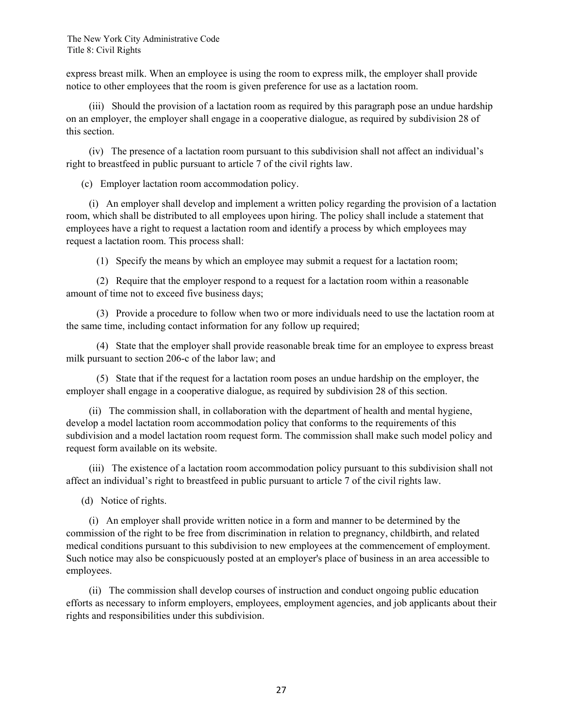express breast milk. When an employee is using the room to express milk, the employer shall provide notice to other employees that the room is given preference for use as a lactation room.

(iii) Should the provision of a lactation room as required by this paragraph pose an undue hardship on an employer, the employer shall engage in a cooperative dialogue, as required by subdivision 28 of this section.

(iv) The presence of a lactation room pursuant to this subdivision shall not affect an individual's right to breastfeed in public pursuant to article 7 of the civil rights law.

(c) Employer lactation room accommodation policy.

(i) An employer shall develop and implement a written policy regarding the provision of a lactation room, which shall be distributed to all employees upon hiring. The policy shall include a statement that employees have a right to request a lactation room and identify a process by which employees may request a lactation room. This process shall:

(1) Specify the means by which an employee may submit a request for a lactation room;

(2) Require that the employer respond to a request for a lactation room within a reasonable amount of time not to exceed five business days;

(3) Provide a procedure to follow when two or more individuals need to use the lactation room at the same time, including contact information for any follow up required;

(4) State that the employer shall provide reasonable break time for an employee to express breast milk pursuant to section 206-c of the labor law; and

(5) State that if the request for a lactation room poses an undue hardship on the employer, the employer shall engage in a cooperative dialogue, as required by subdivision 28 of this section.

(ii) The commission shall, in collaboration with the department of health and mental hygiene, develop a model lactation room accommodation policy that conforms to the requirements of this subdivision and a model lactation room request form. The commission shall make such model policy and request form available on its website.

(iii) The existence of a lactation room accommodation policy pursuant to this subdivision shall not affect an individual's right to breastfeed in public pursuant to article 7 of the civil rights law.

(d) Notice of rights.

(i) An employer shall provide written notice in a form and manner to be determined by the commission of the right to be free from discrimination in relation to pregnancy, childbirth, and related medical conditions pursuant to this subdivision to new employees at the commencement of employment. Such notice may also be conspicuously posted at an employer's place of business in an area accessible to employees.

(ii) The commission shall develop courses of instruction and conduct ongoing public education efforts as necessary to inform employers, employees, employment agencies, and job applicants about their rights and responsibilities under this subdivision.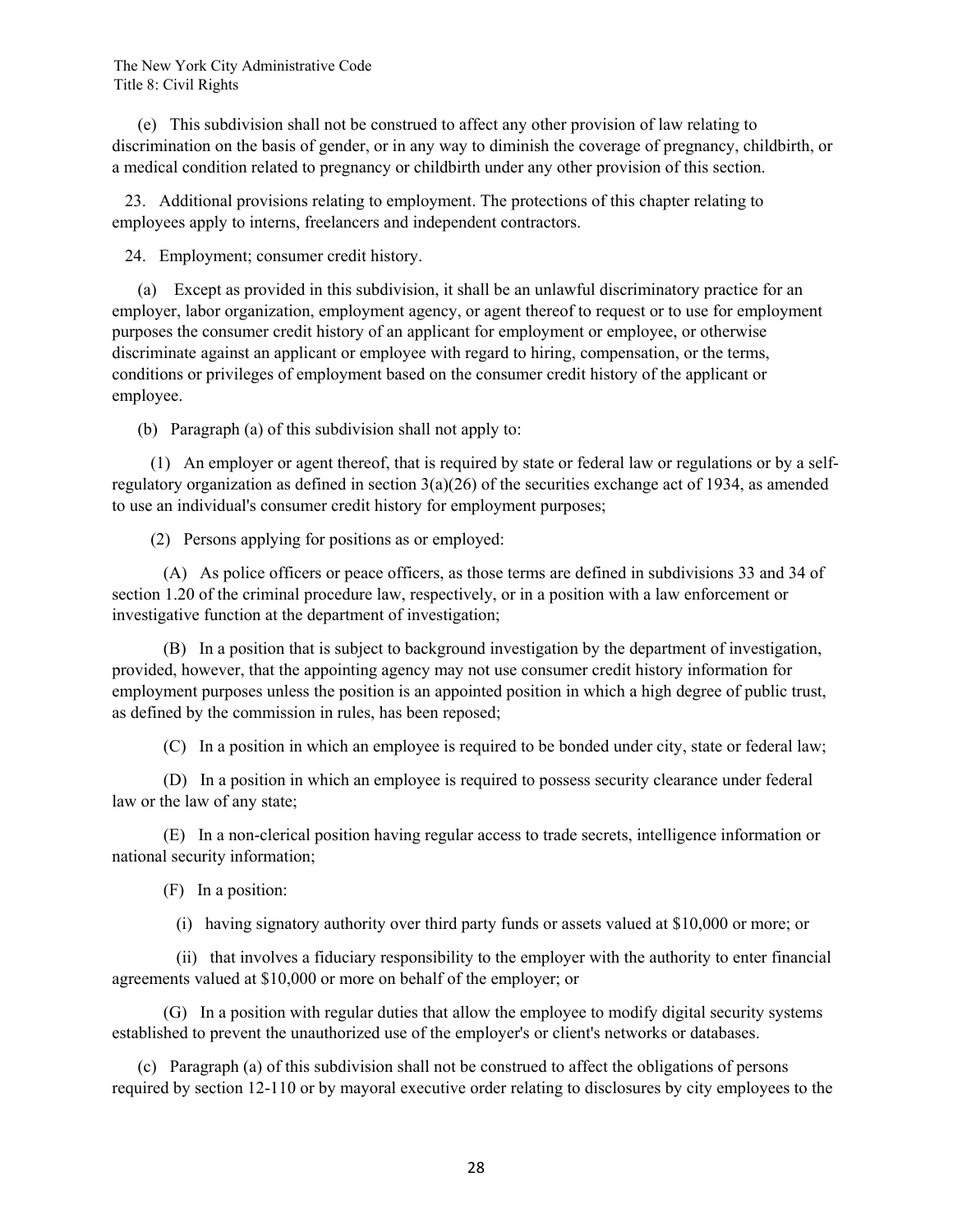(e) This subdivision shall not be construed to affect any other provision of law relating to discrimination on the basis of gender, or in any way to diminish the coverage of pregnancy, childbirth, or a medical condition related to pregnancy or childbirth under any other provision of this section.

23. Additional provisions relating to employment. The protections of this chapter relating to employees apply to interns, freelancers and independent contractors.

24. Employment; consumer credit history.

(a) Except as provided in this subdivision, it shall be an unlawful discriminatory practice for an employer, labor organization, employment agency, or agent thereof to request or to use for employment purposes the consumer credit history of an applicant for employment or employee, or otherwise discriminate against an applicant or employee with regard to hiring, compensation, or the terms, conditions or privileges of employment based on the consumer credit history of the applicant or employee.

(b) Paragraph (a) of this subdivision shall not apply to:

(1) An employer or agent thereof, that is required by state or federal law or regulations or by a self-regulatory organization as defined in section 3(a)(26) of the securities exchange act of 1934, as amended to use an individual's consumer credit history for employment purposes;

(2) Persons applying for positions as or employed:

(A) As police officers or peace officers, as those terms are defined in subdivisions 33 and 34 of section 1.20 of the criminal procedure law, respectively, or in a position with a law enforcement or investigative function at the department of investigation;

(B) In a position that is subject to background investigation by the department of investigation, provided, however, that the appointing agency may not use consumer credit history information for employment purposes unless the position is an appointed position in which a high degree of public trust, as defined by the commission in rules, has been reposed;

(C) In a position in which an employee is required to be bonded under city, state or federal law;

(D) In a position in which an employee is required to possess security clearance under federal law or the law of any state;

(E) In a non-clerical position having regular access to trade secrets, intelligence information or national security information;

(F) In a position:

(i) having signatory authority over third party funds or assets valued at $10,000 or more; or

(ii) that involves a fiduciary responsibility to the employer with the authority to enter financial agreements valued at $10,000 or more on behalf of the employer; or

(G) In a position with regular duties that allow the employee to modify digital security systems established to prevent the unauthorized use of the employer's or client's networks or databases.

(c) Paragraph (a) of this subdivision shall not be construed to affect the obligations of persons required by section 12-110 or by mayoral executive order relating to disclosures by city employees to the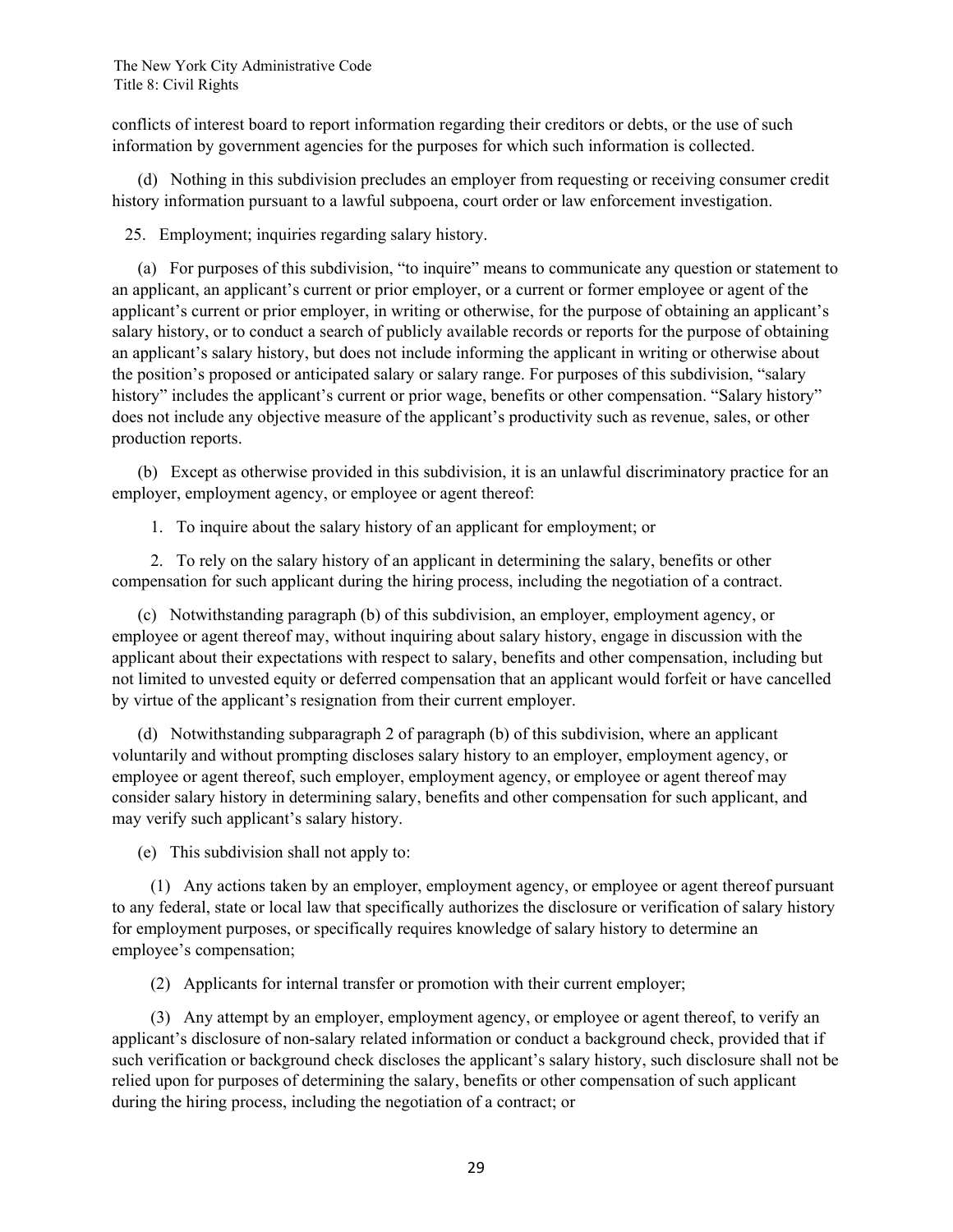conflicts of interest board to report information regarding their creditors or debts, or the use of such information by government agencies for the purposes for which such information is collected.

(d) Nothing in this subdivision precludes an employer from requesting or receiving consumer credit history information pursuant to a lawful subpoena, court order or law enforcement investigation.

25. Employment; inquiries regarding salary history.

(a) For purposes of this subdivision, “to inquire” means to communicate any question or statement to an applicant, an applicant’s current or prior employer, or a current or former employee or agent of the applicant’s current or prior employer, in writing or otherwise, for the purpose of obtaining an applicant’s salary history, or to conduct a search of publicly available records or reports for the purpose of obtaining an applicant’s salary history, but does not include informing the applicant in writing or otherwise about the position’s proposed or anticipated salary or salary range. For purposes of this subdivision, “salary history” includes the applicant’s current or prior wage, benefits or other compensation. “Salary history” does not include any objective measure of the applicant’s productivity such as revenue, sales, or other production reports.

(b) Except as otherwise provided in this subdivision, it is an unlawful discriminatory practice for an employer, employment agency, or employee or agent thereof:

1. To inquire about the salary history of an applicant for employment; or

2. To rely on the salary history of an applicant in determining the salary, benefits or other compensation for such applicant during the hiring process, including the negotiation of a contract.

(c) Notwithstanding paragraph (b) of this subdivision, an employer, employment agency, or employee or agent thereof may, without inquiring about salary history, engage in discussion with the applicant about their expectations with respect to salary, benefits and other compensation, including but not limited to unvested equity or deferred compensation that an applicant would forfeit or have cancelled by virtue of the applicant’s resignation from their current employer.

(d) Notwithstanding subparagraph 2 of paragraph (b) of this subdivision, where an applicant voluntarily and without prompting discloses salary history to an employer, employment agency, or employee or agent thereof, such employer, employment agency, or employee or agent thereof may consider salary history in determining salary, benefits and other compensation for such applicant, and may verify such applicant’s salary history.

(e) This subdivision shall not apply to:

(1) Any actions taken by an employer, employment agency, or employee or agent thereof pursuant to any federal, state or local law that specifically authorizes the disclosure or verification of salary history for employment purposes, or specifically requires knowledge of salary history to determine an employee’s compensation;

(2) Applicants for internal transfer or promotion with their current employer;

(3) Any attempt by an employer, employment agency, or employee or agent thereof, to verify an applicant’s disclosure of non-salary related information or conduct a background check, provided that if such verification or background check discloses the applicant’s salary history, such disclosure shall not be relied upon for purposes of determining the salary, benefits or other compensation of such applicant during the hiring process, including the negotiation of a contract; or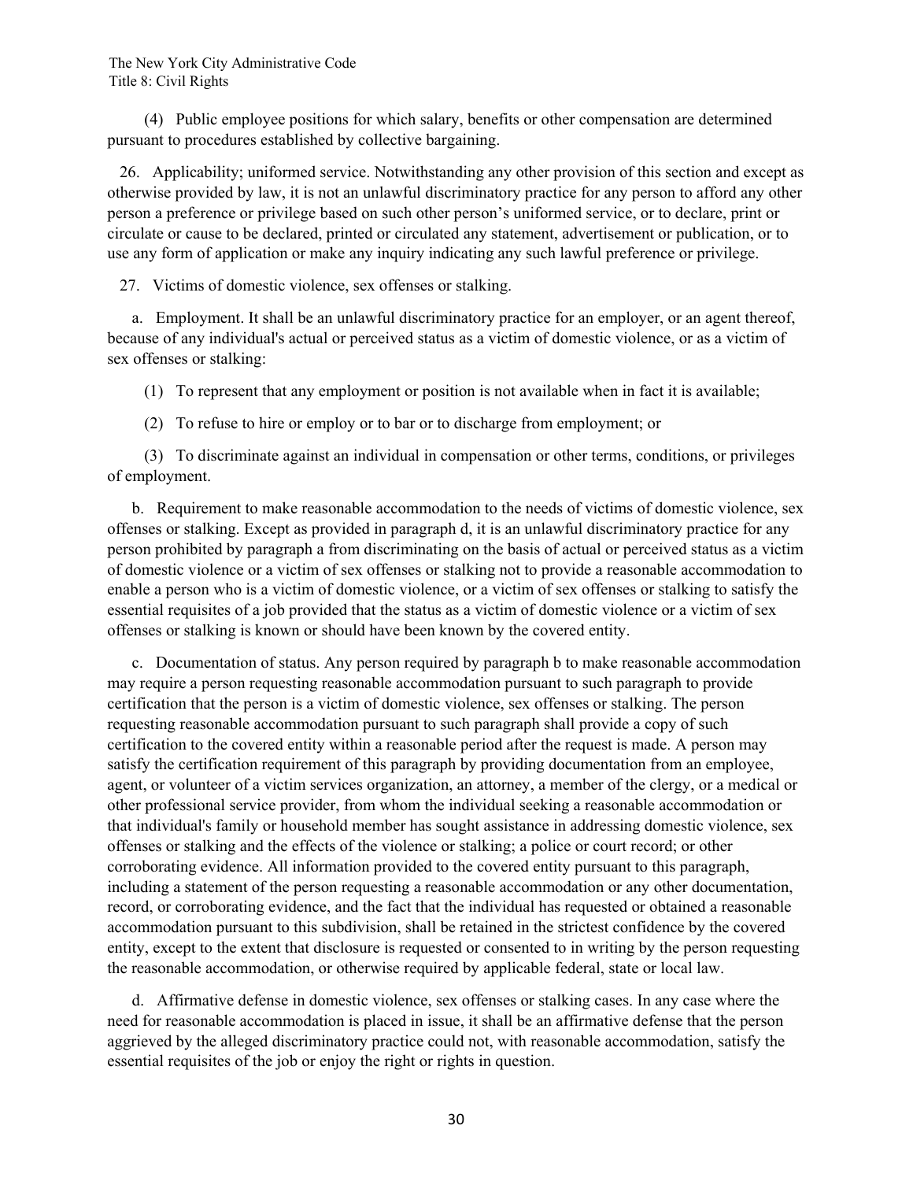(4) Public employee positions for which salary, benefits or other compensation are determined pursuant to procedures established by collective bargaining.

26. Applicability; uniformed service. Notwithstanding any other provision of this section and except as otherwise provided by law, it is not an unlawful discriminatory practice for any person to afford any other person a preference or privilege based on such other person's uniformed service, or to declare, print or circulate or cause to be declared, printed or circulated any statement, advertisement or publication, or to use any form of application or make any inquiry indicating any such lawful preference or privilege.

27. Victims of domestic violence, sex offenses or stalking.

a. Employment. It shall be an unlawful discriminatory practice for an employer, or an agent thereof, because of any individual's actual or perceived status as a victim of domestic violence, or as a victim of sex offenses or stalking:

(1) To represent that any employment or position is not available when in fact it is available;

(2) To refuse to hire or employ or to bar or to discharge from employment; or

(3) To discriminate against an individual in compensation or other terms, conditions, or privileges of employment.

b. Requirement to make reasonable accommodation to the needs of victims of domestic violence, sex offenses or stalking. Except as provided in paragraph d, it is an unlawful discriminatory practice for any person prohibited by paragraph a from discriminating on the basis of actual or perceived status as a victim of domestic violence or a victim of sex offenses or stalking not to provide a reasonable accommodation to enable a person who is a victim of domestic violence, or a victim of sex offenses or stalking to satisfy the essential requisites of a job provided that the status as a victim of domestic violence or a victim of sex offenses or stalking is known or should have been known by the covered entity.

c. Documentation of status. Any person required by paragraph b to make reasonable accommodation may require a person requesting reasonable accommodation pursuant to such paragraph to provide certification that the person is a victim of domestic violence, sex offenses or stalking. The person requesting reasonable accommodation pursuant to such paragraph shall provide a copy of such certification to the covered entity within a reasonable period after the request is made. A person may satisfy the certification requirement of this paragraph by providing documentation from an employee, agent, or volunteer of a victim services organization, an attorney, a member of the clergy, or a medical or other professional service provider, from whom the individual seeking a reasonable accommodation or that individual's family or household member has sought assistance in addressing domestic violence, sex offenses or stalking and the effects of the violence or stalking; a police or court record; or other corroborating evidence. All information provided to the covered entity pursuant to this paragraph, including a statement of the person requesting a reasonable accommodation or any other documentation, record, or corroborating evidence, and the fact that the individual has requested or obtained a reasonable accommodation pursuant to this subdivision, shall be retained in the strictest confidence by the covered entity, except to the extent that disclosure is requested or consented to in writing by the person requesting the reasonable accommodation, or otherwise required by applicable federal, state or local law.

d. Affirmative defense in domestic violence, sex offenses or stalking cases. In any case where the need for reasonable accommodation is placed in issue, it shall be an affirmative defense that the person aggrieved by the alleged discriminatory practice could not, with reasonable accommodation, satisfy the essential requisites of the job or enjoy the right or rights in question.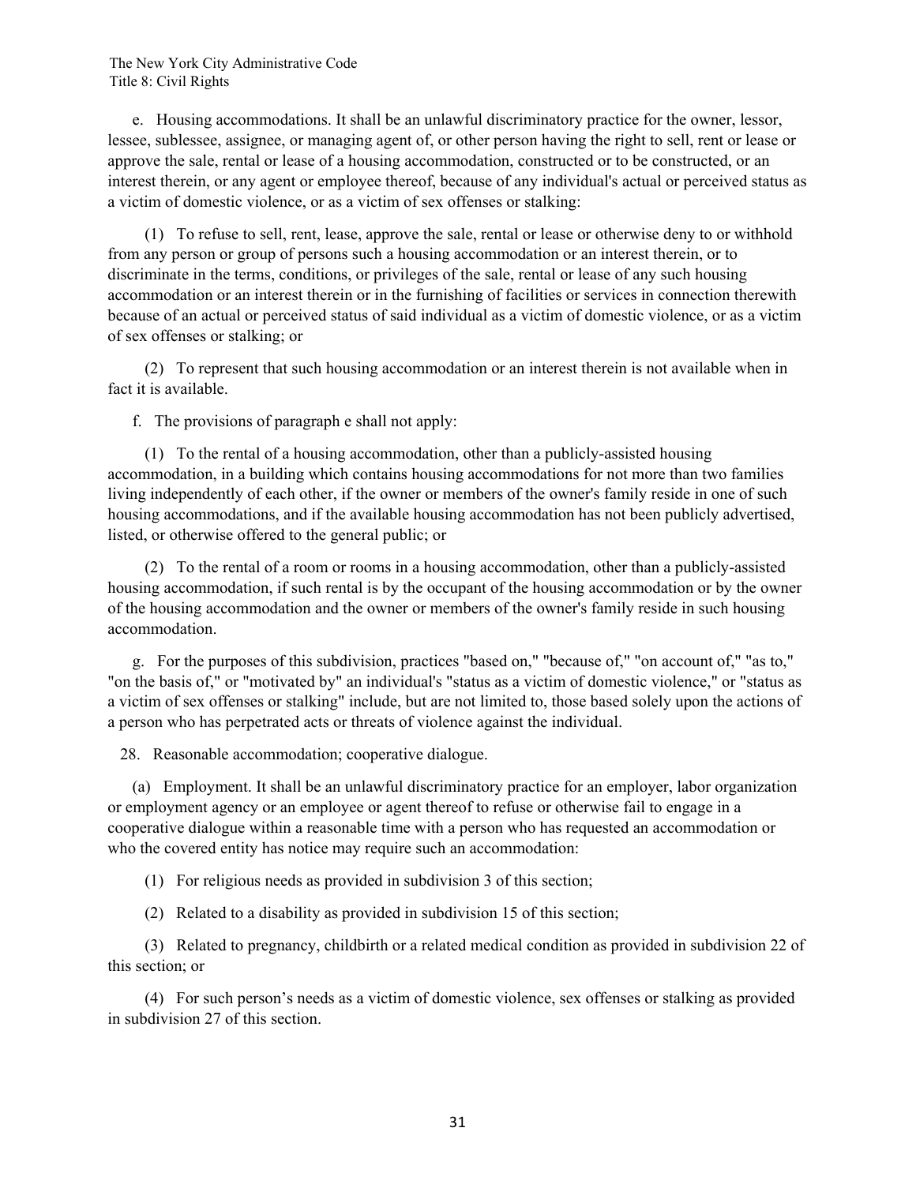e. Housing accommodations. It shall be an unlawful discriminatory practice for the owner, lessor, lessee, sublessee, assignee, or managing agent of, or other person having the right to sell, rent or lease or approve the sale, rental or lease of a housing accommodation, constructed or to be constructed, or an interest therein, or any agent or employee thereof, because of any individual's actual or perceived status as a victim of domestic violence, or as a victim of sex offenses or stalking:

(1) To refuse to sell, rent, lease, approve the sale, rental or lease or otherwise deny to or withhold from any person or group of persons such a housing accommodation or an interest therein, or to discriminate in the terms, conditions, or privileges of the sale, rental or lease of any such housing accommodation or an interest therein or in the furnishing of facilities or services in connection therewith because of an actual or perceived status of said individual as a victim of domestic violence, or as a victim of sex offenses or stalking; or

(2) To represent that such housing accommodation or an interest therein is not available when in fact it is available.

f. The provisions of paragraph e shall not apply:

(1) To the rental of a housing accommodation, other than a publicly-assisted housing accommodation, in a building which contains housing accommodations for not more than two families living independently of each other, if the owner or members of the owner's family reside in one of such housing accommodations, and if the available housing accommodation has not been publicly advertised, listed, or otherwise offered to the general public; or

(2) To the rental of a room or rooms in a housing accommodation, other than a publicly-assisted housing accommodation, if such rental is by the occupant of the housing accommodation or by the owner of the housing accommodation and the owner or members of the owner's family reside in such housing accommodation.

g. For the purposes of this subdivision, practices "based on," "because of," "on account of," "as to," "on the basis of," or "motivated by" an individual's "status as a victim of domestic violence," or "status as a victim of sex offenses or stalking" include, but are not limited to, those based solely upon the actions of a person who has perpetrated acts or threats of violence against the individual.

28. Reasonable accommodation; cooperative dialogue.

(a) Employment. It shall be an unlawful discriminatory practice for an employer, labor organization or employment agency or an employee or agent thereof to refuse or otherwise fail to engage in a cooperative dialogue within a reasonable time with a person who has requested an accommodation or who the covered entity has notice may require such an accommodation:

(1) For religious needs as provided in subdivision 3 of this section;

(2) Related to a disability as provided in subdivision 15 of this section;

(3) Related to pregnancy, childbirth or a related medical condition as provided in subdivision 22 of this section; or

(4) For such person's needs as a victim of domestic violence, sex offenses or stalking as provided in subdivision 27 of this section.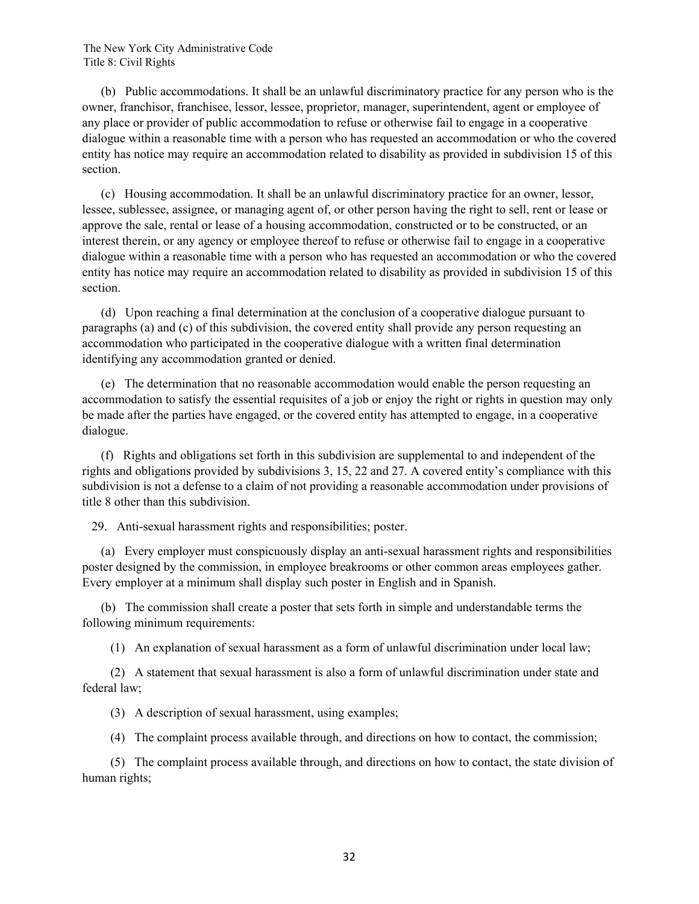(b) Public accommodations. It shall be an unlawful discriminatory practice for any person who is the owner, franchisor, franchisee, lessor, lessee, proprietor, manager, superintendent, agent or employee of any place or provider of public accommodation to refuse or otherwise fail to engage in a cooperative dialogue within a reasonable time with a person who has requested an accommodation or who the covered entity has notice may require an accommodation related to disability as provided in subdivision 15 of this section.

(c) Housing accommodation. It shall be an unlawful discriminatory practice for an owner, lessor, lessee, sublessee, assignee, or managing agent of, or other person having the right to sell, rent or lease or approve the sale, rental or lease of a housing accommodation, constructed or to be constructed, or an interest therein, or any agency or employee thereof to refuse or otherwise fail to engage in a cooperative dialogue within a reasonable time with a person who has requested an accommodation or who the covered entity has notice may require an accommodation related to disability as provided in subdivision 15 of this section.

(d) Upon reaching a final determination at the conclusion of a cooperative dialogue pursuant to paragraphs (a) and (c) of this subdivision, the covered entity shall provide any person requesting an accommodation who participated in the cooperative dialogue with a written final determination identifying any accommodation granted or denied.

(e) The determination that no reasonable accommodation would enable the person requesting an accommodation to satisfy the essential requisites of a job or enjoy the right or rights in question may only be made after the parties have engaged, or the covered entity has attempted to engage, in a cooperative dialogue.

(f) Rights and obligations set forth in this subdivision are supplemental to and independent of the rights and obligations provided by subdivisions 3, 15, 22 and 27. A covered entity's compliance with this subdivision is not a defense to a claim of not providing a reasonable accommodation under provisions of title 8 other than this subdivision.

29. Anti-sexual harassment rights and responsibilities; poster.

(a) Every employer must conspicuously display an anti-sexual harassment rights and responsibilities poster designed by the commission, in employee breakrooms or other common areas employees gather. Every employer at a minimum shall display such poster in English and in Spanish.

(b) The commission shall create a poster that sets forth in simple and understandable terms the following minimum requirements:

(1) An explanation of sexual harassment as a form of unlawful discrimination under local law;

(2) A statement that sexual harassment is also a form of unlawful discrimination under state and federal law;

(3) A description of sexual harassment, using examples;

(4) The complaint process available through, and directions on how to contact, the commission;

(5) The complaint process available through, and directions on how to contact, the state division of human rights;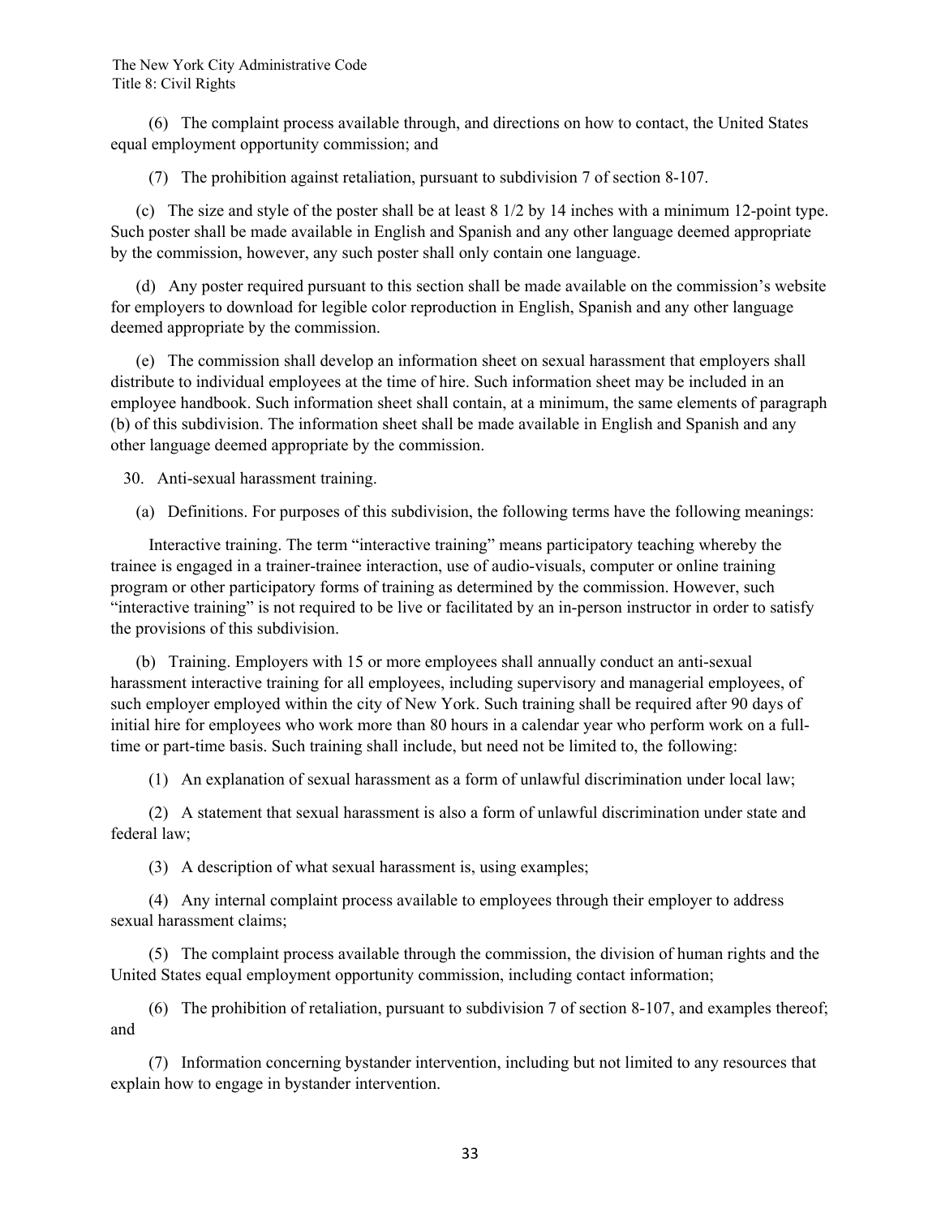(6) The complaint process available through, and directions on how to contact, the United States equal employment opportunity commission; and

(7) The prohibition against retaliation, pursuant to subdivision 7 of section 8-107.

(c) The size and style of the poster shall be at least 8 1/2 by 14 inches with a minimum 12-point type. Such poster shall be made available in English and Spanish and any other language deemed appropriate by the commission, however, any such poster shall only contain one language.

(d) Any poster required pursuant to this section shall be made available on the commission's website for employers to download for legible color reproduction in English, Spanish and any other language deemed appropriate by the commission.

(e) The commission shall develop an information sheet on sexual harassment that employers shall distribute to individual employees at the time of hire. Such information sheet may be included in an employee handbook. Such information sheet shall contain, at a minimum, the same elements of paragraph (b) of this subdivision. The information sheet shall be made available in English and Spanish and any other language deemed appropriate by the commission.

30. Anti-sexual harassment training.

(a) Definitions. For purposes of this subdivision, the following terms have the following meanings:

Interactive training. The term "interactive training" means participatory teaching whereby the trainee is engaged in a trainer-trainee interaction, use of audio-visuals, computer or online training program or other participatory forms of training as determined by the commission. However, such "interactive training" is not required to be live or facilitated by an in-person instructor in order to satisfy the provisions of this subdivision.

(b) Training. Employers with 15 or more employees shall annually conduct an anti-sexual harassment interactive training for all employees, including supervisory and managerial employees, of such employer employed within the city of New York. Such training shall be required after 90 days of initial hire for employees who work more than 80 hours in a calendar year who perform work on a full-time or part-time basis. Such training shall include, but need not be limited to, the following:

(1) An explanation of sexual harassment as a form of unlawful discrimination under local law;

(2) A statement that sexual harassment is also a form of unlawful discrimination under state and federal law;

(3) A description of what sexual harassment is, using examples;

(4) Any internal complaint process available to employees through their employer to address sexual harassment claims;

(5) The complaint process available through the commission, the division of human rights and the United States equal employment opportunity commission, including contact information;

(6) The prohibition of retaliation, pursuant to subdivision 7 of section 8-107, and examples thereof; and

(7) Information concerning bystander intervention, including but not limited to any resources that explain how to engage in bystander intervention.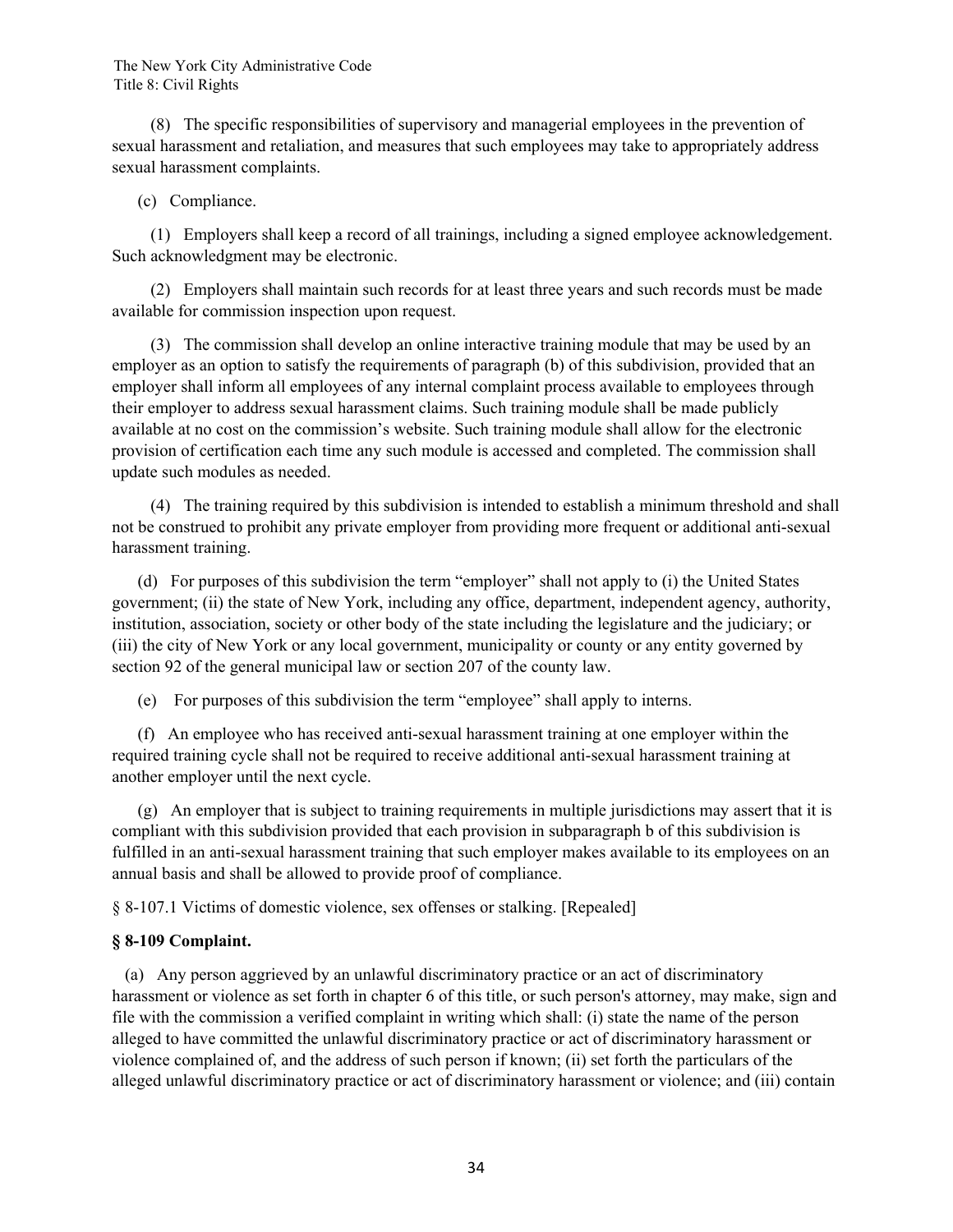(8) The specific responsibilities of supervisory and managerial employees in the prevention of sexual harassment and retaliation, and measures that such employees may take to appropriately address sexual harassment complaints.

(c) Compliance.

(1) Employers shall keep a record of all trainings, including a signed employee acknowledgement. Such acknowledgment may be electronic.

(2) Employers shall maintain such records for at least three years and such records must be made available for commission inspection upon request.

(3) The commission shall develop an online interactive training module that may be used by an employer as an option to satisfy the requirements of paragraph (b) of this subdivision, provided that an employer shall inform all employees of any internal complaint process available to employees through their employer to address sexual harassment claims. Such training module shall be made publicly available at no cost on the commission's website. Such training module shall allow for the electronic provision of certification each time any such module is accessed and completed. The commission shall update such modules as needed.

(4) The training required by this subdivision is intended to establish a minimum threshold and shall not be construed to prohibit any private employer from providing more frequent or additional anti-sexual harassment training.

(d) For purposes of this subdivision the term "employer" shall not apply to (i) the United States government; (ii) the state of New York, including any office, department, independent agency, authority, institution, association, society or other body of the state including the legislature and the judiciary; or (iii) the city of New York or any local government, municipality or county or any entity governed by section 92 of the general municipal law or section 207 of the county law.

(e) For purposes of this subdivision the term "employee" shall apply to interns.

(f) An employee who has received anti-sexual harassment training at one employer within the required training cycle shall not be required to receive additional anti-sexual harassment training at another employer until the next cycle.

(g) An employer that is subject to training requirements in multiple jurisdictions may assert that it is compliant with this subdivision provided that each provision in subparagraph b of this subdivision is fulfilled in an anti-sexual harassment training that such employer makes available to its employees on an annual basis and shall be allowed to provide proof of compliance.

§ 8-107.1 Victims of domestic violence, sex offenses or stalking. [Repealed]

### § 8-109 Complaint.

(a) Any person aggrieved by an unlawful discriminatory practice or an act of discriminatory harassment or violence as set forth in chapter 6 of this title, or such person's attorney, may make, sign and file with the commission a verified complaint in writing which shall: (i) state the name of the person alleged to have committed the unlawful discriminatory practice or act of discriminatory harassment or violence complained of, and the address of such person if known; (ii) set forth the particulars of the alleged unlawful discriminatory practice or act of discriminatory harassment or violence; and (iii) contain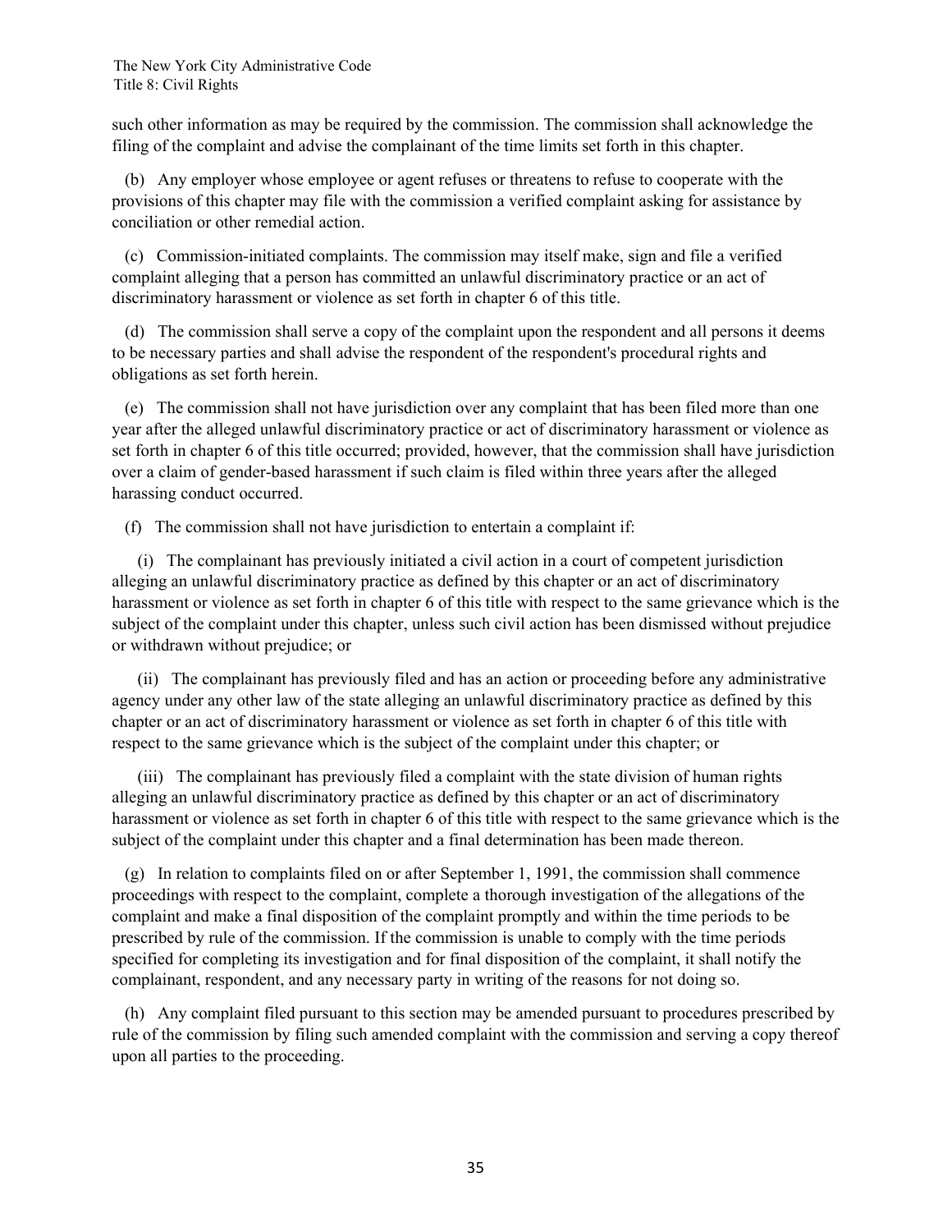such other information as may be required by the commission. The commission shall acknowledge the filing of the complaint and advise the complainant of the time limits set forth in this chapter.

(b) Any employer whose employee or agent refuses or threatens to refuse to cooperate with the provisions of this chapter may file with the commission a verified complaint asking for assistance by conciliation or other remedial action.

(c) Commission-initiated complaints. The commission may itself make, sign and file a verified complaint alleging that a person has committed an unlawful discriminatory practice or an act of discriminatory harassment or violence as set forth in chapter 6 of this title.

(d) The commission shall serve a copy of the complaint upon the respondent and all persons it deems to be necessary parties and shall advise the respondent of the respondent's procedural rights and obligations as set forth herein.

(e) The commission shall not have jurisdiction over any complaint that has been filed more than one year after the alleged unlawful discriminatory practice or act of discriminatory harassment or violence as set forth in chapter 6 of this title occurred; provided, however, that the commission shall have jurisdiction over a claim of gender-based harassment if such claim is filed within three years after the alleged harassing conduct occurred.

(f) The commission shall not have jurisdiction to entertain a complaint if:

(i) The complainant has previously initiated a civil action in a court of competent jurisdiction alleging an unlawful discriminatory practice as defined by this chapter or an act of discriminatory harassment or violence as set forth in chapter 6 of this title with respect to the same grievance which is the subject of the complaint under this chapter, unless such civil action has been dismissed without prejudice or withdrawn without prejudice; or

(ii) The complainant has previously filed and has an action or proceeding before any administrative agency under any other law of the state alleging an unlawful discriminatory practice as defined by this chapter or an act of discriminatory harassment or violence as set forth in chapter 6 of this title with respect to the same grievance which is the subject of the complaint under this chapter; or

(iii) The complainant has previously filed a complaint with the state division of human rights alleging an unlawful discriminatory practice as defined by this chapter or an act of discriminatory harassment or violence as set forth in chapter 6 of this title with respect to the same grievance which is the subject of the complaint under this chapter and a final determination has been made thereon.

(g) In relation to complaints filed on or after September 1, 1991, the commission shall commence proceedings with respect to the complaint, complete a thorough investigation of the allegations of the complaint and make a final disposition of the complaint promptly and within the time periods to be prescribed by rule of the commission. If the commission is unable to comply with the time periods specified for completing its investigation and for final disposition of the complaint, it shall notify the complainant, respondent, and any necessary party in writing of the reasons for not doing so.

(h) Any complaint filed pursuant to this section may be amended pursuant to procedures prescribed by rule of the commission by filing such amended complaint with the commission and serving a copy thereof upon all parties to the proceeding.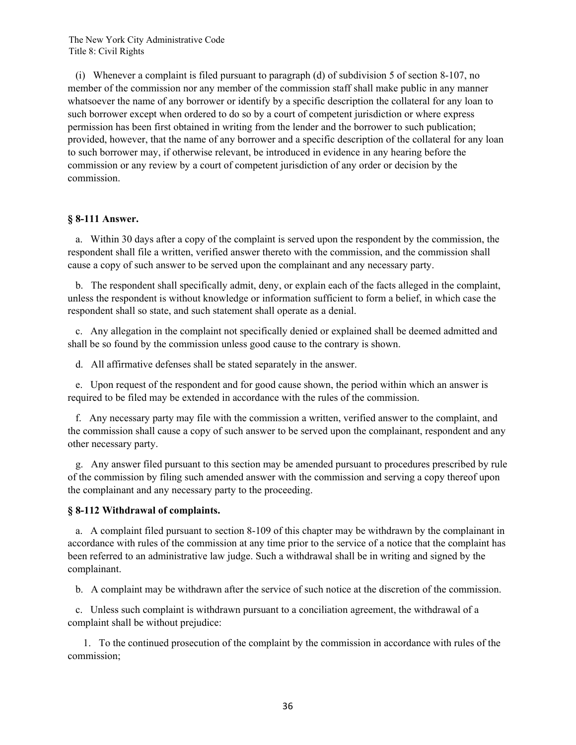(i) Whenever a complaint is filed pursuant to paragraph (d) of subdivision 5 of section 8-107, no member of the commission nor any member of the commission staff shall make public in any manner whatsoever the name of any borrower or identify by a specific description the collateral for any loan to such borrower except when ordered to do so by a court of competent jurisdiction or where express permission has been first obtained in writing from the lender and the borrower to such publication; provided, however, that the name of any borrower and a specific description of the collateral for any loan to such borrower may, if otherwise relevant, be introduced in evidence in any hearing before the commission or any review by a court of competent jurisdiction of any order or decision by the commission.

### § 8-111 Answer.

a. Within 30 days after a copy of the complaint is served upon the respondent by the commission, the respondent shall file a written, verified answer thereto with the commission, and the commission shall cause a copy of such answer to be served upon the complainant and any necessary party.

b. The respondent shall specifically admit, deny, or explain each of the facts alleged in the complaint, unless the respondent is without knowledge or information sufficient to form a belief, in which case the respondent shall so state, and such statement shall operate as a denial.

c. Any allegation in the complaint not specifically denied or explained shall be deemed admitted and shall be so found by the commission unless good cause to the contrary is shown.

d. All affirmative defenses shall be stated separately in the answer.

e. Upon request of the respondent and for good cause shown, the period within which an answer is required to be filed may be extended in accordance with the rules of the commission.

f. Any necessary party may file with the commission a written, verified answer to the complaint, and the commission shall cause a copy of such answer to be served upon the complainant, respondent and any other necessary party.

g. Any answer filed pursuant to this section may be amended pursuant to procedures prescribed by rule of the commission by filing such amended answer with the commission and serving a copy thereof upon the complainant and any necessary party to the proceeding.

### § 8-112 Withdrawal of complaints.

a. A complaint filed pursuant to section 8-109 of this chapter may be withdrawn by the complainant in accordance with rules of the commission at any time prior to the service of a notice that the complaint has been referred to an administrative law judge. Such a withdrawal shall be in writing and signed by the complainant.

b. A complaint may be withdrawn after the service of such notice at the discretion of the commission.

c. Unless such complaint is withdrawn pursuant to a conciliation agreement, the withdrawal of a complaint shall be without prejudice:

1. To the continued prosecution of the complaint by the commission in accordance with rules of the commission;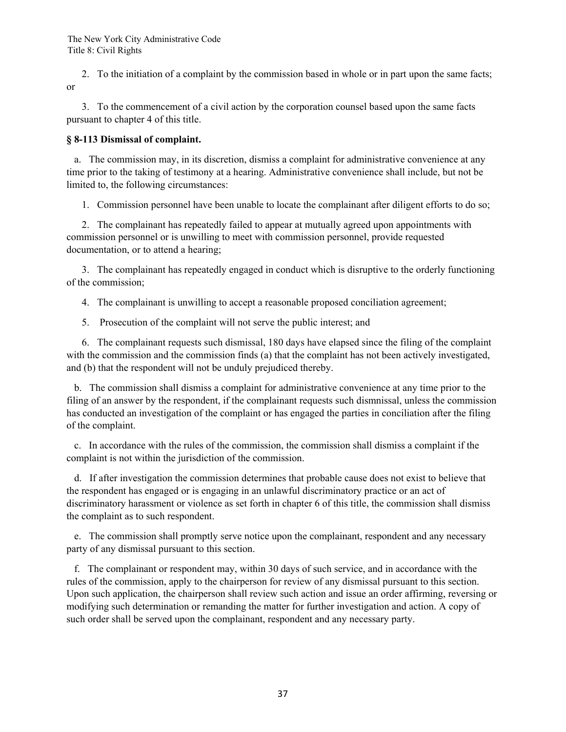2. To the initiation of a complaint by the commission based in whole or in part upon the same facts; or

3. To the commencement of a civil action by the corporation counsel based upon the same facts pursuant to chapter 4 of this title.

**§ 8-113 Dismissal of complaint.**

a. The commission may, in its discretion, dismiss a complaint for administrative convenience at any time prior to the taking of testimony at a hearing. Administrative convenience shall include, but not be limited to, the following circumstances:

1. Commission personnel have been unable to locate the complainant after diligent efforts to do so;

2. The complainant has repeatedly failed to appear at mutually agreed upon appointments with commission personnel or is unwilling to meet with commission personnel, provide requested documentation, or to attend a hearing;

3. The complainant has repeatedly engaged in conduct which is disruptive to the orderly functioning of the commission;

4. The complainant is unwilling to accept a reasonable proposed conciliation agreement;

5. Prosecution of the complaint will not serve the public interest; and

6. The complainant requests such dismissal, 180 days have elapsed since the filing of the complaint with the commission and the commission finds (a) that the complaint has not been actively investigated, and (b) that the respondent will not be unduly prejudiced thereby.

b. The commission shall dismiss a complaint for administrative convenience at any time prior to the filing of an answer by the respondent, if the complainant requests such dismnissal, unless the commission has conducted an investigation of the complaint or has engaged the parties in conciliation after the filing of the complaint.

c. In accordance with the rules of the commission, the commission shall dismiss a complaint if the complaint is not within the jurisdiction of the commission.

d. If after investigation the commission determines that probable cause does not exist to believe that the respondent has engaged or is engaging in an unlawful discriminatory practice or an act of discriminatory harassment or violence as set forth in chapter 6 of this title, the commission shall dismiss the complaint as to such respondent.

e. The commission shall promptly serve notice upon the complainant, respondent and any necessary party of any dismissal pursuant to this section.

f. The complainant or respondent may, within 30 days of such service, and in accordance with the rules of the commission, apply to the chairperson for review of any dismissal pursuant to this section. Upon such application, the chairperson shall review such action and issue an order affirming, reversing or modifying such determination or remanding the matter for further investigation and action. A copy of such order shall be served upon the complainant, respondent and any necessary party.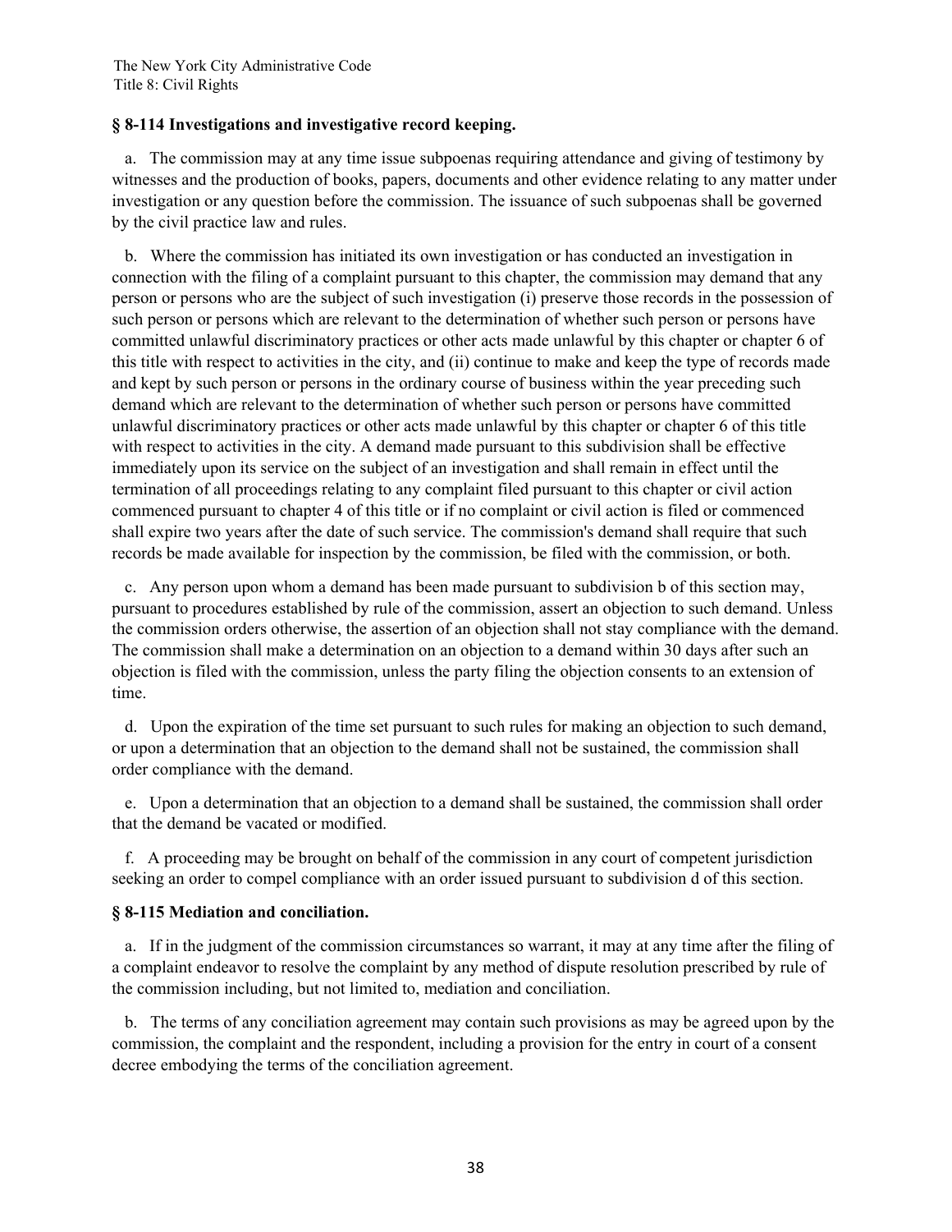### § 8-114 Investigations and investigative record keeping.

a. The commission may at any time issue subpoenas requiring attendance and giving of testimony by witnesses and the production of books, papers, documents and other evidence relating to any matter under investigation or any question before the commission. The issuance of such subpoenas shall be governed by the civil practice law and rules.

b. Where the commission has initiated its own investigation or has conducted an investigation in connection with the filing of a complaint pursuant to this chapter, the commission may demand that any person or persons who are the subject of such investigation (i) preserve those records in the possession of such person or persons which are relevant to the determination of whether such person or persons have committed unlawful discriminatory practices or other acts made unlawful by this chapter or chapter 6 of this title with respect to activities in the city, and (ii) continue to make and keep the type of records made and kept by such person or persons in the ordinary course of business within the year preceding such demand which are relevant to the determination of whether such person or persons have committed unlawful discriminatory practices or other acts made unlawful by this chapter or chapter 6 of this title with respect to activities in the city. A demand made pursuant to this subdivision shall be effective immediately upon its service on the subject of an investigation and shall remain in effect until the termination of all proceedings relating to any complaint filed pursuant to this chapter or civil action commenced pursuant to chapter 4 of this title or if no complaint or civil action is filed or commenced shall expire two years after the date of such service. The commission's demand shall require that such records be made available for inspection by the commission, be filed with the commission, or both.

c. Any person upon whom a demand has been made pursuant to subdivision b of this section may, pursuant to procedures established by rule of the commission, assert an objection to such demand. Unless the commission orders otherwise, the assertion of an objection shall not stay compliance with the demand. The commission shall make a determination on an objection to a demand within 30 days after such an objection is filed with the commission, unless the party filing the objection consents to an extension of time.

d. Upon the expiration of the time set pursuant to such rules for making an objection to such demand, or upon a determination that an objection to the demand shall not be sustained, the commission shall order compliance with the demand.

e. Upon a determination that an objection to a demand shall be sustained, the commission shall order that the demand be vacated or modified.

f. A proceeding may be brought on behalf of the commission in any court of competent jurisdiction seeking an order to compel compliance with an order issued pursuant to subdivision d of this section.

### § 8-115 Mediation and conciliation.

a. If in the judgment of the commission circumstances so warrant, it may at any time after the filing of a complaint endeavor to resolve the complaint by any method of dispute resolution prescribed by rule of the commission including, but not limited to, mediation and conciliation.

b. The terms of any conciliation agreement may contain such provisions as may be agreed upon by the commission, the complaint and the respondent, including a provision for the entry in court of a consent decree embodying the terms of the conciliation agreement.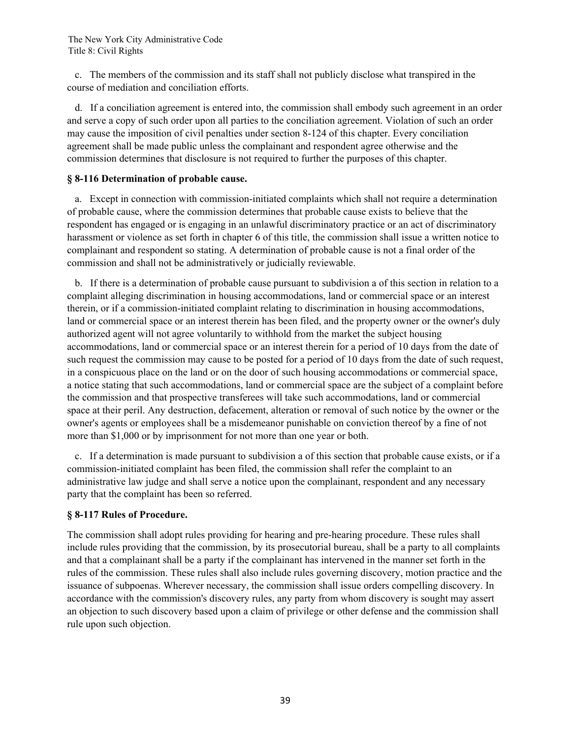c. The members of the commission and its staff shall not publicly disclose what transpired in the course of mediation and conciliation efforts.

d. If a conciliation agreement is entered into, the commission shall embody such agreement in an order and serve a copy of such order upon all parties to the conciliation agreement. Violation of such an order may cause the imposition of civil penalties under section 8-124 of this chapter. Every conciliation agreement shall be made public unless the complainant and respondent agree otherwise and the commission determines that disclosure is not required to further the purposes of this chapter.

### § 8-116 Determination of probable cause.

a. Except in connection with commission-initiated complaints which shall not require a determination of probable cause, where the commission determines that probable cause exists to believe that the respondent has engaged or is engaging in an unlawful discriminatory practice or an act of discriminatory harassment or violence as set forth in chapter 6 of this title, the commission shall issue a written notice to complainant and respondent so stating. A determination of probable cause is not a final order of the commission and shall not be administratively or judicially reviewable.

b. If there is a determination of probable cause pursuant to subdivision a of this section in relation to a complaint alleging discrimination in housing accommodations, land or commercial space or an interest therein, or if a commission-initiated complaint relating to discrimination in housing accommodations, land or commercial space or an interest therein has been filed, and the property owner or the owner's duly authorized agent will not agree voluntarily to withhold from the market the subject housing accommodations, land or commercial space or an interest therein for a period of 10 days from the date of such request the commission may cause to be posted for a period of 10 days from the date of such request, in a conspicuous place on the land or on the door of such housing accommodations or commercial space, a notice stating that such accommodations, land or commercial space are the subject of a complaint before the commission and that prospective transferees will take such accommodations, land or commercial space at their peril. Any destruction, defacement, alteration or removal of such notice by the owner or the owner's agents or employees shall be a misdemeanor punishable on conviction thereof by a fine of not more than $1,000 or by imprisonment for not more than one year or both.

c. If a determination is made pursuant to subdivision a of this section that probable cause exists, or if a commission-initiated complaint has been filed, the commission shall refer the complaint to an administrative law judge and shall serve a notice upon the complainant, respondent and any necessary party that the complaint has been so referred.

### § 8-117 Rules of Procedure.

The commission shall adopt rules providing for hearing and pre-hearing procedure. These rules shall include rules providing that the commission, by its prosecutorial bureau, shall be a party to all complaints and that a complainant shall be a party if the complainant has intervened in the manner set forth in the rules of the commission. These rules shall also include rules governing discovery, motion practice and the issuance of subpoenas. Wherever necessary, the commission shall issue orders compelling discovery. In accordance with the commission's discovery rules, any party from whom discovery is sought may assert an objection to such discovery based upon a claim of privilege or other defense and the commission shall rule upon such objection.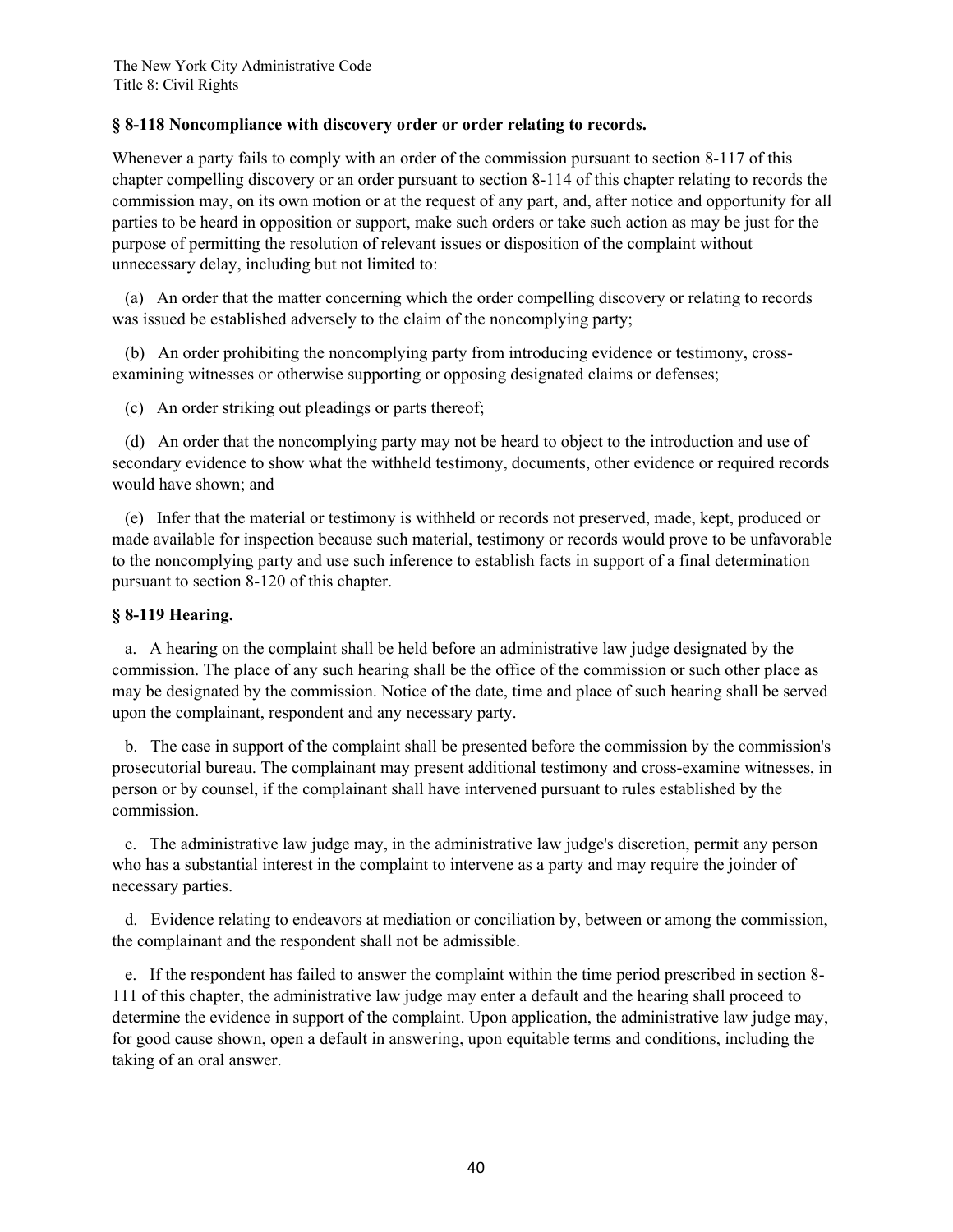### § 8-118 Noncompliance with discovery order or order relating to records.

Whenever a party fails to comply with an order of the commission pursuant to section 8-117 of this chapter compelling discovery or an order pursuant to section 8-114 of this chapter relating to records the commission may, on its own motion or at the request of any part, and, after notice and opportunity for all parties to be heard in opposition or support, make such orders or take such action as may be just for the purpose of permitting the resolution of relevant issues or disposition of the complaint without unnecessary delay, including but not limited to:

(a) An order that the matter concerning which the order compelling discovery or relating to records was issued be established adversely to the claim of the noncomplying party;

(b) An order prohibiting the noncomplying party from introducing evidence or testimony, cross-examining witnesses or otherwise supporting or opposing designated claims or defenses;

(c) An order striking out pleadings or parts thereof;

(d) An order that the noncomplying party may not be heard to object to the introduction and use of secondary evidence to show what the withheld testimony, documents, other evidence or required records would have shown; and

(e) Infer that the material or testimony is withheld or records not preserved, made, kept, produced or made available for inspection because such material, testimony or records would prove to be unfavorable to the noncomplying party and use such inference to establish facts in support of a final determination pursuant to section 8-120 of this chapter.

### § 8-119 Hearing.

a. A hearing on the complaint shall be held before an administrative law judge designated by the commission. The place of any such hearing shall be the office of the commission or such other place as may be designated by the commission. Notice of the date, time and place of such hearing shall be served upon the complainant, respondent and any necessary party.

b. The case in support of the complaint shall be presented before the commission by the commission's prosecutorial bureau. The complainant may present additional testimony and cross-examine witnesses, in person or by counsel, if the complainant shall have intervened pursuant to rules established by the commission.

c. The administrative law judge may, in the administrative law judge's discretion, permit any person who has a substantial interest in the complaint to intervene as a party and may require the joinder of necessary parties.

d. Evidence relating to endeavors at mediation or conciliation by, between or among the commission, the complainant and the respondent shall not be admissible.

e. If the respondent has failed to answer the complaint within the time period prescribed in section 8-111 of this chapter, the administrative law judge may enter a default and the hearing shall proceed to determine the evidence in support of the complaint. Upon application, the administrative law judge may, for good cause shown, open a default in answering, upon equitable terms and conditions, including the taking of an oral answer.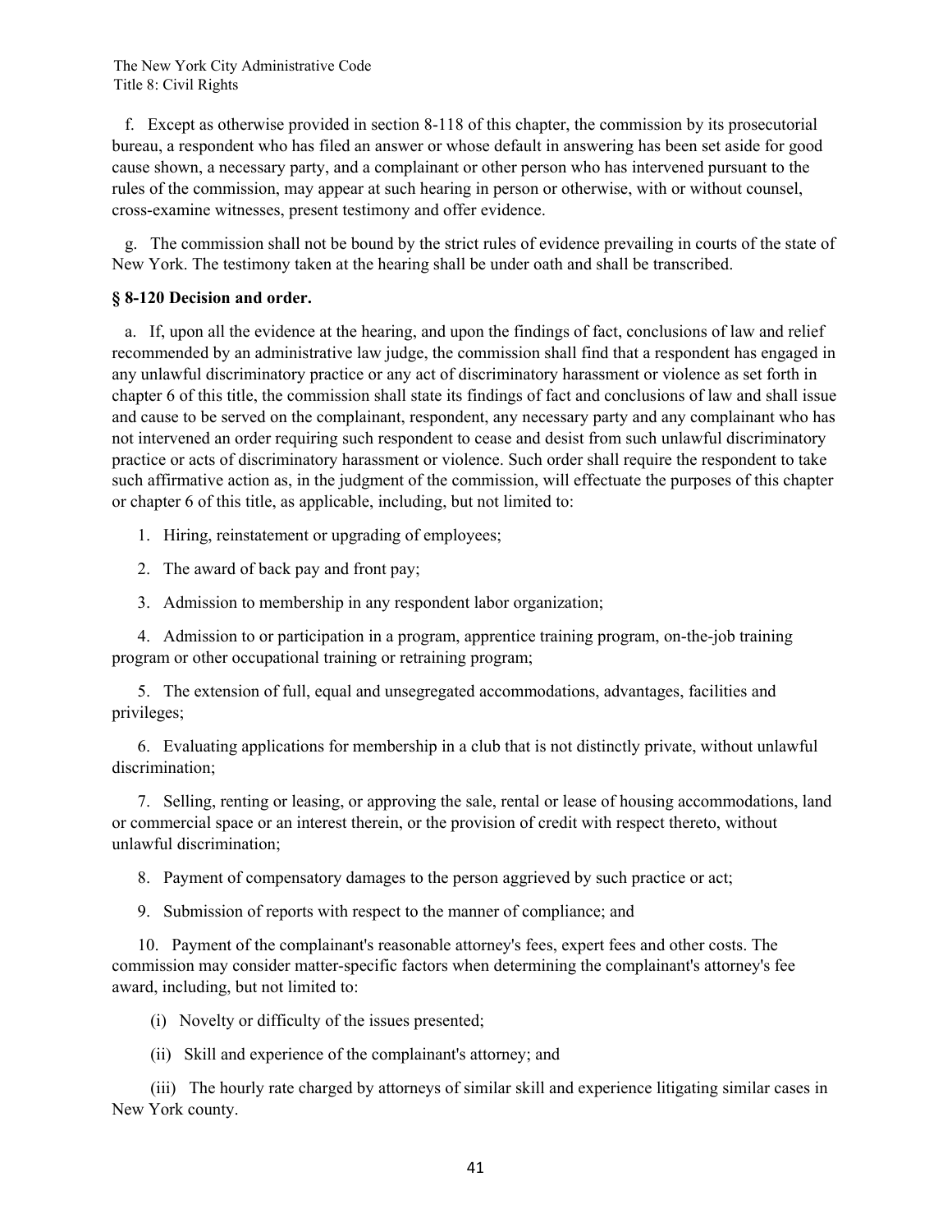f. Except as otherwise provided in section 8-118 of this chapter, the commission by its prosecutorial bureau, a respondent who has filed an answer or whose default in answering has been set aside for good cause shown, a necessary party, and a complainant or other person who has intervened pursuant to the rules of the commission, may appear at such hearing in person or otherwise, with or without counsel, cross-examine witnesses, present testimony and offer evidence.

g. The commission shall not be bound by the strict rules of evidence prevailing in courts of the state of New York. The testimony taken at the hearing shall be under oath and shall be transcribed.

**§ 8-120 Decision and order.**

a. If, upon all the evidence at the hearing, and upon the findings of fact, conclusions of law and relief recommended by an administrative law judge, the commission shall find that a respondent has engaged in any unlawful discriminatory practice or any act of discriminatory harassment or violence as set forth in chapter 6 of this title, the commission shall state its findings of fact and conclusions of law and shall issue and cause to be served on the complainant, respondent, any necessary party and any complainant who has not intervened an order requiring such respondent to cease and desist from such unlawful discriminatory practice or acts of discriminatory harassment or violence. Such order shall require the respondent to take such affirmative action as, in the judgment of the commission, will effectuate the purposes of this chapter or chapter 6 of this title, as applicable, including, but not limited to:

1. Hiring, reinstatement or upgrading of employees;

2. The award of back pay and front pay;

3. Admission to membership in any respondent labor organization;

4. Admission to or participation in a program, apprentice training program, on-the-job training program or other occupational training or retraining program;

5. The extension of full, equal and unsegregated accommodations, advantages, facilities and privileges;

6. Evaluating applications for membership in a club that is not distinctly private, without unlawful discrimination;

7. Selling, renting or leasing, or approving the sale, rental or lease of housing accommodations, land or commercial space or an interest therein, or the provision of credit with respect thereto, without unlawful discrimination;

8. Payment of compensatory damages to the person aggrieved by such practice or act;

9. Submission of reports with respect to the manner of compliance; and

10. Payment of the complainant's reasonable attorney's fees, expert fees and other costs. The commission may consider matter-specific factors when determining the complainant's attorney's fee award, including, but not limited to:

(i) Novelty or difficulty of the issues presented;

(ii) Skill and experience of the complainant's attorney; and

(iii) The hourly rate charged by attorneys of similar skill and experience litigating similar cases in New York county.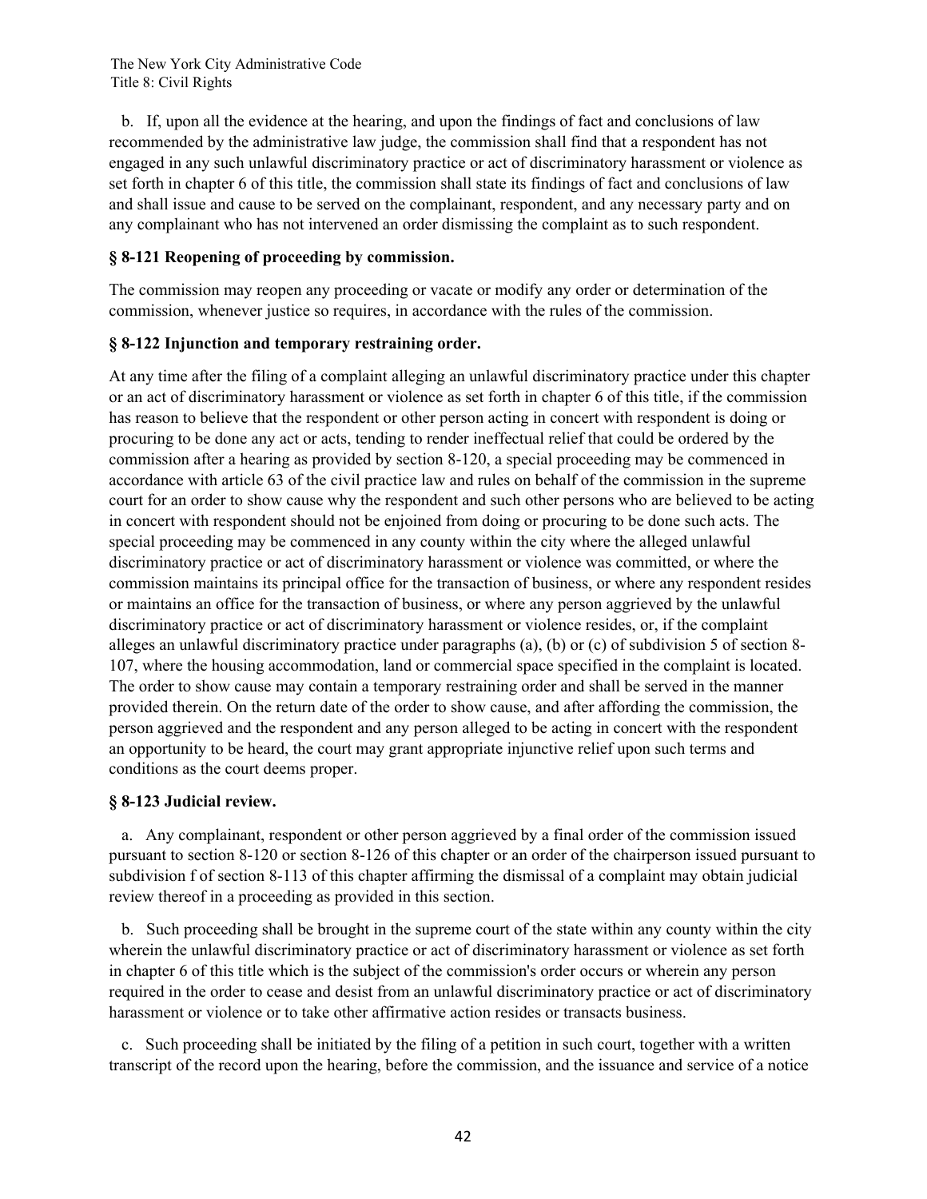b. If, upon all the evidence at the hearing, and upon the findings of fact and conclusions of law recommended by the administrative law judge, the commission shall find that a respondent has not engaged in any such unlawful discriminatory practice or act of discriminatory harassment or violence as set forth in chapter 6 of this title, the commission shall state its findings of fact and conclusions of law and shall issue and cause to be served on the complainant, respondent, and any necessary party and on any complainant who has not intervened an order dismissing the complaint as to such respondent.

### § 8-121 Reopening of proceeding by commission.

The commission may reopen any proceeding or vacate or modify any order or determination of the commission, whenever justice so requires, in accordance with the rules of the commission.

### § 8-122 Injunction and temporary restraining order.

At any time after the filing of a complaint alleging an unlawful discriminatory practice under this chapter or an act of discriminatory harassment or violence as set forth in chapter 6 of this title, if the commission has reason to believe that the respondent or other person acting in concert with respondent is doing or procuring to be done any act or acts, tending to render ineffectual relief that could be ordered by the commission after a hearing as provided by section 8-120, a special proceeding may be commenced in accordance with article 63 of the civil practice law and rules on behalf of the commission in the supreme court for an order to show cause why the respondent and such other persons who are believed to be acting in concert with respondent should not be enjoined from doing or procuring to be done such acts. The special proceeding may be commenced in any county within the city where the alleged unlawful discriminatory practice or act of discriminatory harassment or violence was committed, or where the commission maintains its principal office for the transaction of business, or where any respondent resides or maintains an office for the transaction of business, or where any person aggrieved by the unlawful discriminatory practice or act of discriminatory harassment or violence resides, or, if the complaint alleges an unlawful discriminatory practice under paragraphs (a), (b) or (c) of subdivision 5 of section 8-107, where the housing accommodation, land or commercial space specified in the complaint is located. The order to show cause may contain a temporary restraining order and shall be served in the manner provided therein. On the return date of the order to show cause, and after affording the commission, the person aggrieved and the respondent and any person alleged to be acting in concert with the respondent an opportunity to be heard, the court may grant appropriate injunctive relief upon such terms and conditions as the court deems proper.

### § 8-123 Judicial review.

a. Any complainant, respondent or other person aggrieved by a final order of the commission issued pursuant to section 8-120 or section 8-126 of this chapter or an order of the chairperson issued pursuant to subdivision f of section 8-113 of this chapter affirming the dismissal of a complaint may obtain judicial review thereof in a proceeding as provided in this section.

b. Such proceeding shall be brought in the supreme court of the state within any county within the city wherein the unlawful discriminatory practice or act of discriminatory harassment or violence as set forth in chapter 6 of this title which is the subject of the commission's order occurs or wherein any person required in the order to cease and desist from an unlawful discriminatory practice or act of discriminatory harassment or violence or to take other affirmative action resides or transacts business.

c. Such proceeding shall be initiated by the filing of a petition in such court, together with a written transcript of the record upon the hearing, before the commission, and the issuance and service of a notice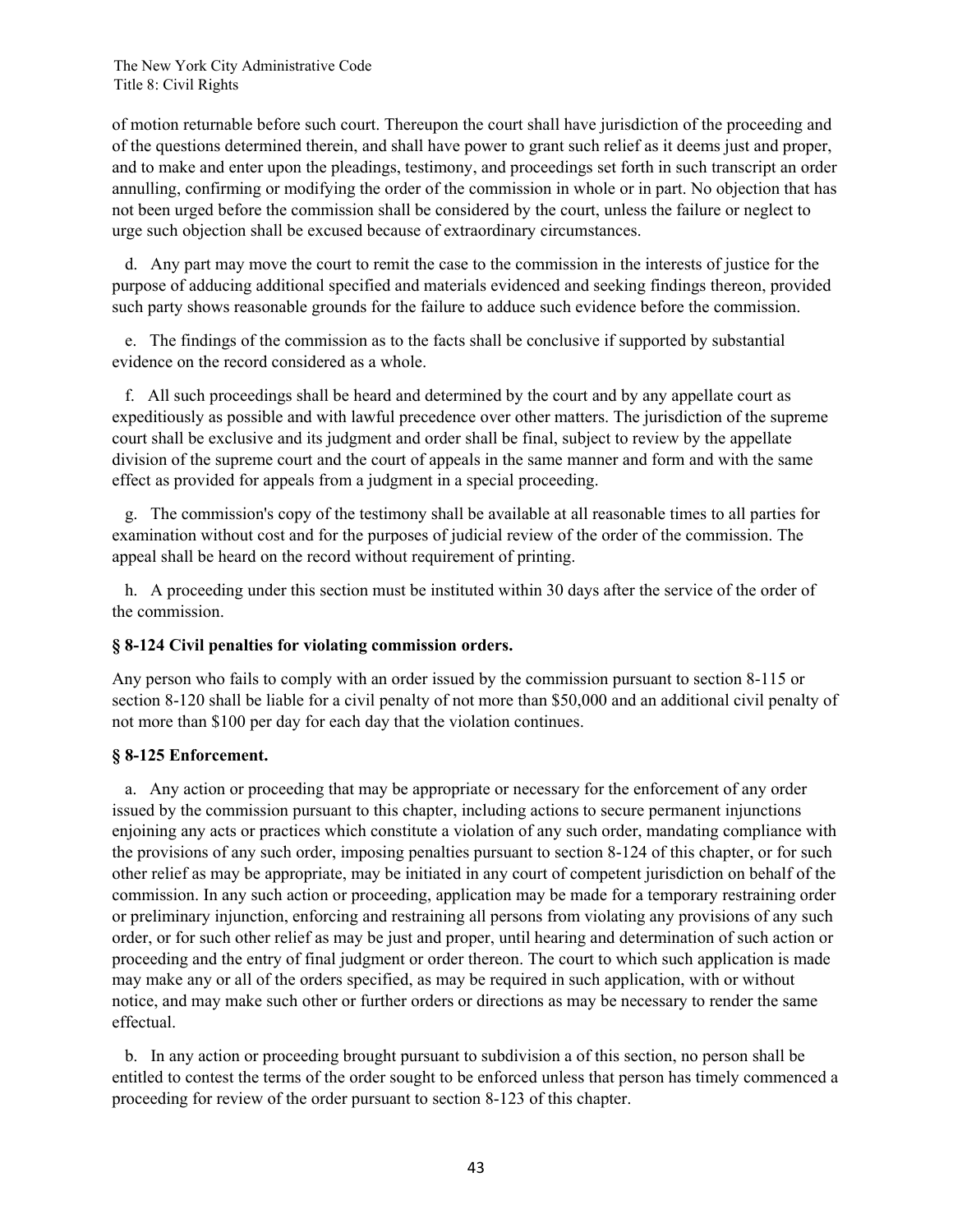of motion returnable before such court. Thereupon the court shall have jurisdiction of the proceeding and of the questions determined therein, and shall have power to grant such relief as it deems just and proper, and to make and enter upon the pleadings, testimony, and proceedings set forth in such transcript an order annulling, confirming or modifying the order of the commission in whole or in part. No objection that has not been urged before the commission shall be considered by the court, unless the failure or neglect to urge such objection shall be excused because of extraordinary circumstances.

d. Any part may move the court to remit the case to the commission in the interests of justice for the purpose of adducing additional specified and materials evidenced and seeking findings thereon, provided such party shows reasonable grounds for the failure to adduce such evidence before the commission.

e. The findings of the commission as to the facts shall be conclusive if supported by substantial evidence on the record considered as a whole.

f. All such proceedings shall be heard and determined by the court and by any appellate court as expeditiously as possible and with lawful precedence over other matters. The jurisdiction of the supreme court shall be exclusive and its judgment and order shall be final, subject to review by the appellate division of the supreme court and the court of appeals in the same manner and form and with the same effect as provided for appeals from a judgment in a special proceeding.

g. The commission's copy of the testimony shall be available at all reasonable times to all parties for examination without cost and for the purposes of judicial review of the order of the commission. The appeal shall be heard on the record without requirement of printing.

h. A proceeding under this section must be instituted within 30 days after the service of the order of the commission.

### § 8-124 Civil penalties for violating commission orders.

Any person who fails to comply with an order issued by the commission pursuant to section 8-115 or section 8-120 shall be liable for a civil penalty of not more than $50,000 and an additional civil penalty of not more than $100 per day for each day that the violation continues.

### § 8-125 Enforcement.

a. Any action or proceeding that may be appropriate or necessary for the enforcement of any order issued by the commission pursuant to this chapter, including actions to secure permanent injunctions enjoining any acts or practices which constitute a violation of any such order, mandating compliance with the provisions of any such order, imposing penalties pursuant to section 8-124 of this chapter, or for such other relief as may be appropriate, may be initiated in any court of competent jurisdiction on behalf of the commission. In any such action or proceeding, application may be made for a temporary restraining order or preliminary injunction, enforcing and restraining all persons from violating any provisions of any such order, or for such other relief as may be just and proper, until hearing and determination of such action or proceeding and the entry of final judgment or order thereon. The court to which such application is made may make any or all of the orders specified, as may be required in such application, with or without notice, and may make such other or further orders or directions as may be necessary to render the same effectual.

b. In any action or proceeding brought pursuant to subdivision a of this section, no person shall be entitled to contest the terms of the order sought to be enforced unless that person has timely commenced a proceeding for review of the order pursuant to section 8-123 of this chapter.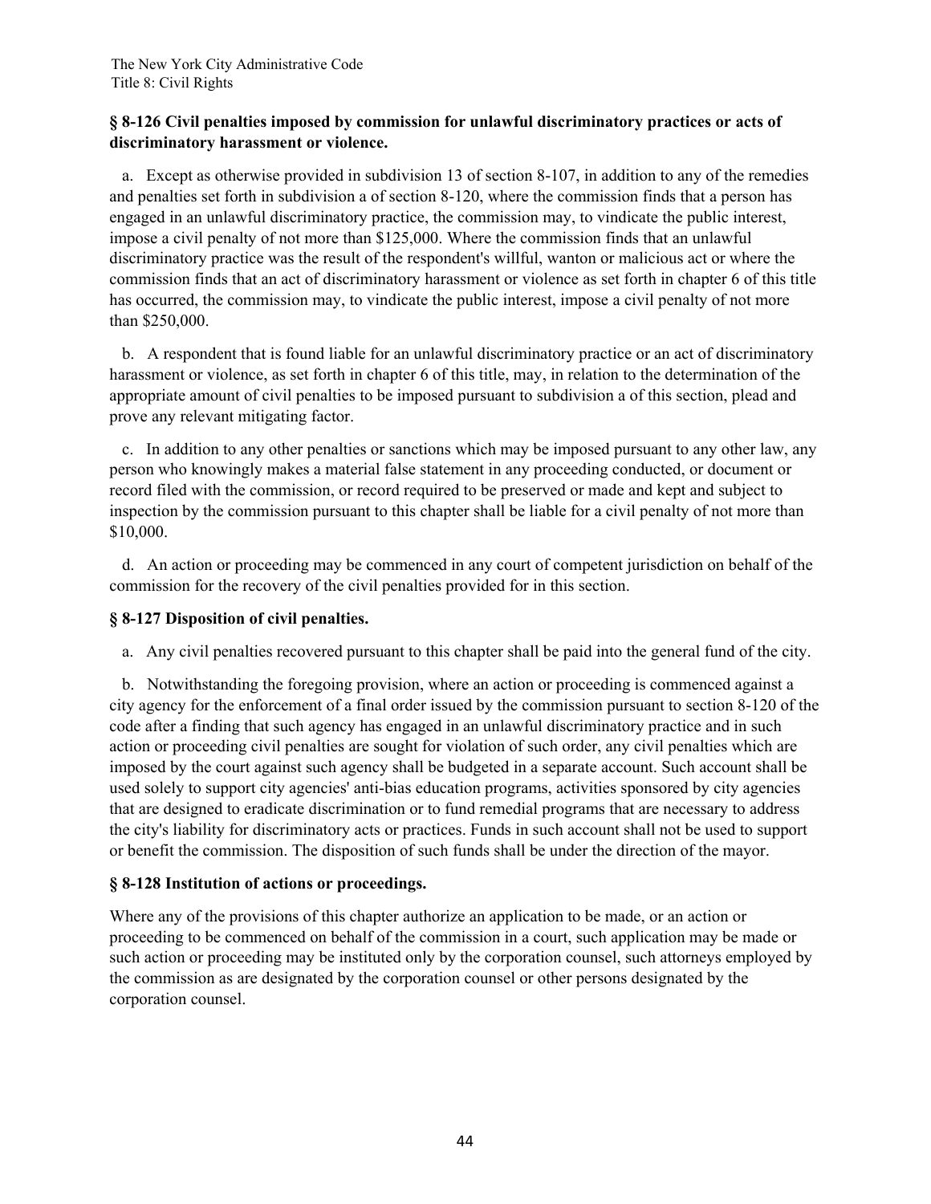### § 8-126 Civil penalties imposed by commission for unlawful discriminatory practices or acts of discriminatory harassment or violence.

a. Except as otherwise provided in subdivision 13 of section 8-107, in addition to any of the remedies and penalties set forth in subdivision a of section 8-120, where the commission finds that a person has engaged in an unlawful discriminatory practice, the commission may, to vindicate the public interest, impose a civil penalty of not more than $125,000. Where the commission finds that an unlawful discriminatory practice was the result of the respondent's willful, wanton or malicious act or where the commission finds that an act of discriminatory harassment or violence as set forth in chapter 6 of this title has occurred, the commission may, to vindicate the public interest, impose a civil penalty of not more than $250,000.

b. A respondent that is found liable for an unlawful discriminatory practice or an act of discriminatory harassment or violence, as set forth in chapter 6 of this title, may, in relation to the determination of the appropriate amount of civil penalties to be imposed pursuant to subdivision a of this section, plead and prove any relevant mitigating factor.

c. In addition to any other penalties or sanctions which may be imposed pursuant to any other law, any person who knowingly makes a material false statement in any proceeding conducted, or document or record filed with the commission, or record required to be preserved or made and kept and subject to inspection by the commission pursuant to this chapter shall be liable for a civil penalty of not more than $10,000.

d. An action or proceeding may be commenced in any court of competent jurisdiction on behalf of the commission for the recovery of the civil penalties provided for in this section.

### § 8-127 Disposition of civil penalties.

a. Any civil penalties recovered pursuant to this chapter shall be paid into the general fund of the city.

b. Notwithstanding the foregoing provision, where an action or proceeding is commenced against a city agency for the enforcement of a final order issued by the commission pursuant to section 8-120 of the code after a finding that such agency has engaged in an unlawful discriminatory practice and in such action or proceeding civil penalties are sought for violation of such order, any civil penalties which are imposed by the court against such agency shall be budgeted in a separate account. Such account shall be used solely to support city agencies' anti-bias education programs, activities sponsored by city agencies that are designed to eradicate discrimination or to fund remedial programs that are necessary to address the city's liability for discriminatory acts or practices. Funds in such account shall not be used to support or benefit the commission. The disposition of such funds shall be under the direction of the mayor.

### § 8-128 Institution of actions or proceedings.

Where any of the provisions of this chapter authorize an application to be made, or an action or proceeding to be commenced on behalf of the commission in a court, such application may be made or such action or proceeding may be instituted only by the corporation counsel, such attorneys employed by the commission as are designated by the corporation counsel or other persons designated by the corporation counsel.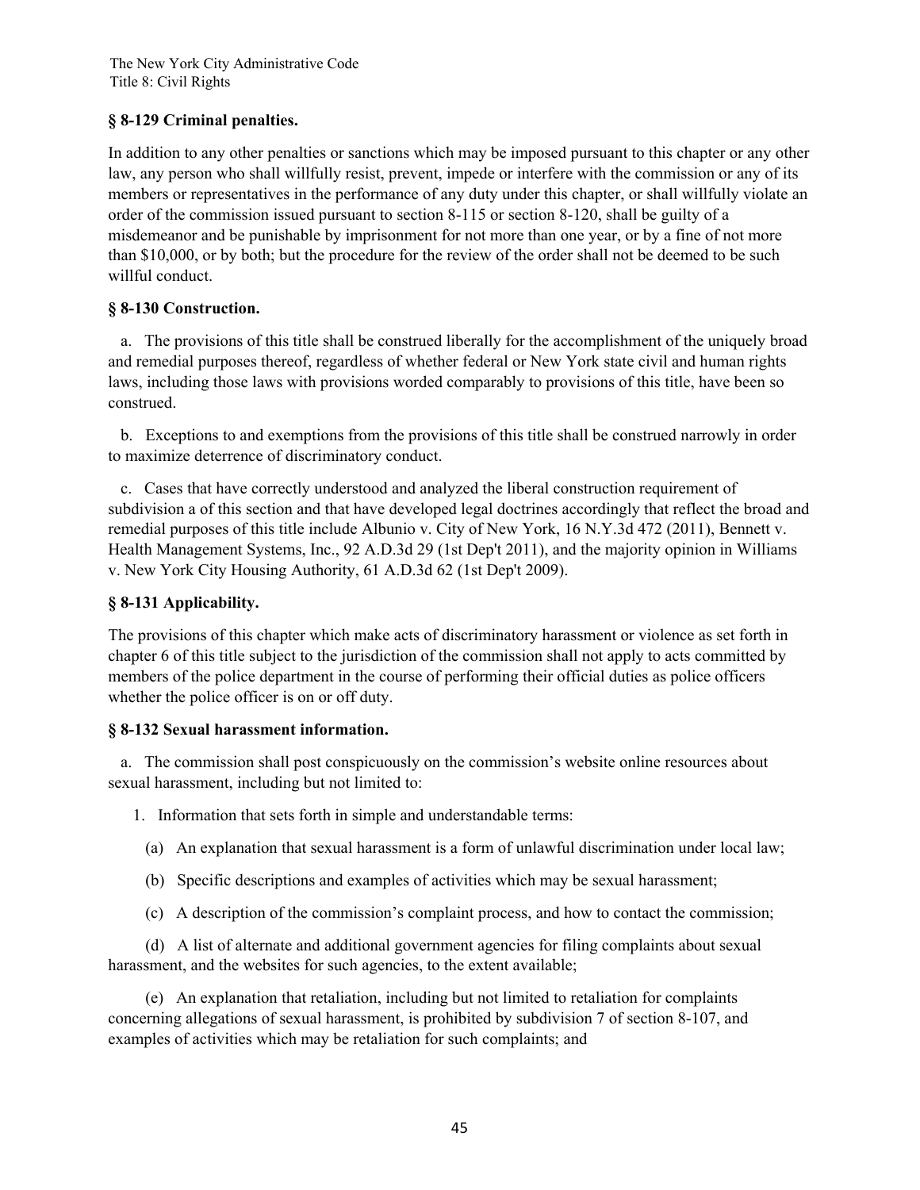### § 8-129 Criminal penalties.

In addition to any other penalties or sanctions which may be imposed pursuant to this chapter or any other law, any person who shall willfully resist, prevent, impede or interfere with the commission or any of its members or representatives in the performance of any duty under this chapter, or shall willfully violate an order of the commission issued pursuant to section 8-115 or section 8-120, shall be guilty of a misdemeanor and be punishable by imprisonment for not more than one year, or by a fine of not more than $10,000, or by both; but the procedure for the review of the order shall not be deemed to be such willful conduct.

### § 8-130 Construction.

a. The provisions of this title shall be construed liberally for the accomplishment of the uniquely broad and remedial purposes thereof, regardless of whether federal or New York state civil and human rights laws, including those laws with provisions worded comparably to provisions of this title, have been so construed.

b. Exceptions to and exemptions from the provisions of this title shall be construed narrowly in order to maximize deterrence of discriminatory conduct.

c. Cases that have correctly understood and analyzed the liberal construction requirement of subdivision a of this section and that have developed legal doctrines accordingly that reflect the broad and remedial purposes of this title include Albunio v. City of New York, 16 N.Y.3d 472 (2011), Bennett v. Health Management Systems, Inc., 92 A.D.3d 29 (1st Dep't 2011), and the majority opinion in Williams v. New York City Housing Authority, 61 A.D.3d 62 (1st Dep't 2009).

### § 8-131 Applicability.

The provisions of this chapter which make acts of discriminatory harassment or violence as set forth in chapter 6 of this title subject to the jurisdiction of the commission shall not apply to acts committed by members of the police department in the course of performing their official duties as police officers whether the police officer is on or off duty.

### § 8-132 Sexual harassment information.

a. The commission shall post conspicuously on the commission's website online resources about sexual harassment, including but not limited to:

1. Information that sets forth in simple and understandable terms:

(a) An explanation that sexual harassment is a form of unlawful discrimination under local law;

(b) Specific descriptions and examples of activities which may be sexual harassment;

(c) A description of the commission's complaint process, and how to contact the commission;

(d) A list of alternate and additional government agencies for filing complaints about sexual harassment, and the websites for such agencies, to the extent available;

(e) An explanation that retaliation, including but not limited to retaliation for complaints concerning allegations of sexual harassment, is prohibited by subdivision 7 of section 8-107, and examples of activities which may be retaliation for such complaints; and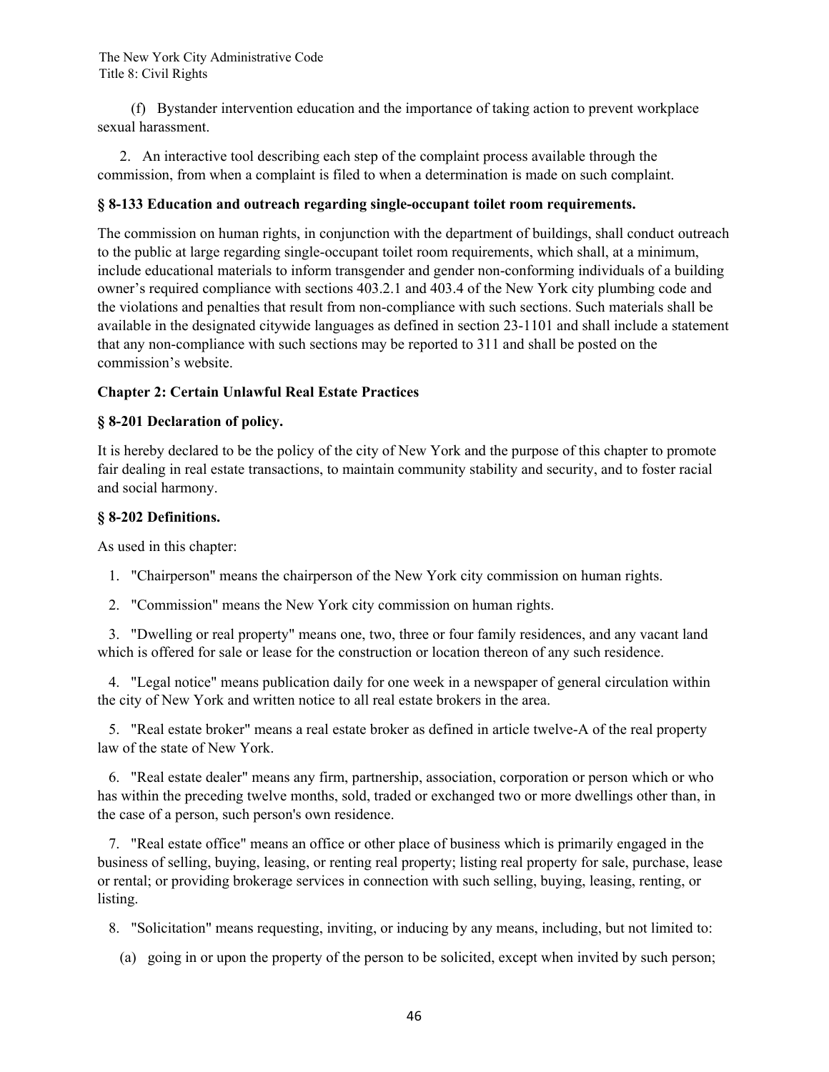(f) Bystander intervention education and the importance of taking action to prevent workplace sexual harassment.

2. An interactive tool describing each step of the complaint process available through the commission, from when a complaint is filed to when a determination is made on such complaint.

### § 8-133 Education and outreach regarding single-occupant toilet room requirements.

The commission on human rights, in conjunction with the department of buildings, shall conduct outreach to the public at large regarding single-occupant toilet room requirements, which shall, at a minimum, include educational materials to inform transgender and gender non-conforming individuals of a building owner's required compliance with sections 403.2.1 and 403.4 of the New York city plumbing code and the violations and penalties that result from non-compliance with such sections. Such materials shall be available in the designated citywide languages as defined in section 23-1101 and shall include a statement that any non-compliance with such sections may be reported to 311 and shall be posted on the commission's website.

## Chapter 2: Certain Unlawful Real Estate Practices

### § 8-201 Declaration of policy.

It is hereby declared to be the policy of the city of New York and the purpose of this chapter to promote fair dealing in real estate transactions, to maintain community stability and security, and to foster racial and social harmony.

### § 8-202 Definitions.

As used in this chapter:

1. "Chairperson" means the chairperson of the New York city commission on human rights.

2. "Commission" means the New York city commission on human rights.

3. "Dwelling or real property" means one, two, three or four family residences, and any vacant land which is offered for sale or lease for the construction or location thereon of any such residence.

4. "Legal notice" means publication daily for one week in a newspaper of general circulation within the city of New York and written notice to all real estate brokers in the area.

5. "Real estate broker" means a real estate broker as defined in article twelve-A of the real property law of the state of New York.

6. "Real estate dealer" means any firm, partnership, association, corporation or person which or who has within the preceding twelve months, sold, traded or exchanged two or more dwellings other than, in the case of a person, such person's own residence.

7. "Real estate office" means an office or other place of business which is primarily engaged in the business of selling, buying, leasing, or renting real property; listing real property for sale, purchase, lease or rental; or providing brokerage services in connection with such selling, buying, leasing, renting, or listing.

8. "Solicitation" means requesting, inviting, or inducing by any means, including, but not limited to:

(a) going in or upon the property of the person to be solicited, except when invited by such person;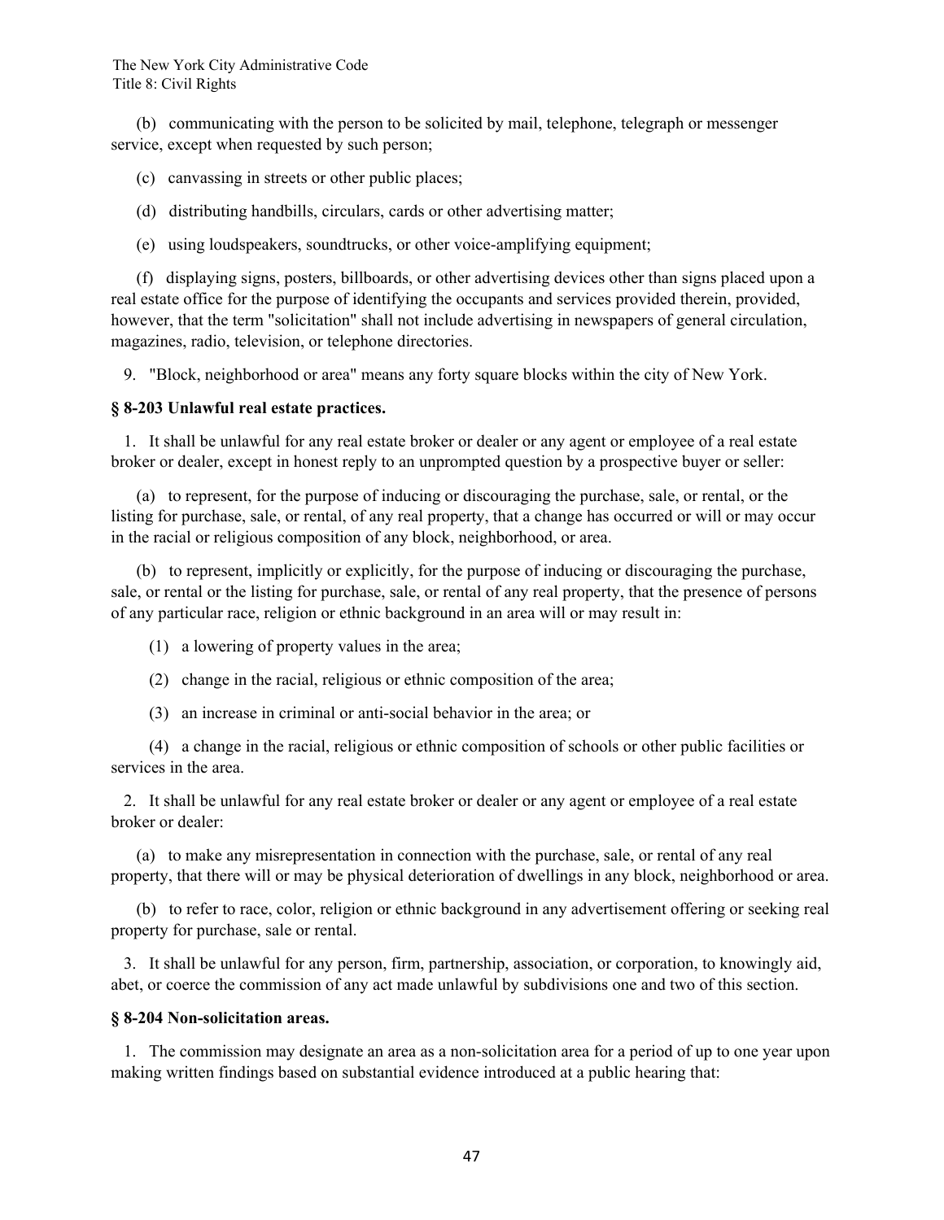(b) communicating with the person to be solicited by mail, telephone, telegraph or messenger service, except when requested by such person;

(c) canvassing in streets or other public places;

(d) distributing handbills, circulars, cards or other advertising matter;

(e) using loudspeakers, soundtrucks, or other voice-amplifying equipment;

(f) displaying signs, posters, billboards, or other advertising devices other than signs placed upon a real estate office for the purpose of identifying the occupants and services provided therein, provided, however, that the term "solicitation" shall not include advertising in newspapers of general circulation, magazines, radio, television, or telephone directories.

9. "Block, neighborhood or area" means any forty square blocks within the city of New York.

**§ 8-203 Unlawful real estate practices.**

1. It shall be unlawful for any real estate broker or dealer or any agent or employee of a real estate broker or dealer, except in honest reply to an unprompted question by a prospective buyer or seller:

(a) to represent, for the purpose of inducing or discouraging the purchase, sale, or rental, or the listing for purchase, sale, or rental, of any real property, that a change has occurred or will or may occur in the racial or religious composition of any block, neighborhood, or area.

(b) to represent, implicitly or explicitly, for the purpose of inducing or discouraging the purchase, sale, or rental or the listing for purchase, sale, or rental of any real property, that the presence of persons of any particular race, religion or ethnic background in an area will or may result in:

(1) a lowering of property values in the area;

(2) change in the racial, religious or ethnic composition of the area;

(3) an increase in criminal or anti-social behavior in the area; or

(4) a change in the racial, religious or ethnic composition of schools or other public facilities or services in the area.

2. It shall be unlawful for any real estate broker or dealer or any agent or employee of a real estate broker or dealer:

(a) to make any misrepresentation in connection with the purchase, sale, or rental of any real property, that there will or may be physical deterioration of dwellings in any block, neighborhood or area.

(b) to refer to race, color, religion or ethnic background in any advertisement offering or seeking real property for purchase, sale or rental.

3. It shall be unlawful for any person, firm, partnership, association, or corporation, to knowingly aid, abet, or coerce the commission of any act made unlawful by subdivisions one and two of this section.

**§ 8-204 Non-solicitation areas.**

1. The commission may designate an area as a non-solicitation area for a period of up to one year upon making written findings based on substantial evidence introduced at a public hearing that: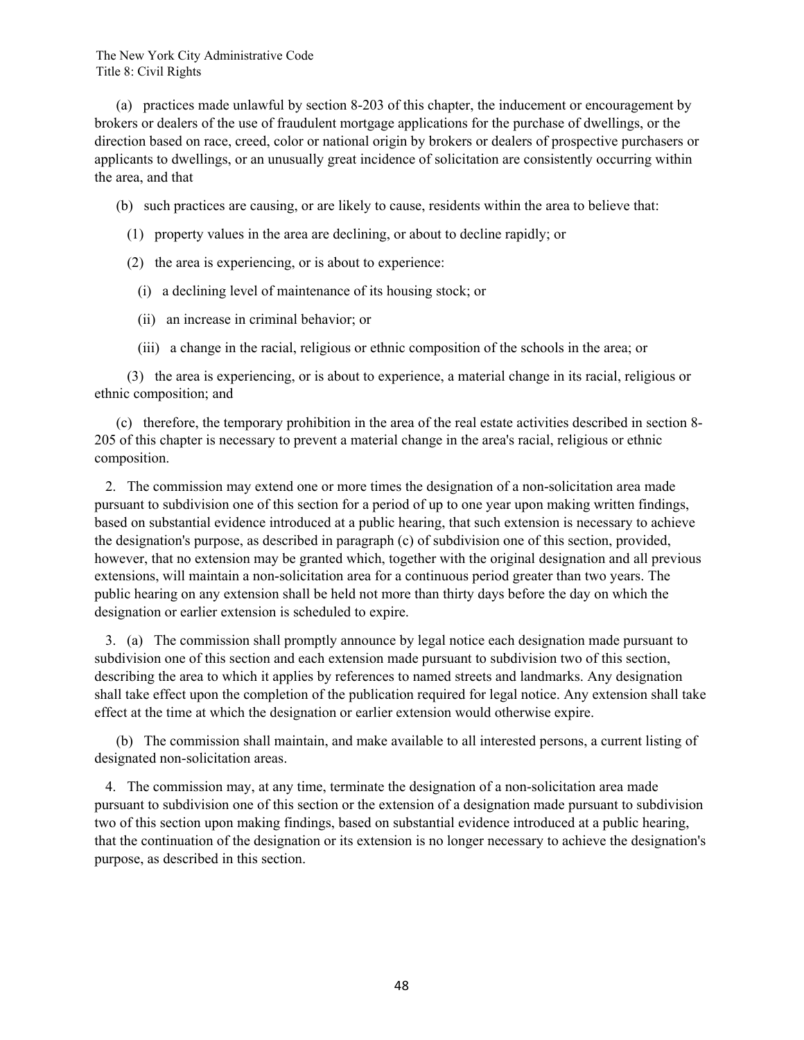(a) practices made unlawful by section 8-203 of this chapter, the inducement or encouragement by brokers or dealers of the use of fraudulent mortgage applications for the purchase of dwellings, or the direction based on race, creed, color or national origin by brokers or dealers of prospective purchasers or applicants to dwellings, or an unusually great incidence of solicitation are consistently occurring within the area, and that

(b) such practices are causing, or are likely to cause, residents within the area to believe that:

(1) property values in the area are declining, or about to decline rapidly; or

(2) the area is experiencing, or is about to experience:

(i) a declining level of maintenance of its housing stock; or

(ii) an increase in criminal behavior; or

(iii) a change in the racial, religious or ethnic composition of the schools in the area; or

(3) the area is experiencing, or is about to experience, a material change in its racial, religious or ethnic composition; and

(c) therefore, the temporary prohibition in the area of the real estate activities described in section 8-205 of this chapter is necessary to prevent a material change in the area's racial, religious or ethnic composition.

2. The commission may extend one or more times the designation of a non-solicitation area made pursuant to subdivision one of this section for a period of up to one year upon making written findings, based on substantial evidence introduced at a public hearing, that such extension is necessary to achieve the designation's purpose, as described in paragraph (c) of subdivision one of this section, provided, however, that no extension may be granted which, together with the original designation and all previous extensions, will maintain a non-solicitation area for a continuous period greater than two years. The public hearing on any extension shall be held not more than thirty days before the day on which the designation or earlier extension is scheduled to expire.

3. (a) The commission shall promptly announce by legal notice each designation made pursuant to subdivision one of this section and each extension made pursuant to subdivision two of this section, describing the area to which it applies by references to named streets and landmarks. Any designation shall take effect upon the completion of the publication required for legal notice. Any extension shall take effect at the time at which the designation or earlier extension would otherwise expire.

(b) The commission shall maintain, and make available to all interested persons, a current listing of designated non-solicitation areas.

4. The commission may, at any time, terminate the designation of a non-solicitation area made pursuant to subdivision one of this section or the extension of a designation made pursuant to subdivision two of this section upon making findings, based on substantial evidence introduced at a public hearing, that the continuation of the designation or its extension is no longer necessary to achieve the designation's purpose, as described in this section.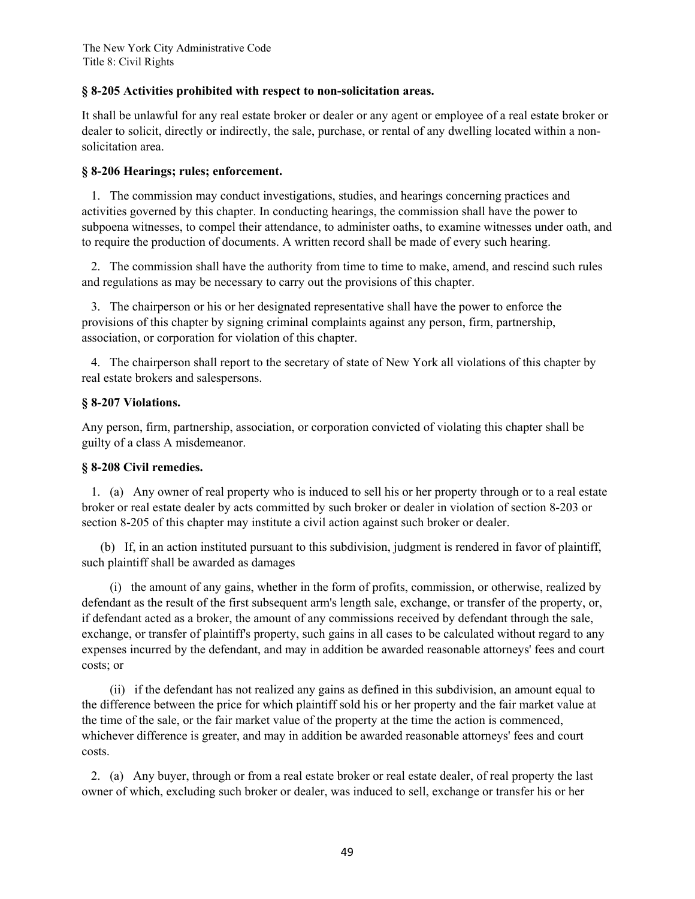### § 8-205 Activities prohibited with respect to non-solicitation areas.

It shall be unlawful for any real estate broker or dealer or any agent or employee of a real estate broker or dealer to solicit, directly or indirectly, the sale, purchase, or rental of any dwelling located within a non-solicitation area.

### § 8-206 Hearings; rules; enforcement.

1. The commission may conduct investigations, studies, and hearings concerning practices and activities governed by this chapter. In conducting hearings, the commission shall have the power to subpoena witnesses, to compel their attendance, to administer oaths, to examine witnesses under oath, and to require the production of documents. A written record shall be made of every such hearing.

2. The commission shall have the authority from time to time to make, amend, and rescind such rules and regulations as may be necessary to carry out the provisions of this chapter.

3. The chairperson or his or her designated representative shall have the power to enforce the provisions of this chapter by signing criminal complaints against any person, firm, partnership, association, or corporation for violation of this chapter.

4. The chairperson shall report to the secretary of state of New York all violations of this chapter by real estate brokers and salespersons.

### § 8-207 Violations.

Any person, firm, partnership, association, or corporation convicted of violating this chapter shall be guilty of a class A misdemeanor.

### § 8-208 Civil remedies.

1. (a) Any owner of real property who is induced to sell his or her property through or to a real estate broker or real estate dealer by acts committed by such broker or dealer in violation of section 8-203 or section 8-205 of this chapter may institute a civil action against such broker or dealer.

(b) If, in an action instituted pursuant to this subdivision, judgment is rendered in favor of plaintiff, such plaintiff shall be awarded as damages

(i) the amount of any gains, whether in the form of profits, commission, or otherwise, realized by defendant as the result of the first subsequent arm's length sale, exchange, or transfer of the property, or, if defendant acted as a broker, the amount of any commissions received by defendant through the sale, exchange, or transfer of plaintiff's property, such gains in all cases to be calculated without regard to any expenses incurred by the defendant, and may in addition be awarded reasonable attorneys' fees and court costs; or

(ii) if the defendant has not realized any gains as defined in this subdivision, an amount equal to the difference between the price for which plaintiff sold his or her property and the fair market value at the time of the sale, or the fair market value of the property at the time the action is commenced, whichever difference is greater, and may in addition be awarded reasonable attorneys' fees and court costs.

2. (a) Any buyer, through or from a real estate broker or real estate dealer, of real property the last owner of which, excluding such broker or dealer, was induced to sell, exchange or transfer his or her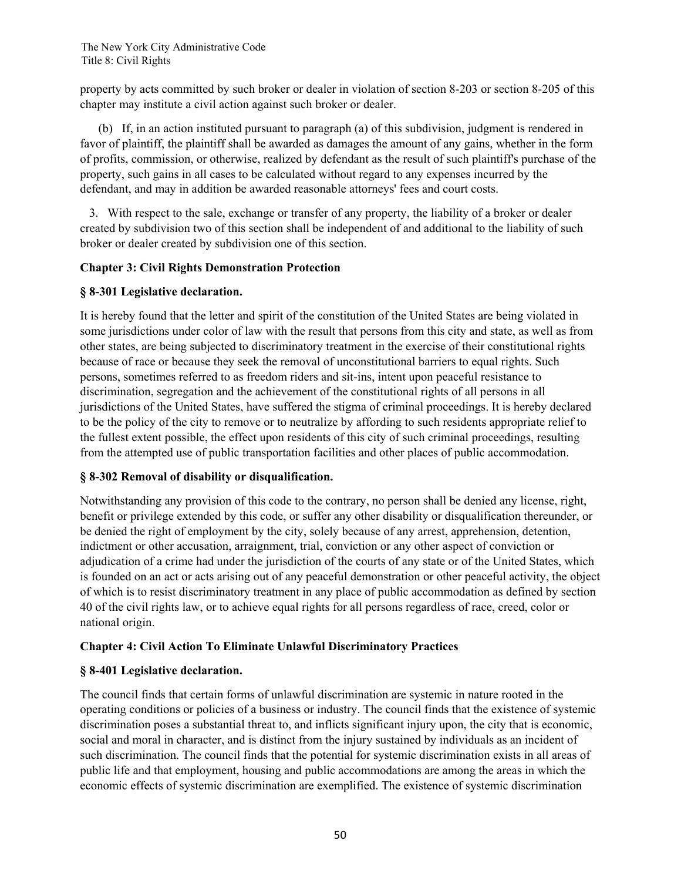property by acts committed by such broker or dealer in violation of section 8-203 or section 8-205 of this chapter may institute a civil action against such broker or dealer.

(b) If, in an action instituted pursuant to paragraph (a) of this subdivision, judgment is rendered in favor of plaintiff, the plaintiff shall be awarded as damages the amount of any gains, whether in the form of profits, commission, or otherwise, realized by defendant as the result of such plaintiff's purchase of the property, such gains in all cases to be calculated without regard to any expenses incurred by the defendant, and may in addition be awarded reasonable attorneys' fees and court costs.

3. With respect to the sale, exchange or transfer of any property, the liability of a broker or dealer created by subdivision two of this section shall be independent of and additional to the liability of such broker or dealer created by subdivision one of this section.

**Chapter 3: Civil Rights Demonstration Protection**

**§ 8-301 Legislative declaration.**

It is hereby found that the letter and spirit of the constitution of the United States are being violated in some jurisdictions under color of law with the result that persons from this city and state, as well as from other states, are being subjected to discriminatory treatment in the exercise of their constitutional rights because of race or because they seek the removal of unconstitutional barriers to equal rights. Such persons, sometimes referred to as freedom riders and sit-ins, intent upon peaceful resistance to discrimination, segregation and the achievement of the constitutional rights of all persons in all jurisdictions of the United States, have suffered the stigma of criminal proceedings. It is hereby declared to be the policy of the city to remove or to neutralize by affording to such residents appropriate relief to the fullest extent possible, the effect upon residents of this city of such criminal proceedings, resulting from the attempted use of public transportation facilities and other places of public accommodation.

**§ 8-302 Removal of disability or disqualification.**

Notwithstanding any provision of this code to the contrary, no person shall be denied any license, right, benefit or privilege extended by this code, or suffer any other disability or disqualification thereunder, or be denied the right of employment by the city, solely because of any arrest, apprehension, detention, indictment or other accusation, arraignment, trial, conviction or any other aspect of conviction or adjudication of a crime had under the jurisdiction of the courts of any state or of the United States, which is founded on an act or acts arising out of any peaceful demonstration or other peaceful activity, the object of which is to resist discriminatory treatment in any place of public accommodation as defined by section 40 of the civil rights law, or to achieve equal rights for all persons regardless of race, creed, color or national origin.

**Chapter 4: Civil Action To Eliminate Unlawful Discriminatory Practices**

**§ 8-401 Legislative declaration.**

The council finds that certain forms of unlawful discrimination are systemic in nature rooted in the operating conditions or policies of a business or industry. The council finds that the existence of systemic discrimination poses a substantial threat to, and inflicts significant injury upon, the city that is economic, social and moral in character, and is distinct from the injury sustained by individuals as an incident of such discrimination. The council finds that the potential for systemic discrimination exists in all areas of public life and that employment, housing and public accommodations are among the areas in which the economic effects of systemic discrimination are exemplified. The existence of systemic discrimination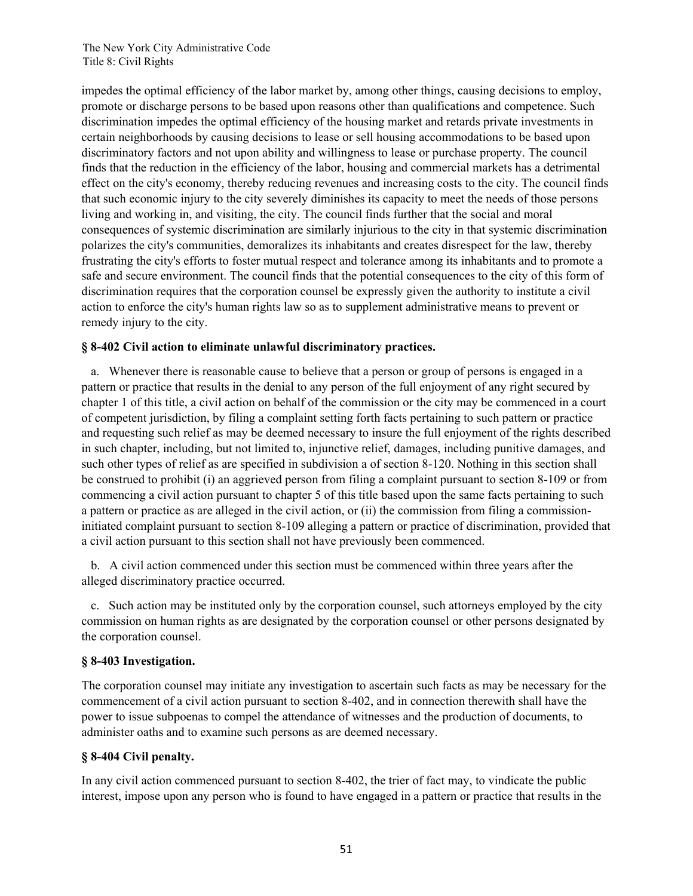impedes the optimal efficiency of the labor market by, among other things, causing decisions to employ, promote or discharge persons to be based upon reasons other than qualifications and competence. Such discrimination impedes the optimal efficiency of the housing market and retards private investments in certain neighborhoods by causing decisions to lease or sell housing accommodations to be based upon discriminatory factors and not upon ability and willingness to lease or purchase property. The council finds that the reduction in the efficiency of the labor, housing and commercial markets has a detrimental effect on the city's economy, thereby reducing revenues and increasing costs to the city. The council finds that such economic injury to the city severely diminishes its capacity to meet the needs of those persons living and working in, and visiting, the city. The council finds further that the social and moral consequences of systemic discrimination are similarly injurious to the city in that systemic discrimination polarizes the city's communities, demoralizes its inhabitants and creates disrespect for the law, thereby frustrating the city's efforts to foster mutual respect and tolerance among its inhabitants and to promote a safe and secure environment. The council finds that the potential consequences to the city of this form of discrimination requires that the corporation counsel be expressly given the authority to institute a civil action to enforce the city's human rights law so as to supplement administrative means to prevent or remedy injury to the city.

**§ 8-402 Civil action to eliminate unlawful discriminatory practices.**

a. Whenever there is reasonable cause to believe that a person or group of persons is engaged in a pattern or practice that results in the denial to any person of the full enjoyment of any right secured by chapter 1 of this title, a civil action on behalf of the commission or the city may be commenced in a court of competent jurisdiction, by filing a complaint setting forth facts pertaining to such pattern or practice and requesting such relief as may be deemed necessary to insure the full enjoyment of the rights described in such chapter, including, but not limited to, injunctive relief, damages, including punitive damages, and such other types of relief as are specified in subdivision a of section 8-120. Nothing in this section shall be construed to prohibit (i) an aggrieved person from filing a complaint pursuant to section 8-109 or from commencing a civil action pursuant to chapter 5 of this title based upon the same facts pertaining to such a pattern or practice as are alleged in the civil action, or (ii) the commission from filing a commission-initiated complaint pursuant to section 8-109 alleging a pattern or practice of discrimination, provided that a civil action pursuant to this section shall not have previously been commenced.

b. A civil action commenced under this section must be commenced within three years after the alleged discriminatory practice occurred.

c. Such action may be instituted only by the corporation counsel, such attorneys employed by the city commission on human rights as are designated by the corporation counsel or other persons designated by the corporation counsel.

**§ 8-403 Investigation.**

The corporation counsel may initiate any investigation to ascertain such facts as may be necessary for the commencement of a civil action pursuant to section 8-402, and in connection therewith shall have the power to issue subpoenas to compel the attendance of witnesses and the production of documents, to administer oaths and to examine such persons as are deemed necessary.

**§ 8-404 Civil penalty.**

In any civil action commenced pursuant to section 8-402, the trier of fact may, to vindicate the public interest, impose upon any person who is found to have engaged in a pattern or practice that results in the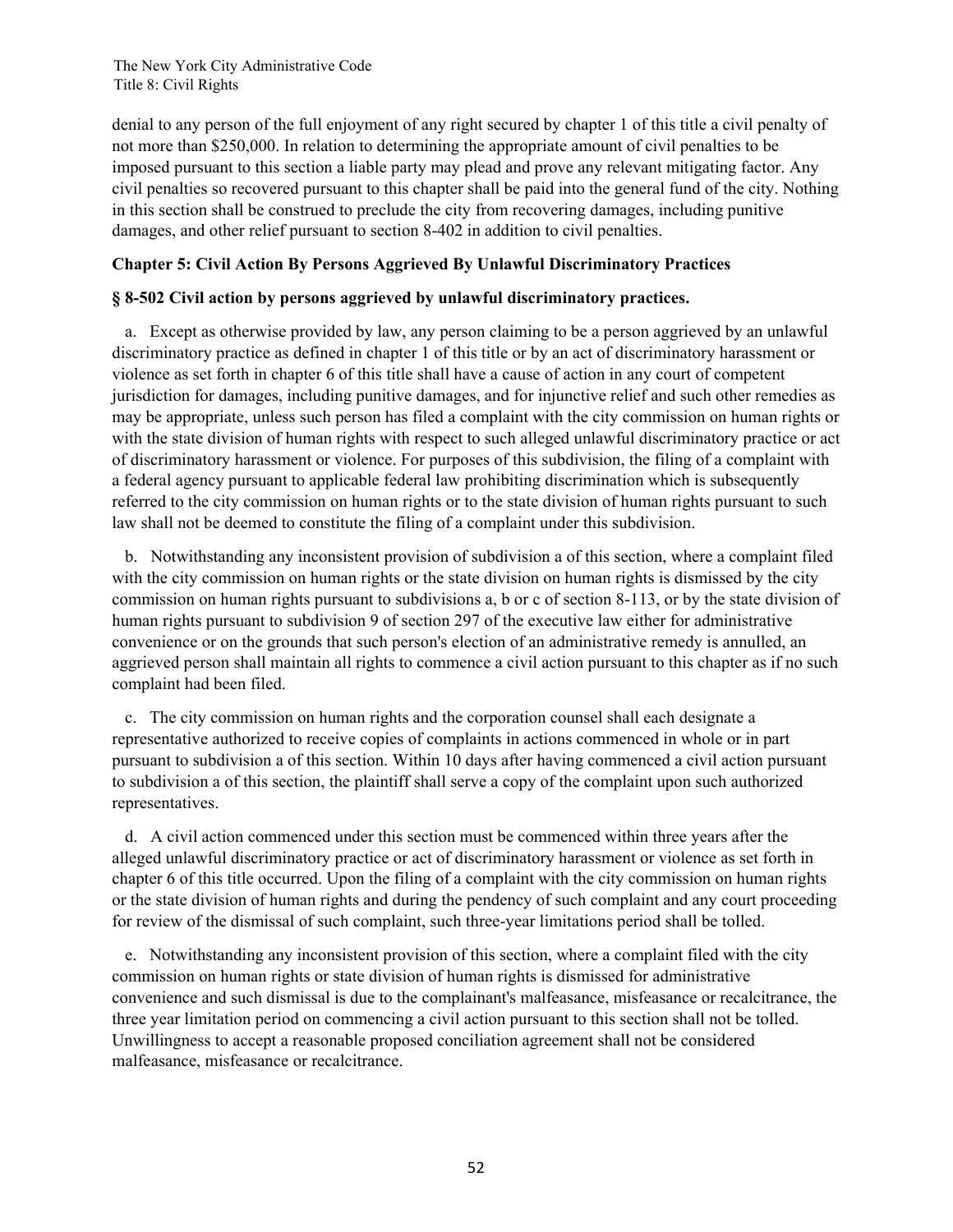denial to any person of the full enjoyment of any right secured by chapter 1 of this title a civil penalty of not more than $250,000. In relation to determining the appropriate amount of civil penalties to be imposed pursuant to this section a liable party may plead and prove any relevant mitigating factor. Any civil penalties so recovered pursuant to this chapter shall be paid into the general fund of the city. Nothing in this section shall be construed to preclude the city from recovering damages, including punitive damages, and other relief pursuant to section 8-402 in addition to civil penalties.

## Chapter 5: Civil Action By Persons Aggrieved By Unlawful Discriminatory Practices

### § 8-502 Civil action by persons aggrieved by unlawful discriminatory practices.

a. Except as otherwise provided by law, any person claiming to be a person aggrieved by an unlawful discriminatory practice as defined in chapter 1 of this title or by an act of discriminatory harassment or violence as set forth in chapter 6 of this title shall have a cause of action in any court of competent jurisdiction for damages, including punitive damages, and for injunctive relief and such other remedies as may be appropriate, unless such person has filed a complaint with the city commission on human rights or with the state division of human rights with respect to such alleged unlawful discriminatory practice or act of discriminatory harassment or violence. For purposes of this subdivision, the filing of a complaint with a federal agency pursuant to applicable federal law prohibiting discrimination which is subsequently referred to the city commission on human rights or to the state division of human rights pursuant to such law shall not be deemed to constitute the filing of a complaint under this subdivision.

b. Notwithstanding any inconsistent provision of subdivision a of this section, where a complaint filed with the city commission on human rights or the state division on human rights is dismissed by the city commission on human rights pursuant to subdivisions a, b or c of section 8-113, or by the state division of human rights pursuant to subdivision 9 of section 297 of the executive law either for administrative convenience or on the grounds that such person's election of an administrative remedy is annulled, an aggrieved person shall maintain all rights to commence a civil action pursuant to this chapter as if no such complaint had been filed.

c. The city commission on human rights and the corporation counsel shall each designate a representative authorized to receive copies of complaints in actions commenced in whole or in part pursuant to subdivision a of this section. Within 10 days after having commenced a civil action pursuant to subdivision a of this section, the plaintiff shall serve a copy of the complaint upon such authorized representatives.

d. A civil action commenced under this section must be commenced within three years after the alleged unlawful discriminatory practice or act of discriminatory harassment or violence as set forth in chapter 6 of this title occurred. Upon the filing of a complaint with the city commission on human rights or the state division of human rights and during the pendency of such complaint and any court proceeding for review of the dismissal of such complaint, such three-year limitations period shall be tolled.

e. Notwithstanding any inconsistent provision of this section, where a complaint filed with the city commission on human rights or state division of human rights is dismissed for administrative convenience and such dismissal is due to the complainant's malfeasance, misfeasance or recalcitrance, the three year limitation period on commencing a civil action pursuant to this section shall not be tolled. Unwillingness to accept a reasonable proposed conciliation agreement shall not be considered malfeasance, misfeasance or recalcitrance.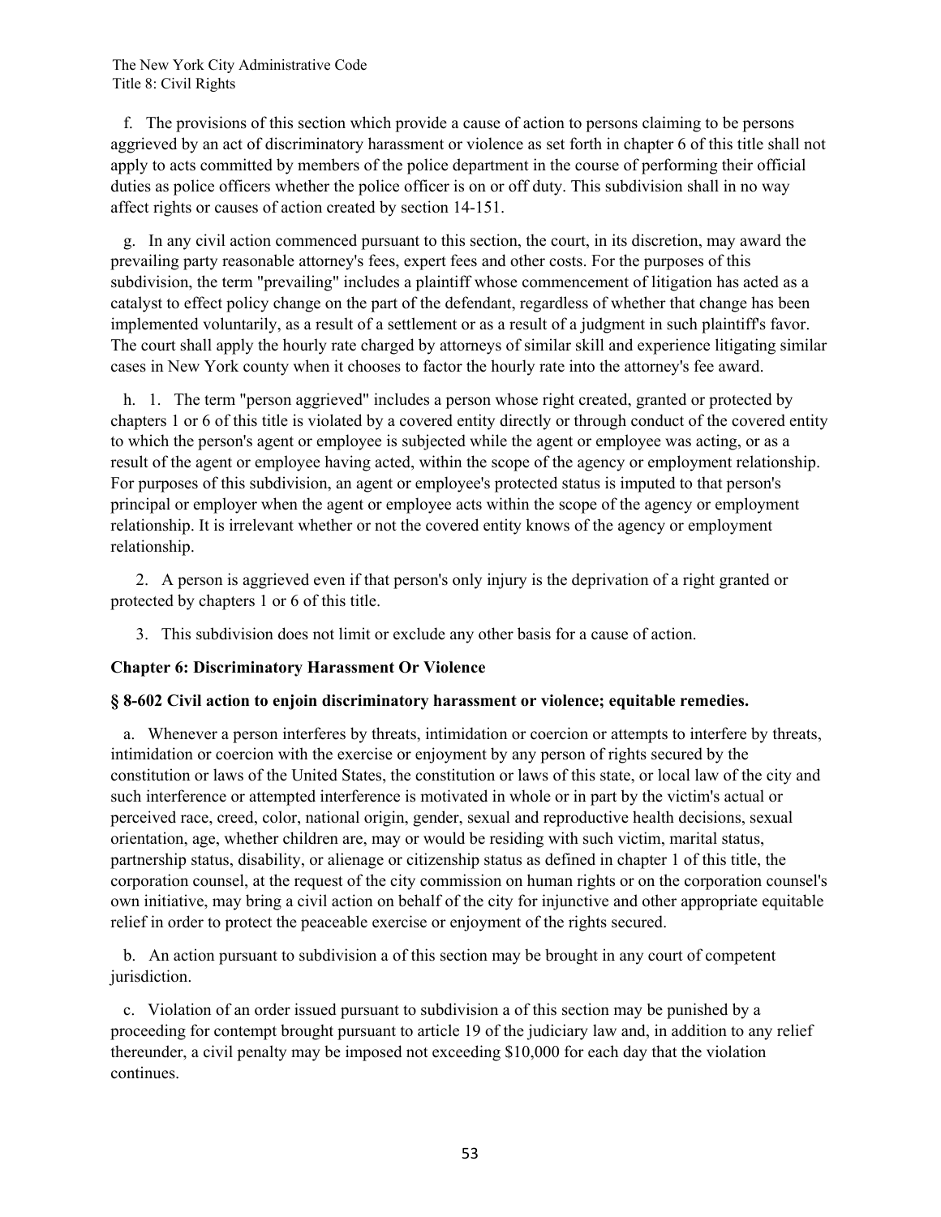f. The provisions of this section which provide a cause of action to persons claiming to be persons aggrieved by an act of discriminatory harassment or violence as set forth in chapter 6 of this title shall not apply to acts committed by members of the police department in the course of performing their official duties as police officers whether the police officer is on or off duty. This subdivision shall in no way affect rights or causes of action created by section 14-151.

g. In any civil action commenced pursuant to this section, the court, in its discretion, may award the prevailing party reasonable attorney's fees, expert fees and other costs. For the purposes of this subdivision, the term "prevailing" includes a plaintiff whose commencement of litigation has acted as a catalyst to effect policy change on the part of the defendant, regardless of whether that change has been implemented voluntarily, as a result of a settlement or as a result of a judgment in such plaintiff's favor. The court shall apply the hourly rate charged by attorneys of similar skill and experience litigating similar cases in New York county when it chooses to factor the hourly rate into the attorney's fee award.

h. 1. The term "person aggrieved" includes a person whose right created, granted or protected by chapters 1 or 6 of this title is violated by a covered entity directly or through conduct of the covered entity to which the person's agent or employee is subjected while the agent or employee was acting, or as a result of the agent or employee having acted, within the scope of the agency or employment relationship. For purposes of this subdivision, an agent or employee's protected status is imputed to that person's principal or employer when the agent or employee acts within the scope of the agency or employment relationship. It is irrelevant whether or not the covered entity knows of the agency or employment relationship.

2. A person is aggrieved even if that person's only injury is the deprivation of a right granted or protected by chapters 1 or 6 of this title.

3. This subdivision does not limit or exclude any other basis for a cause of action.

## Chapter 6: Discriminatory Harassment Or Violence

### § 8-602 Civil action to enjoin discriminatory harassment or violence; equitable remedies.

a. Whenever a person interferes by threats, intimidation or coercion or attempts to interfere by threats, intimidation or coercion with the exercise or enjoyment by any person of rights secured by the constitution or laws of the United States, the constitution or laws of this state, or local law of the city and such interference or attempted interference is motivated in whole or in part by the victim's actual or perceived race, creed, color, national origin, gender, sexual and reproductive health decisions, sexual orientation, age, whether children are, may or would be residing with such victim, marital status, partnership status, disability, or alienage or citizenship status as defined in chapter 1 of this title, the corporation counsel, at the request of the city commission on human rights or on the corporation counsel's own initiative, may bring a civil action on behalf of the city for injunctive and other appropriate equitable relief in order to protect the peaceable exercise or enjoyment of the rights secured.

b. An action pursuant to subdivision a of this section may be brought in any court of competent jurisdiction.

c. Violation of an order issued pursuant to subdivision a of this section may be punished by a proceeding for contempt brought pursuant to article 19 of the judiciary law and, in addition to any relief thereunder, a civil penalty may be imposed not exceeding $10,000 for each day that the violation continues.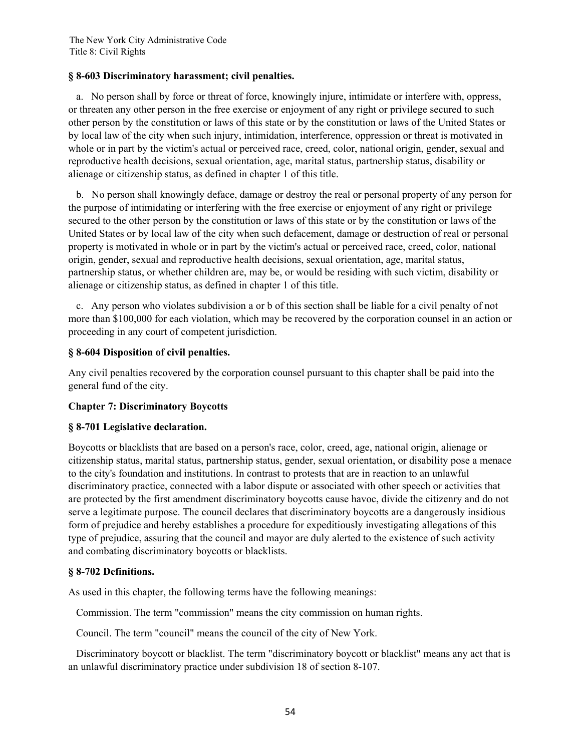### § 8-603 Discriminatory harassment; civil penalties.

a. No person shall by force or threat of force, knowingly injure, intimidate or interfere with, oppress, or threaten any other person in the free exercise or enjoyment of any right or privilege secured to such other person by the constitution or laws of this state or by the constitution or laws of the United States or by local law of the city when such injury, intimidation, interference, oppression or threat is motivated in whole or in part by the victim's actual or perceived race, creed, color, national origin, gender, sexual and reproductive health decisions, sexual orientation, age, marital status, partnership status, disability or alienage or citizenship status, as defined in chapter 1 of this title.

b. No person shall knowingly deface, damage or destroy the real or personal property of any person for the purpose of intimidating or interfering with the free exercise or enjoyment of any right or privilege secured to the other person by the constitution or laws of this state or by the constitution or laws of the United States or by local law of the city when such defacement, damage or destruction of real or personal property is motivated in whole or in part by the victim's actual or perceived race, creed, color, national origin, gender, sexual and reproductive health decisions, sexual orientation, age, marital status, partnership status, or whether children are, may be, or would be residing with such victim, disability or alienage or citizenship status, as defined in chapter 1 of this title.

c. Any person who violates subdivision a or b of this section shall be liable for a civil penalty of not more than $100,000 for each violation, which may be recovered by the corporation counsel in an action or proceeding in any court of competent jurisdiction.

### § 8-604 Disposition of civil penalties.

Any civil penalties recovered by the corporation counsel pursuant to this chapter shall be paid into the general fund of the city.

## Chapter 7: Discriminatory Boycotts

### § 8-701 Legislative declaration.

Boycotts or blacklists that are based on a person's race, color, creed, age, national origin, alienage or citizenship status, marital status, partnership status, gender, sexual orientation, or disability pose a menace to the city's foundation and institutions. In contrast to protests that are in reaction to an unlawful discriminatory practice, connected with a labor dispute or associated with other speech or activities that are protected by the first amendment discriminatory boycotts cause havoc, divide the citizenry and do not serve a legitimate purpose. The council declares that discriminatory boycotts are a dangerously insidious form of prejudice and hereby establishes a procedure for expeditiously investigating allegations of this type of prejudice, assuring that the council and mayor are duly alerted to the existence of such activity and combating discriminatory boycotts or blacklists.

### § 8-702 Definitions.

As used in this chapter, the following terms have the following meanings:

Commission. The term "commission" means the city commission on human rights.

Council. The term "council" means the council of the city of New York.

Discriminatory boycott or blacklist. The term "discriminatory boycott or blacklist" means any act that is an unlawful discriminatory practice under subdivision 18 of section 8-107.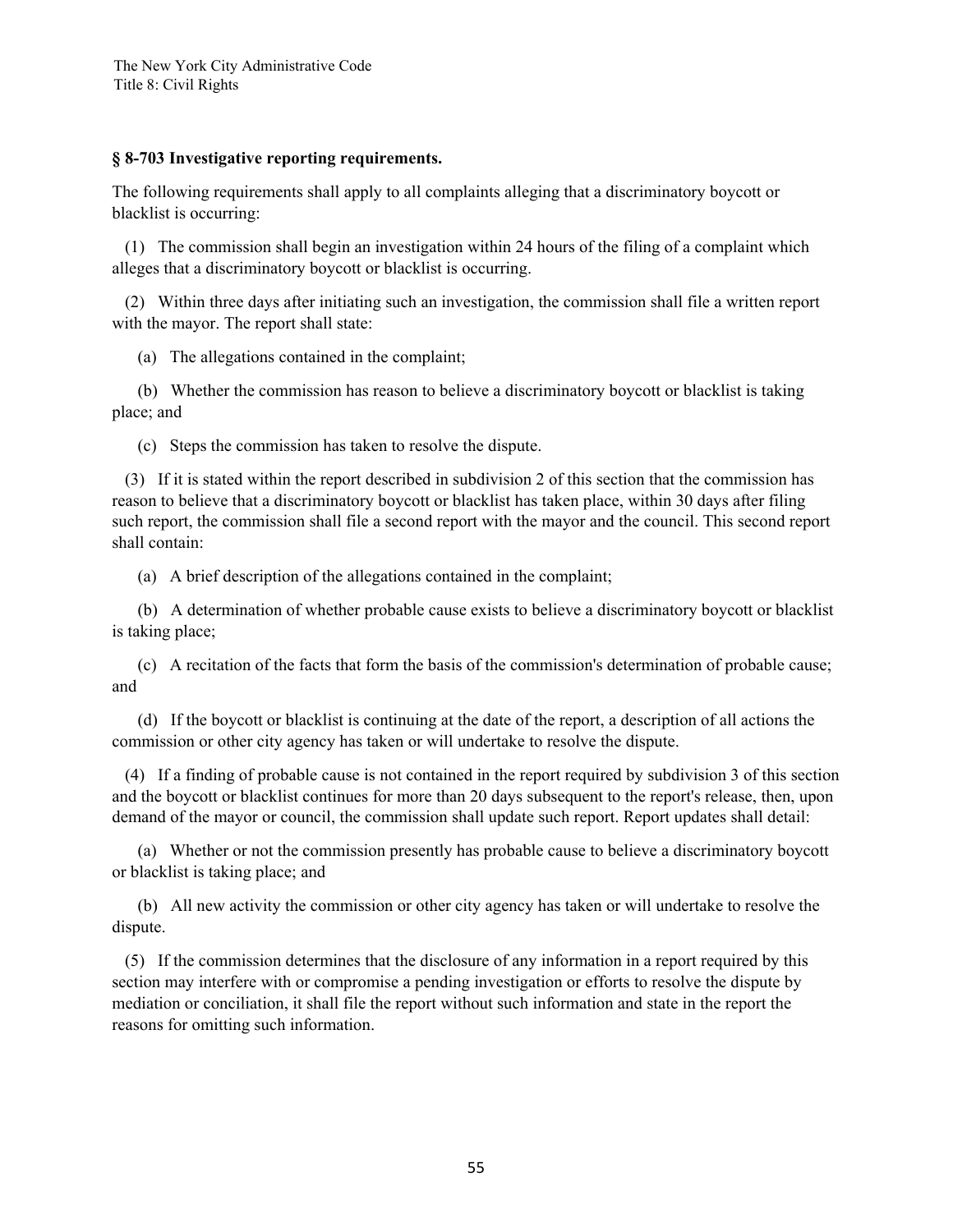### § 8-703 Investigative reporting requirements.

The following requirements shall apply to all complaints alleging that a discriminatory boycott or blacklist is occurring:

(1) The commission shall begin an investigation within 24 hours of the filing of a complaint which alleges that a discriminatory boycott or blacklist is occurring.

(2) Within three days after initiating such an investigation, the commission shall file a written report with the mayor. The report shall state:

(a) The allegations contained in the complaint;

(b) Whether the commission has reason to believe a discriminatory boycott or blacklist is taking place; and

(c) Steps the commission has taken to resolve the dispute.

(3) If it is stated within the report described in subdivision 2 of this section that the commission has reason to believe that a discriminatory boycott or blacklist has taken place, within 30 days after filing such report, the commission shall file a second report with the mayor and the council. This second report shall contain:

(a) A brief description of the allegations contained in the complaint;

(b) A determination of whether probable cause exists to believe a discriminatory boycott or blacklist is taking place;

(c) A recitation of the facts that form the basis of the commission's determination of probable cause; and

(d) If the boycott or blacklist is continuing at the date of the report, a description of all actions the commission or other city agency has taken or will undertake to resolve the dispute.

(4) If a finding of probable cause is not contained in the report required by subdivision 3 of this section and the boycott or blacklist continues for more than 20 days subsequent to the report's release, then, upon demand of the mayor or council, the commission shall update such report. Report updates shall detail:

(a) Whether or not the commission presently has probable cause to believe a discriminatory boycott or blacklist is taking place; and

(b) All new activity the commission or other city agency has taken or will undertake to resolve the dispute.

(5) If the commission determines that the disclosure of any information in a report required by this section may interfere with or compromise a pending investigation or efforts to resolve the dispute by mediation or conciliation, it shall file the report without such information and state in the report the reasons for omitting such information.